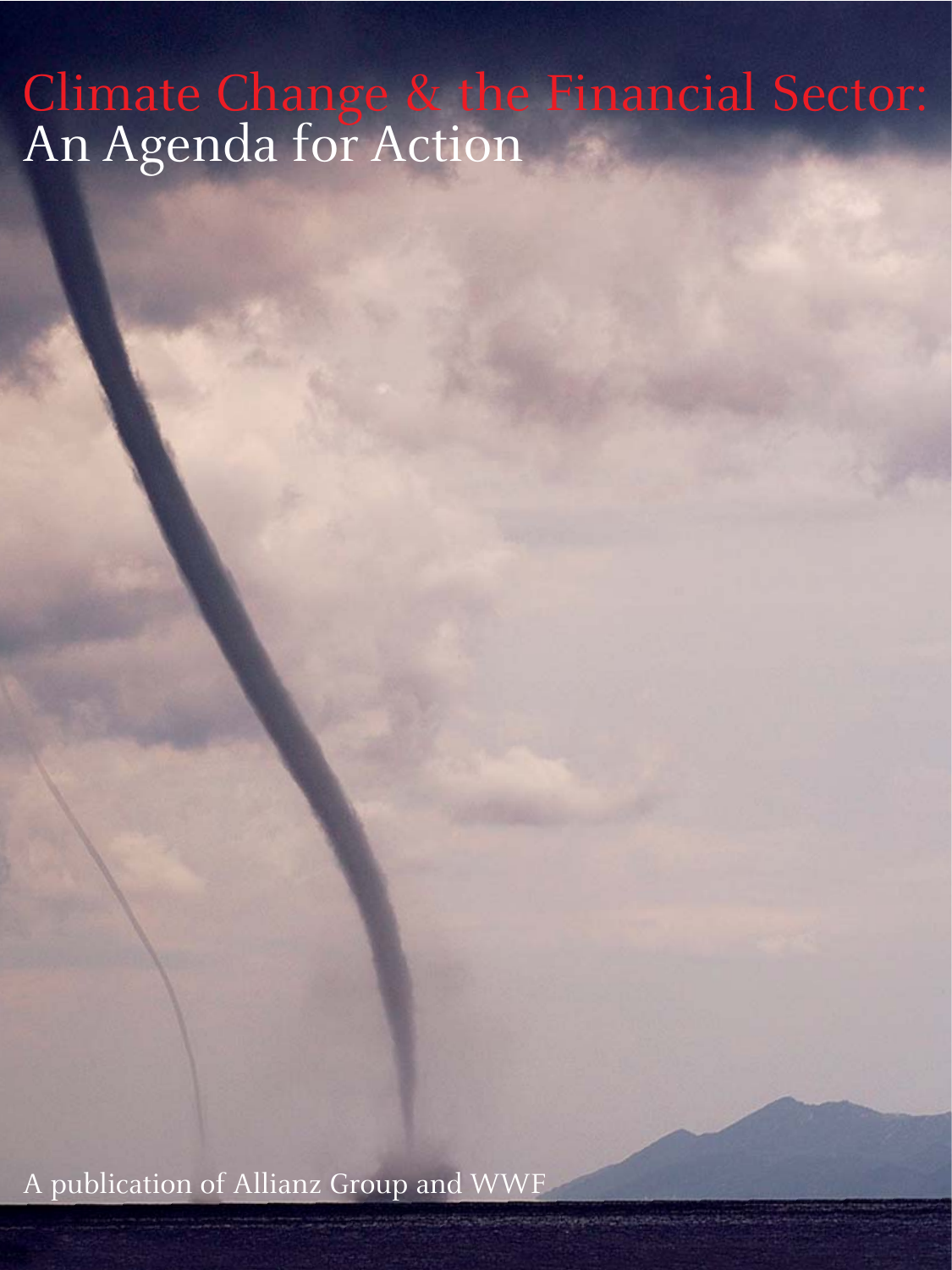# Climate Change & the Financial Sector: An Agenda for Action

A publication of Allianz Group and WWF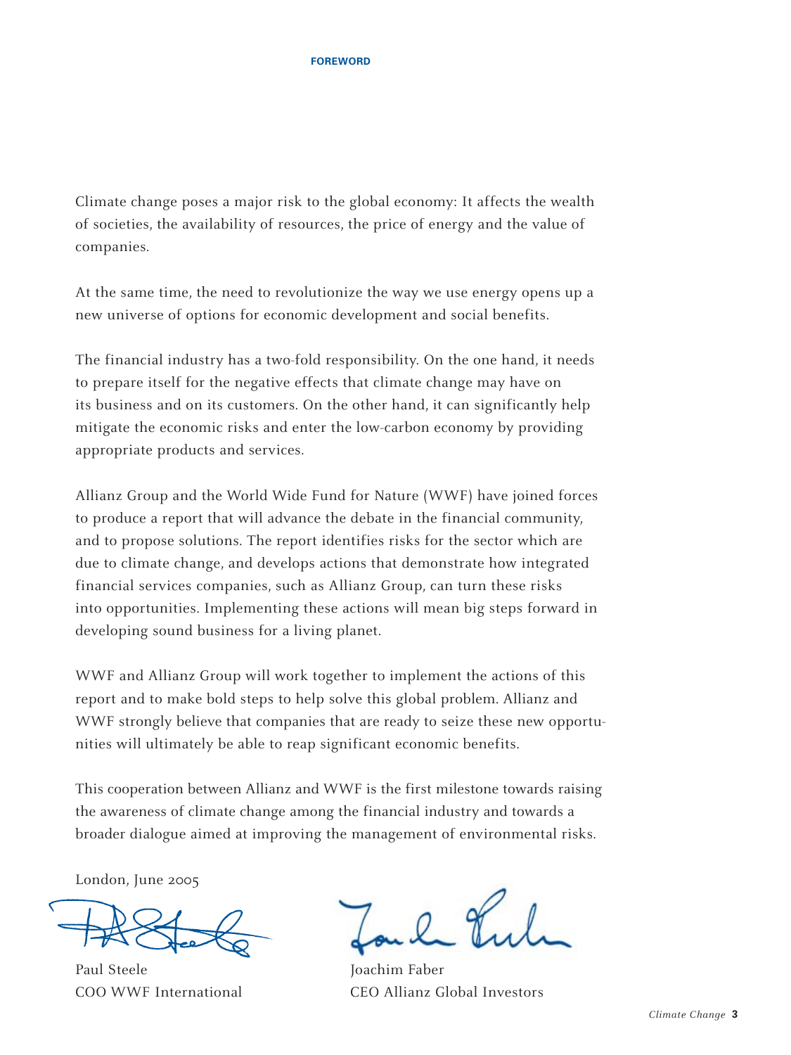## FOREWORD

Climate change poses a major risk to the global economy: It affects the wealth of societies, the availability of resources, the price of energy and the value of companies.

At the same time, the need to revolutionize the way we use energy opens up a new universe of options for economic development and social benefits.

The financial industry has a two-fold responsibility. On the one hand, it needs to prepare itself for the negative effects that climate change may have on its business and on its customers. On the other hand, it can significantly help mitigate the economic risks and enter the low-carbon economy by providing appropriate products and services.

Allianz Group and the World Wide Fund for Nature (WWF) have joined forces to produce a report that will advance the debate in the financial community, and to propose solutions. The report identifies risks for the sector which are due to climate change, and develops actions that demonstrate how integrated financial services companies, such as Allianz Group, can turn these risks into opportunities. Implementing these actions will mean big steps forward in developing sound business for a living planet.

WWF and Allianz Group will work together to implement the actions of this report and to make bold steps to help solve this global problem. Allianz and WWF strongly believe that companies that are ready to seize these new opportunities will ultimately be able to reap significant economic benefits.

This cooperation between Allianz and WWF is the first milestone towards raising the awareness of climate change among the financial industry and towards a broader dialogue aimed at improving the management of environmental risks.

London, June 2005

Paul Steele
COO WWF International

Joachim Faber
CEO Allianz Global Investors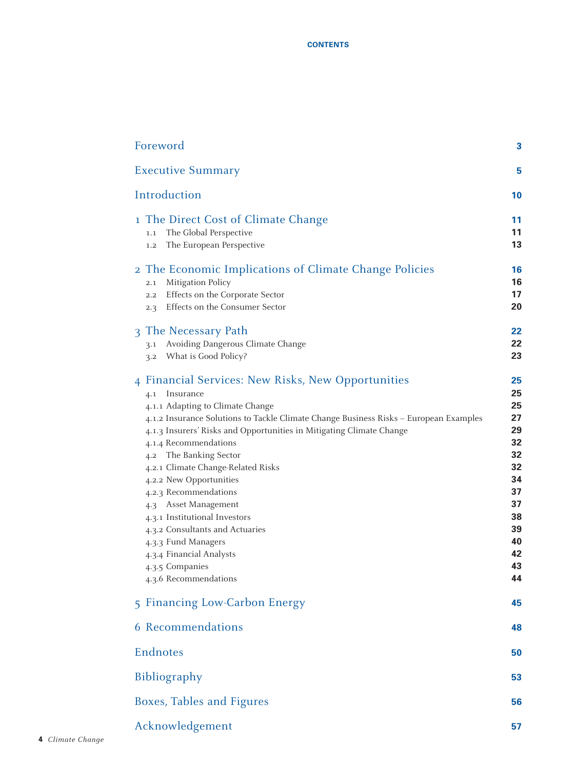# CONTENTS

| | |
|---|---|
| Foreword | 3 |
| Executive Summary | 5 |
| Introduction | 10 |
| 1 The Direct Cost of Climate Change | 11 |
| 1.1 The Global Perspective | 11 |
| 1.2 The European Perspective | 13 |
| 2 The Economic Implications of Climate Change Policies | 16 |
| 2.1 Mitigation Policy | 16 |
| 2.2 Effects on the Corporate Sector | 17 |
| 2.3 Effects on the Consumer Sector | 20 |
| 3 The Necessary Path | 22 |
| 3.1 Avoiding Dangerous Climate Change | 22 |
| 3.2 What is Good Policy? | 23 |
| 4 Financial Services: New Risks, New Opportunities | 25 |
| 4.1 Insurance | 25 |
| 4.1.1 Adapting to Climate Change | 25 |
| 4.1.2 Insurance Solutions to Tackle Climate Change Business Risks – European Examples | 27 |
| 4.1.3 Insurers' Risks and Opportunities in Mitigating Climate Change | 29 |
| 4.1.4 Recommendations | 32 |
| 4.2 The Banking Sector | 32 |
| 4.2.1 Climate Change-Related Risks | 32 |
| 4.2.2 New Opportunities | 34 |
| 4.2.3 Recommendations | 37 |
| 4.3 Asset Management | 37 |
| 4.3.1 Institutional Investors | 38 |
| 4.3.2 Consultants and Actuaries | 39 |
| 4.3.3 Fund Managers | 40 |
| 4.3.4 Financial Analysts | 42 |
| 4.3.5 Companies | 43 |
| 4.3.6 Recommendations | 44 |
| 5 Financing Low-Carbon Energy | 45 |
| 6 Recommendations | 48 |
| Endnotes | 50 |
| Bibliography | 53 |
| Boxes, Tables and Figures | 56 |
| Acknowledgement | 57 |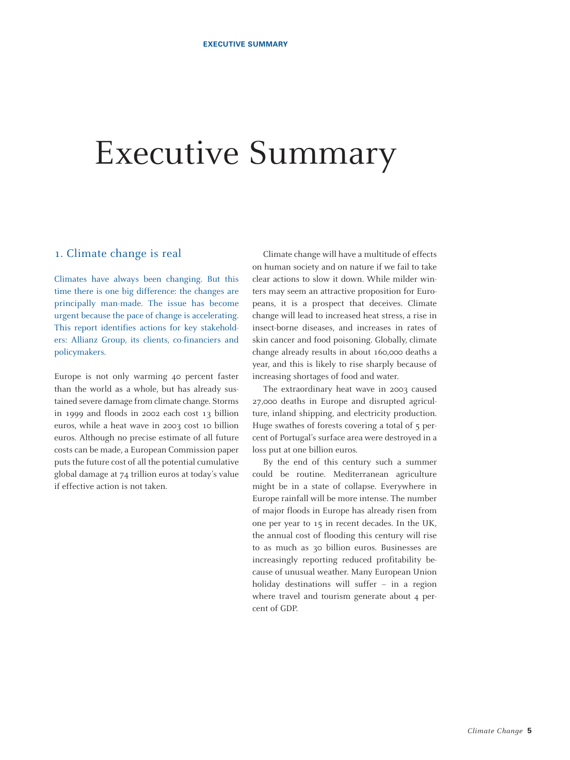# Executive Summary

## 1. Climate change is real

Climates have always been changing. But this time there is one big difference: the changes are principally man-made. The issue has become urgent because the pace of change is accelerating. This report identifies actions for key stakeholders: Allianz Group, its clients, co-financiers and policymakers.

Europe is not only warming 40 percent faster than the world as a whole, but has already sustained severe damage from climate change. Storms in 1999 and floods in 2002 each cost 13 billion euros, while a heat wave in 2003 cost 10 billion euros. Although no precise estimate of all future costs can be made, a European Commission paper puts the future cost of all the potential cumulative global damage at 74 trillion euros at today's value if effective action is not taken.

Climate change will have a multitude of effects on human society and on nature if we fail to take clear actions to slow it down. While milder winters may seem an attractive proposition for Europeans, it is a prospect that deceives. Climate change will lead to increased heat stress, a rise in insect-borne diseases, and increases in rates of skin cancer and food poisoning. Globally, climate change already results in about 160,000 deaths a year, and this is likely to rise sharply because of increasing shortages of food and water.

The extraordinary heat wave in 2003 caused 27,000 deaths in Europe and disrupted agriculture, inland shipping, and electricity production. Huge swathes of forests covering a total of 5 percent of Portugal's surface area were destroyed in a loss put at one billion euros.

By the end of this century such a summer could be routine. Mediterranean agriculture might be in a state of collapse. Everywhere in Europe rainfall will be more intense. The number of major floods in Europe has already risen from one per year to 15 in recent decades. In the UK, the annual cost of flooding this century will rise to as much as 30 billion euros. Businesses are increasingly reporting reduced profitability because of unusual weather. Many European Union holiday destinations will suffer – in a region where travel and tourism generate about 4 percent of GDP.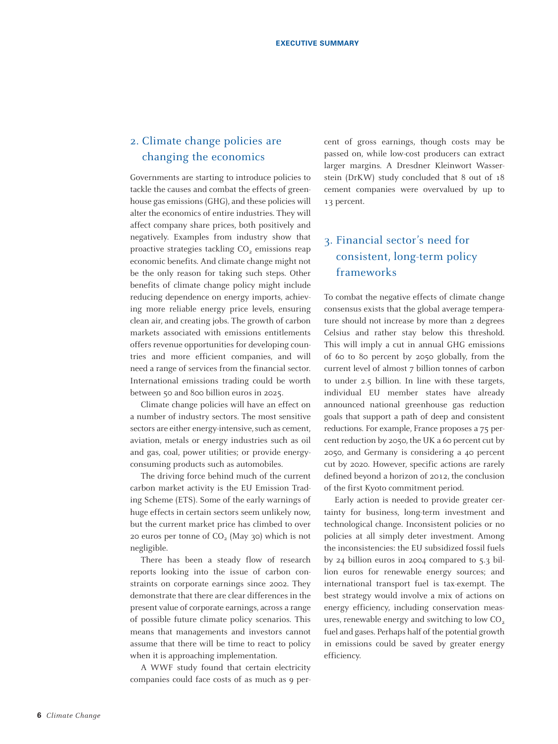## 2. Climate change policies are changing the economics

Governments are starting to introduce policies to tackle the causes and combat the effects of greenhouse gas emissions (GHG), and these policies will alter the economics of entire industries. They will affect company share prices, both positively and negatively. Examples from industry show that proactive strategies tackling $CO_2$ emissions reap economic benefits. And climate change might not be the only reason for taking such steps. Other benefits of climate change policy might include reducing dependence on energy imports, achieving more reliable energy price levels, ensuring clean air, and creating jobs. The growth of carbon markets associated with emissions entitlements offers revenue opportunities for developing countries and more efficient companies, and will need a range of services from the financial sector. International emissions trading could be worth between 50 and 800 billion euros in 2025.

Climate change policies will have an effect on a number of industry sectors. The most sensitive sectors are either energy-intensive, such as cement, aviation, metals or energy industries such as oil and gas, coal, power utilities; or provide energy-consuming products such as automobiles.

The driving force behind much of the current carbon market activity is the EU Emission Trading Scheme (ETS). Some of the early warnings of huge effects in certain sectors seem unlikely now, but the current market price has climbed to over 20 euros per tonne of $CO_2$ (May 30) which is not negligible.

There has been a steady flow of research reports looking into the issue of carbon constraints on corporate earnings since 2002. They demonstrate that there are clear differences in the present value of corporate earnings, across a range of possible future climate policy scenarios. This means that managements and investors cannot assume that there will be time to react to policy when it is approaching implementation.

A WWF study found that certain electricity companies could face costs of as much as 9 percent of gross earnings, though costs may be passed on, while low-cost producers can extract larger margins. A Dresdner Kleinwort Wasserstein (DrKW) study concluded that 8 out of 18 cement companies were overvalued by up to 13 percent.

## 3. Financial sector's need for consistent, long-term policy frameworks

To combat the negative effects of climate change consensus exists that the global average temperature should not increase by more than 2 degrees Celsius and rather stay below this threshold. This will imply a cut in annual GHG emissions of 60 to 80 percent by 2050 globally, from the current level of almost 7 billion tonnes of carbon to under 2.5 billion. In line with these targets, individual EU member states have already announced national greenhouse gas reduction goals that support a path of deep and consistent reductions. For example, France proposes a 75 percent reduction by 2050, the UK a 60 percent cut by 2050, and Germany is considering a 40 percent cut by 2020. However, specific actions are rarely defined beyond a horizon of 2012, the conclusion of the first Kyoto commitment period.

Early action is needed to provide greater certainty for business, long-term investment and technological change. Inconsistent policies or no policies at all simply deter investment. Among the inconsistencies: the EU subsidized fossil fuels by 24 billion euros in 2004 compared to 5.3 billion euros for renewable energy sources; and international transport fuel is tax-exempt. The best strategy would involve a mix of actions on energy efficiency, including conservation measures, renewable energy and switching to low $CO_2$ fuel and gases. Perhaps half of the potential growth in emissions could be saved by greater energy efficiency.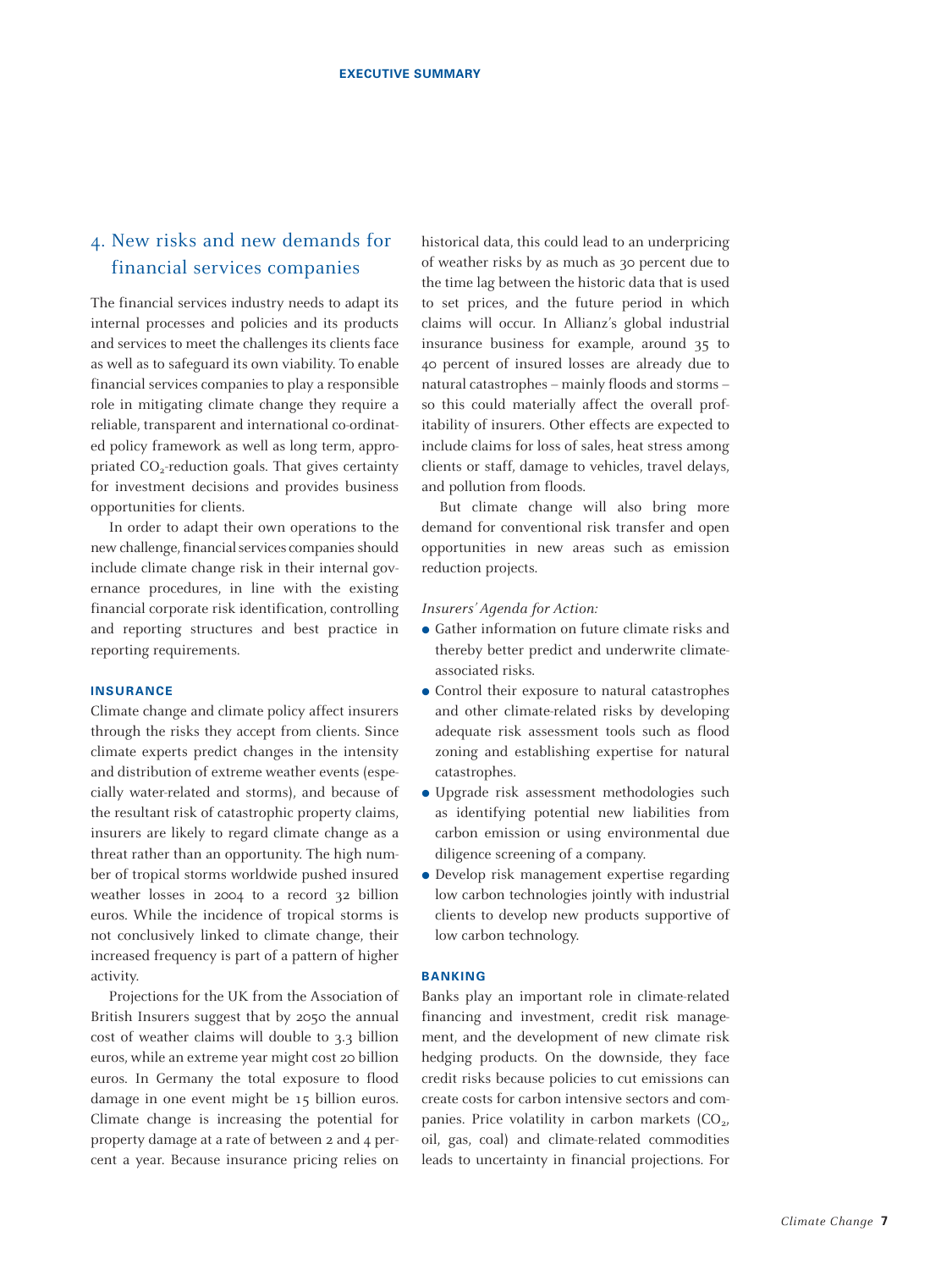## 4. New risks and new demands for financial services companies

The financial services industry needs to adapt its internal processes and policies and its products and services to meet the challenges its clients face as well as to safeguard its own viability. To enable financial services companies to play a responsible role in mitigating climate change they require a reliable, transparent and international co-ordinated policy framework as well as long term, appropriated $CO_2$-reduction goals. That gives certainty for investment decisions and provides business opportunities for clients.

In order to adapt their own operations to the new challenge, financial services companies should include climate change risk in their internal governance procedures, in line with the existing financial corporate risk identification, controlling and reporting structures and best practice in reporting requirements.

### INSURANCE

Climate change and climate policy affect insurers through the risks they accept from clients. Since climate experts predict changes in the intensity and distribution of extreme weather events (especially water-related and storms), and because of the resultant risk of catastrophic property claims, insurers are likely to regard climate change as a threat rather than an opportunity. The high number of tropical storms worldwide pushed insured weather losses in 2004 to a record 32 billion euros. While the incidence of tropical storms is not conclusively linked to climate change, their increased frequency is part of a pattern of higher activity.

Projections for the UK from the Association of British Insurers suggest that by 2050 the annual cost of weather claims will double to 3.3 billion euros, while an extreme year might cost 20 billion euros. In Germany the total exposure to flood damage in one event might be 15 billion euros. Climate change is increasing the potential for property damage at a rate of between 2 and 4 percent a year. Because insurance pricing relies on historical data, this could lead to an underpricing of weather risks by as much as 30 percent due to the time lag between the historic data that is used to set prices, and the future period in which claims will occur. In Allianz's global industrial insurance business for example, around 35 to 40 percent of insured losses are already due to natural catastrophes – mainly floods and storms – so this could materially affect the overall profitability of insurers. Other effects are expected to include claims for loss of sales, heat stress among clients or staff, damage to vehicles, travel delays, and pollution from floods.

But climate change will also bring more demand for conventional risk transfer and open opportunities in new areas such as emission reduction projects.

*Insurers' Agenda for Action:*

- Gather information on future climate risks and thereby better predict and underwrite climate-associated risks.
- Control their exposure to natural catastrophes and other climate-related risks by developing adequate risk assessment tools such as flood zoning and establishing expertise for natural catastrophes.
- Upgrade risk assessment methodologies such as identifying potential new liabilities from carbon emission or using environmental due diligence screening of a company.
- Develop risk management expertise regarding low carbon technologies jointly with industrial clients to develop new products supportive of low carbon technology.

### BANKING

Banks play an important role in climate-related financing and investment, credit risk management, and the development of new climate risk hedging products. On the downside, they face credit risks because policies to cut emissions can create costs for carbon intensive sectors and companies. Price volatility in carbon markets ($CO_2$, oil, gas, coal) and climate-related commodities leads to uncertainty in financial projections. For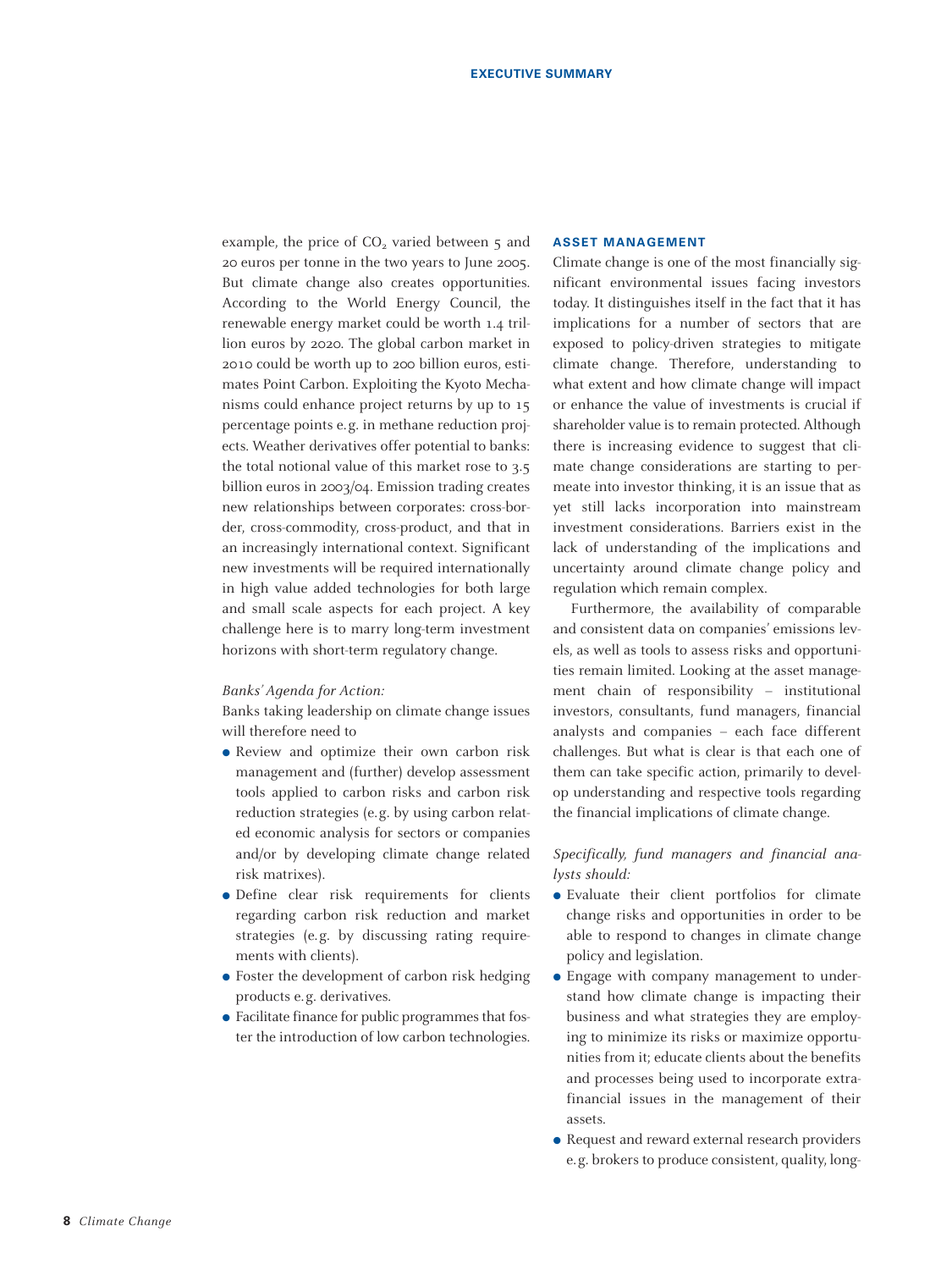example, the price of $CO_2$ varied between 5 and 20 euros per tonne in the two years to June 2005. But climate change also creates opportunities. According to the World Energy Council, the renewable energy market could be worth 1.4 trillion euros by 2020. The global carbon market in 2010 could be worth up to 200 billion euros, estimates Point Carbon. Exploiting the Kyoto Mechanisms could enhance project returns by up to 15 percentage points e.g. in methane reduction projects. Weather derivatives offer potential to banks: the total notional value of this market rose to 3.5 billion euros in 2003/04. Emission trading creates new relationships between corporates: cross-border, cross-commodity, cross-product, and that in an increasingly international context. Significant new investments will be required internationally in high value added technologies for both large and small scale aspects for each project. A key challenge here is to marry long-term investment horizons with short-term regulatory change.

*Banks' Agenda for Action:*

Banks taking leadership on climate change issues will therefore need to

- Review and optimize their own carbon risk management and (further) develop assessment tools applied to carbon risks and carbon risk reduction strategies (e.g. by using carbon related economic analysis for sectors or companies and/or by developing climate change related risk matrixes).
- Define clear risk requirements for clients regarding carbon risk reduction and market strategies (e.g. by discussing rating requirements with clients).
- Foster the development of carbon risk hedging products e.g. derivatives.
- Facilitate finance for public programmes that foster the introduction of low carbon technologies.

## ASSET MANAGEMENT

Climate change is one of the most financially significant environmental issues facing investors today. It distinguishes itself in the fact that it has implications for a number of sectors that are exposed to policy-driven strategies to mitigate climate change. Therefore, understanding to what extent and how climate change will impact or enhance the value of investments is crucial if shareholder value is to remain protected. Although there is increasing evidence to suggest that climate change considerations are starting to permeate into investor thinking, it is an issue that as yet still lacks incorporation into mainstream investment considerations. Barriers exist in the lack of understanding of the implications and uncertainty around climate change policy and regulation which remain complex.

Furthermore, the availability of comparable and consistent data on companies' emissions levels, as well as tools to assess risks and opportunities remain limited. Looking at the asset management chain of responsibility – institutional investors, consultants, fund managers, financial analysts and companies – each face different challenges. But what is clear is that each one of them can take specific action, primarily to develop understanding and respective tools regarding the financial implications of climate change.

*Specifically, fund managers and financial analysts should:*

- Evaluate their client portfolios for climate change risks and opportunities in order to be able to respond to changes in climate change policy and legislation.
- Engage with company management to understand how climate change is impacting their business and what strategies they are employing to minimize its risks or maximize opportunities from it; educate clients about the benefits and processes being used to incorporate extra-financial issues in the management of their assets.
- Request and reward external research providers e.g. brokers to produce consistent, quality, long-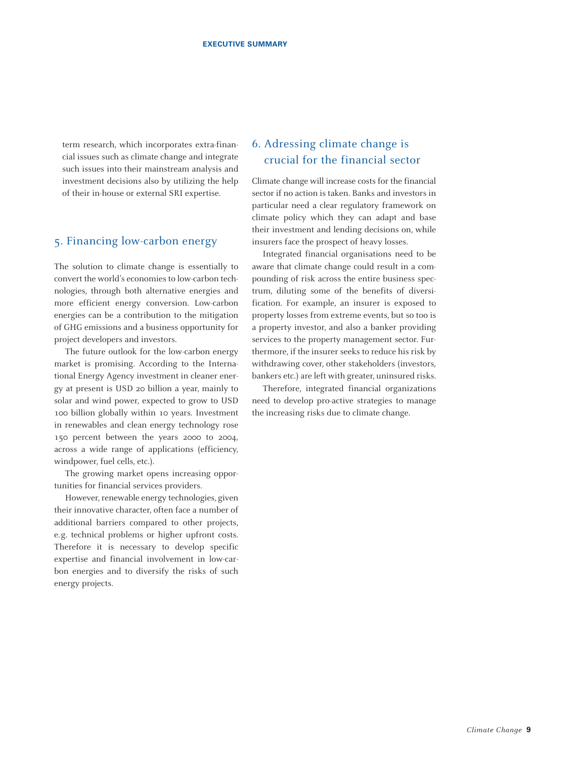term research, which incorporates extra-financial issues such as climate change and integrate such issues into their mainstream analysis and investment decisions also by utilizing the help of their in-house or external SRI expertise.

## 5. Financing low-carbon energy

The solution to climate change is essentially to convert the world's economies to low-carbon technologies, through both alternative energies and more efficient energy conversion. Low-carbon energies can be a contribution to the mitigation of GHG emissions and a business opportunity for project developers and investors.

The future outlook for the low-carbon energy market is promising. According to the International Energy Agency investment in cleaner energy at present is USD 20 billion a year, mainly to solar and wind power, expected to grow to USD 100 billion globally within 10 years. Investment in renewables and clean energy technology rose 150 percent between the years 2000 to 2004, across a wide range of applications (efficiency, windpower, fuel cells, etc.).

The growing market opens increasing opportunities for financial services providers.

However, renewable energy technologies, given their innovative character, often face a number of additional barriers compared to other projects, e.g. technical problems or higher upfront costs. Therefore it is necessary to develop specific expertise and financial involvement in low-carbon energies and to diversify the risks of such energy projects.

## 6. Adressing climate change is crucial for the financial sector

Climate change will increase costs for the financial sector if no action is taken. Banks and investors in particular need a clear regulatory framework on climate policy which they can adapt and base their investment and lending decisions on, while insurers face the prospect of heavy losses.

Integrated financial organisations need to be aware that climate change could result in a compounding of risk across the entire business spectrum, diluting some of the benefits of diversification. For example, an insurer is exposed to property losses from extreme events, but so too is a property investor, and also a banker providing services to the property management sector. Furthermore, if the insurer seeks to reduce his risk by withdrawing cover, other stakeholders (investors, bankers etc.) are left with greater, uninsured risks.

Therefore, integrated financial organizations need to develop pro-active strategies to manage the increasing risks due to climate change.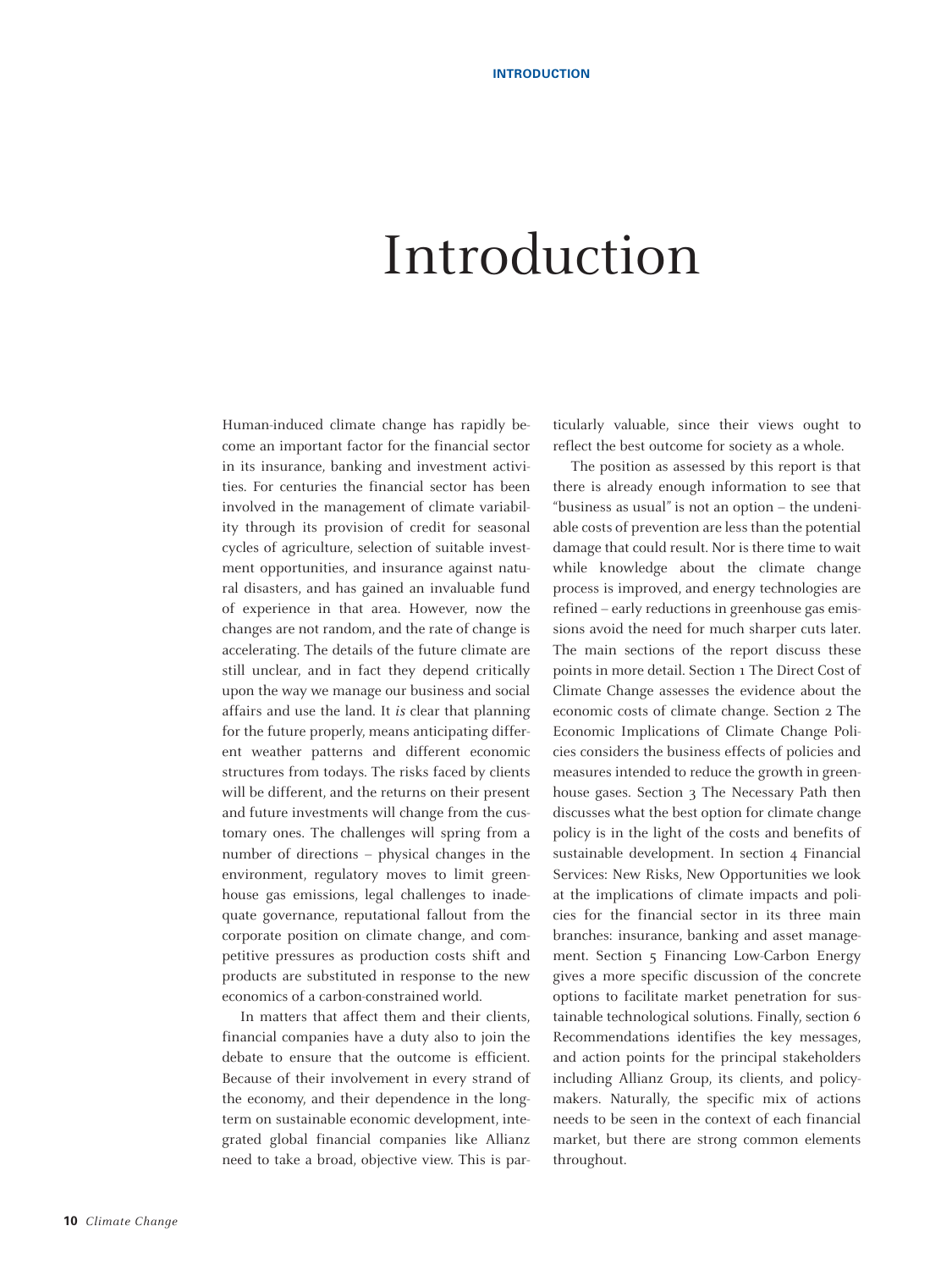# Introduction

Human-induced climate change has rapidly become an important factor for the financial sector in its insurance, banking and investment activities. For centuries the financial sector has been involved in the management of climate variability through its provision of credit for seasonal cycles of agriculture, selection of suitable investment opportunities, and insurance against natural disasters, and has gained an invaluable fund of experience in that area. However, now the changes are not random, and the rate of change is accelerating. The details of the future climate are still unclear, and in fact they depend critically upon the way we manage our business and social affairs and use the land. It *is* clear that planning for the future properly, means anticipating different weather patterns and different economic structures from todays. The risks faced by clients will be different, and the returns on their present and future investments will change from the customary ones. The challenges will spring from a number of directions – physical changes in the environment, regulatory moves to limit greenhouse gas emissions, legal challenges to inadequate governance, reputational fallout from the corporate position on climate change, and competitive pressures as production costs shift and products are substituted in response to the new economics of a carbon-constrained world.

In matters that affect them and their clients, financial companies have a duty also to join the debate to ensure that the outcome is efficient. Because of their involvement in every strand of the economy, and their dependence in the long-term on sustainable economic development, integrated global financial companies like Allianz need to take a broad, objective view. This is particularly valuable, since their views ought to reflect the best outcome for society as a whole.

The position as assessed by this report is that there is already enough information to see that "business as usual" is not an option – the undeniable costs of prevention are less than the potential damage that could result. Nor is there time to wait while knowledge about the climate change process is improved, and energy technologies are refined – early reductions in greenhouse gas emissions avoid the need for much sharper cuts later. The main sections of the report discuss these points in more detail. Section 1 The Direct Cost of Climate Change assesses the evidence about the economic costs of climate change. Section 2 The Economic Implications of Climate Change Policies considers the business effects of policies and measures intended to reduce the growth in greenhouse gases. Section 3 The Necessary Path then discusses what the best option for climate change policy is in the light of the costs and benefits of sustainable development. In section 4 Financial Services: New Risks, New Opportunities we look at the implications of climate impacts and policies for the financial sector in its three main branches: insurance, banking and asset management. Section 5 Financing Low-Carbon Energy gives a more specific discussion of the concrete options to facilitate market penetration for sustainable technological solutions. Finally, section 6 Recommendations identifies the key messages, and action points for the principal stakeholders including Allianz Group, its clients, and policymakers. Naturally, the specific mix of actions needs to be seen in the context of each financial market, but there are strong common elements throughout.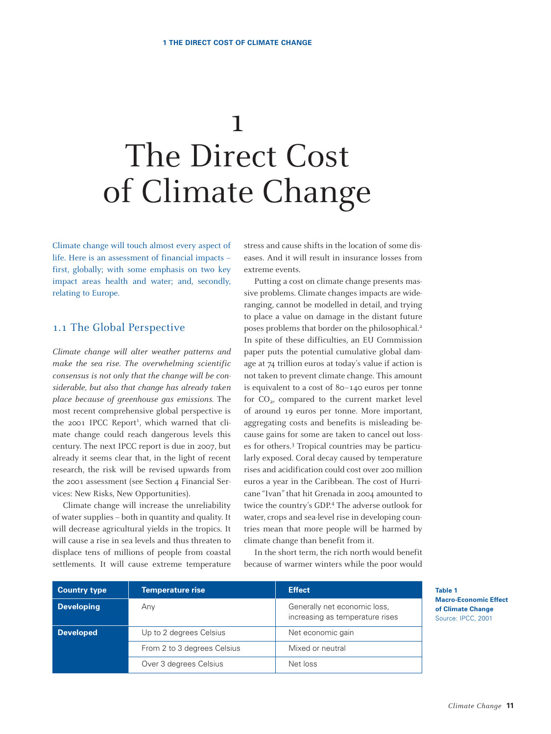# 1 The Direct Cost of Climate Change

Climate change will touch almost every aspect of life. Here is an assessment of financial impacts – first, globally; with some emphasis on two key impact areas health and water; and, secondly, relating to Europe.

## 1.1 The Global Perspective

*Climate change will alter weather patterns and make the sea rise. The overwhelming scientific consensus is not only that the change will be considerable, but also that change has already taken place because of greenhouse gas emissions.* The most recent comprehensive global perspective is the 2001 IPCC Report[1], which warned that climate change could reach dangerous levels this century. The next IPCC report is due in 2007, but already it seems clear that, in the light of recent research, the risk will be revised upwards from the 2001 assessment (see Section 4 Financial Services: New Risks, New Opportunities).

Climate change will increase the unreliability of water supplies – both in quantity and quality. It will decrease agricultural yields in the tropics. It will cause a rise in sea levels and thus threaten to displace tens of millions of people from coastal settlements. It will cause extreme temperature stress and cause shifts in the location of some diseases. And it will result in insurance losses from extreme events.

Putting a cost on climate change presents massive problems. Climate changes impacts are wide-ranging, cannot be modelled in detail, and trying to place a value on damage in the distant future poses problems that border on the philosophical.[2] In spite of these difficulties, an EU Commission paper puts the potential cumulative global damage at 74 trillion euros at today's value if action is not taken to prevent climate change. This amount is equivalent to a cost of 80–140 euros per tonne for $CO_2$, compared to the current market level of around 19 euros per tonne. More important, aggregating costs and benefits is misleading because gains for some are taken to cancel out losses for others.[3] Tropical countries may be particularly exposed. Coral decay caused by temperature rises and acidification could cost over 200 million euros a year in the Caribbean. The cost of Hurricane "Ivan" that hit Grenada in 2004 amounted to twice the country's GDP.[4] The adverse outlook for water, crops and sea-level rise in developing countries mean that more people will be harmed by climate change than benefit from it.

In the short term, the rich north would benefit because of warmer winters while the poor would

| Country type | Temperature rise | Effect |
|---|---|---|
| **Developing** | Any | Generally net economic loss, increasing as temperature rises |
| **Developed** | Up to 2 degrees Celsius | Net economic gain |
| | From 2 to 3 degrees Celsius | Mixed or neutral |
| | Over 3 degrees Celsius | Net loss |

**Table 1**
**Macro-Economic Effect of Climate Change**
Source: IPCC, 2001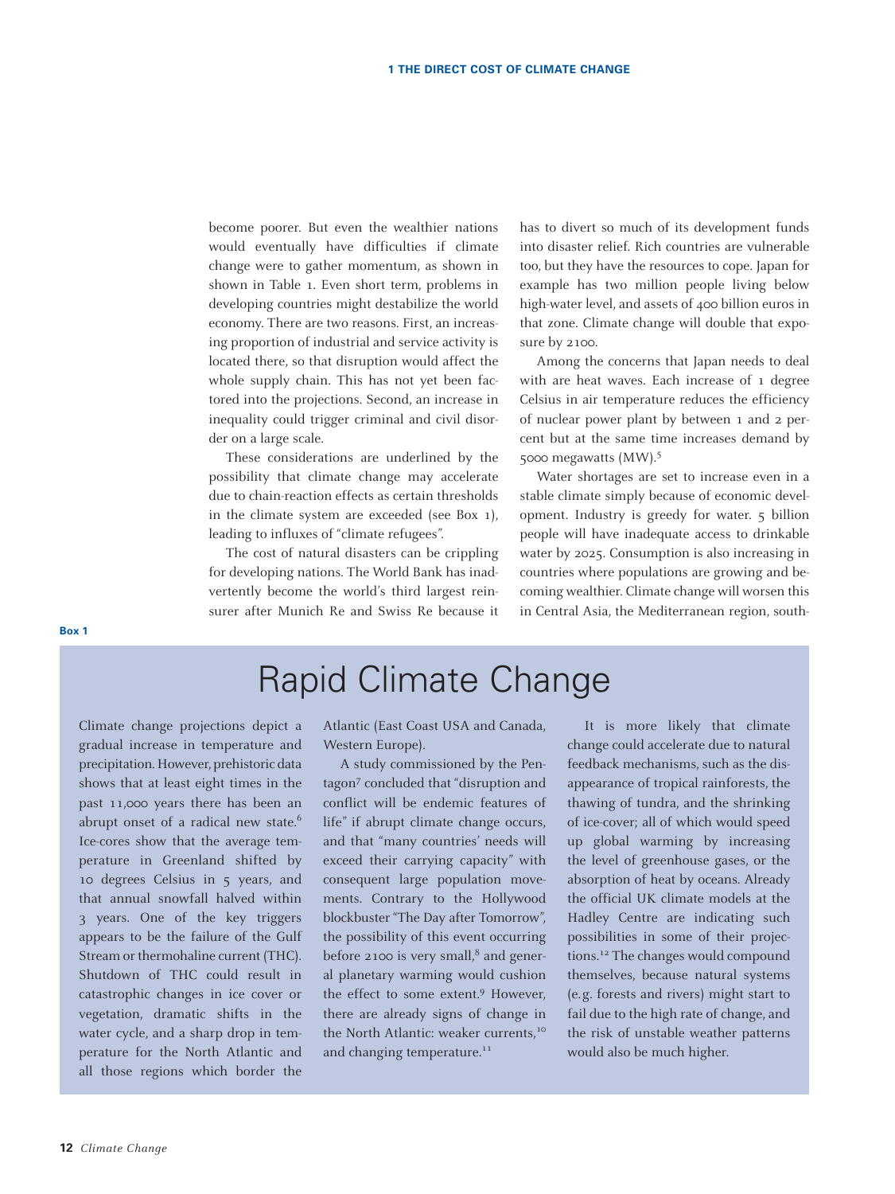become poorer. But even the wealthier nations would eventually have difficulties if climate change were to gather momentum, as shown in shown in Table 1. Even short term, problems in developing countries might destabilize the world economy. There are two reasons. First, an increasing proportion of industrial and service activity is located there, so that disruption would affect the whole supply chain. This has not yet been factored into the projections. Second, an increase in inequality could trigger criminal and civil disorder on a large scale.

These considerations are underlined by the possibility that climate change may accelerate due to chain-reaction effects as certain thresholds in the climate system are exceeded (see Box 1), leading to influxes of "climate refugees".

The cost of natural disasters can be crippling for developing nations. The World Bank has inadvertently become the world's third largest reinsurer after Munich Re and Swiss Re because it has to divert so much of its development funds into disaster relief. Rich countries are vulnerable too, but they have the resources to cope. Japan for example has two million people living below high-water level, and assets of 400 billion euros in that zone. Climate change will double that exposure by 2100.

Among the concerns that Japan needs to deal with are heat waves. Each increase of 1 degree Celsius in air temperature reduces the efficiency of nuclear power plant by between 1 and 2 percent but at the same time increases demand by 5000 megawatts (MW).[5]

Water shortages are set to increase even in a stable climate simply because of economic development. Industry is greedy for water. 5 billion people will have inadequate access to drinkable water by 2025. Consumption is also increasing in countries where populations are growing and becoming wealthier. Climate change will worsen this in Central Asia, the Mediterranean region, south-

**Box 1**

## Rapid Climate Change

Climate change projections depict a gradual increase in temperature and precipitation. However, prehistoric data shows that at least eight times in the past 11,000 years there has been an abrupt onset of a radical new state.[6] Ice-cores show that the average temperature in Greenland shifted by 10 degrees Celsius in 5 years, and that annual snowfall halved within 3 years. One of the key triggers appears to be the failure of the Gulf Stream or thermohaline current (THC). Shutdown of THC could result in catastrophic changes in ice cover or vegetation, dramatic shifts in the water cycle, and a sharp drop in temperature for the North Atlantic and all those regions which border the Atlantic (East Coast USA and Canada, Western Europe).

A study commissioned by the Pentagon[7] concluded that "disruption and conflict will be endemic features of life" if abrupt climate change occurs, and that "many countries' needs will exceed their carrying capacity" with consequent large population movements. Contrary to the Hollywood blockbuster "The Day after Tomorrow", the possibility of this event occurring before 2100 is very small,[8] and general planetary warming would cushion the effect to some extent.[9] However, there are already signs of change in the North Atlantic: weaker currents,[10] and changing temperature.[11]

It is more likely that climate change could accelerate due to natural feedback mechanisms, such as the disappearance of tropical rainforests, the thawing of tundra, and the shrinking of ice-cover; all of which would speed up global warming by increasing the level of greenhouse gases, or the absorption of heat by oceans. Already the official UK climate models at the Hadley Centre are indicating such possibilities in some of their projections.[12] The changes would compound themselves, because natural systems (e.g. forests and rivers) might start to fail due to the high rate of change, and the risk of unstable weather patterns would also be much higher.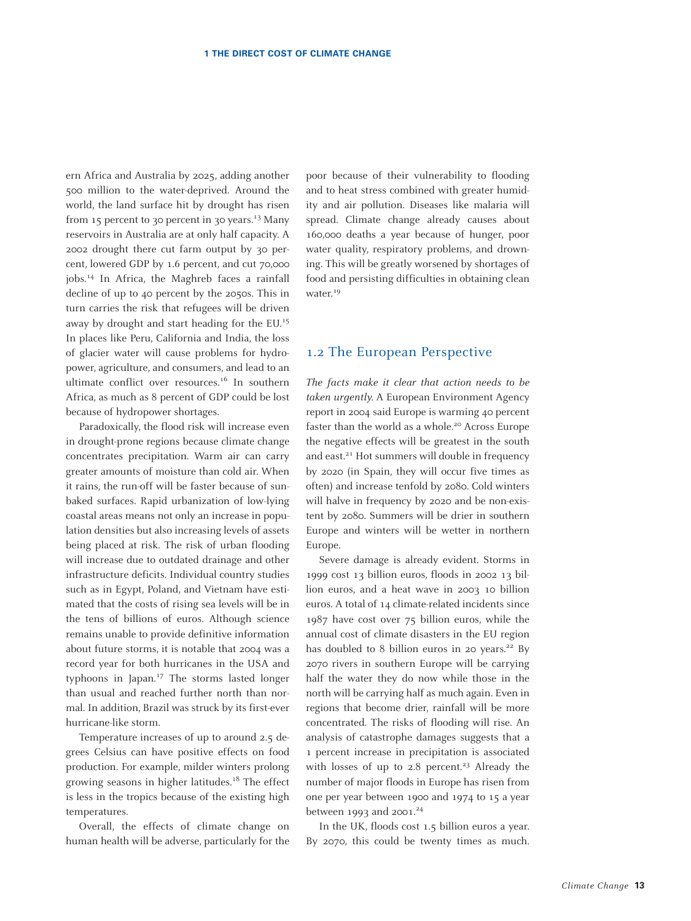ern Africa and Australia by 2025, adding another 500 million to the water-deprived. Around the world, the land surface hit by drought has risen from 15 percent to 30 percent in 30 years.[13] Many reservoirs in Australia are at only half capacity. A 2002 drought there cut farm output by 30 percent, lowered GDP by 1.6 percent, and cut 70,000 jobs.[14] In Africa, the Maghreb faces a rainfall decline of up to 40 percent by the 2050s. This in turn carries the risk that refugees will be driven away by drought and start heading for the EU.[15] In places like Peru, California and India, the loss of glacier water will cause problems for hydropower, agriculture, and consumers, and lead to an ultimate conflict over resources.[16] In southern Africa, as much as 8 percent of GDP could be lost because of hydropower shortages.

Paradoxically, the flood risk will increase even in drought-prone regions because climate change concentrates precipitation. Warm air can carry greater amounts of moisture than cold air. When it rains, the run-off will be faster because of sun-baked surfaces. Rapid urbanization of low-lying coastal areas means not only an increase in population densities but also increasing levels of assets being placed at risk. The risk of urban flooding will increase due to outdated drainage and other infrastructure deficits. Individual country studies such as in Egypt, Poland, and Vietnam have estimated that the costs of rising sea levels will be in the tens of billions of euros. Although science remains unable to provide definitive information about future storms, it is notable that 2004 was a record year for both hurricanes in the USA and typhoons in Japan.[17] The storms lasted longer than usual and reached further north than normal. In addition, Brazil was struck by its first-ever hurricane-like storm.

Temperature increases of up to around 2.5 degrees Celsius can have positive effects on food production. For example, milder winters prolong growing seasons in higher latitudes.[18] The effect is less in the tropics because of the existing high temperatures.

Overall, the effects of climate change on human health will be adverse, particularly for the poor because of their vulnerability to flooding and to heat stress combined with greater humidity and air pollution. Diseases like malaria will spread. Climate change already causes about 160,000 deaths a year because of hunger, poor water quality, respiratory problems, and drowning. This will be greatly worsened by shortages of food and persisting difficulties in obtaining clean water.[19]

## 1.2 The European Perspective

*The facts make it clear that action needs to be taken urgently.* A European Environment Agency report in 2004 said Europe is warming 40 percent faster than the world as a whole.[20] Across Europe the negative effects will be greatest in the south and east.[21] Hot summers will double in frequency by 2020 (in Spain, they will occur five times as often) and increase tenfold by 2080. Cold winters will halve in frequency by 2020 and be non-existent by 2080. Summers will be drier in southern Europe and winters will be wetter in northern Europe.

Severe damage is already evident. Storms in 1999 cost 13 billion euros, floods in 2002 13 billion euros, and a heat wave in 2003 10 billion euros. A total of 14 climate-related incidents since 1987 have cost over 75 billion euros, while the annual cost of climate disasters in the EU region has doubled to 8 billion euros in 20 years.[22] By 2070 rivers in southern Europe will be carrying half the water they do now while those in the north will be carrying half as much again. Even in regions that become drier, rainfall will be more concentrated. The risks of flooding will rise. An analysis of catastrophe damages suggests that a 1 percent increase in precipitation is associated with losses of up to 2.8 percent.[23] Already the number of major floods in Europe has risen from one per year between 1900 and 1974 to 15 a year between 1993 and 2001.[24]

In the UK, floods cost 1.5 billion euros a year. By 2070, this could be twenty times as much.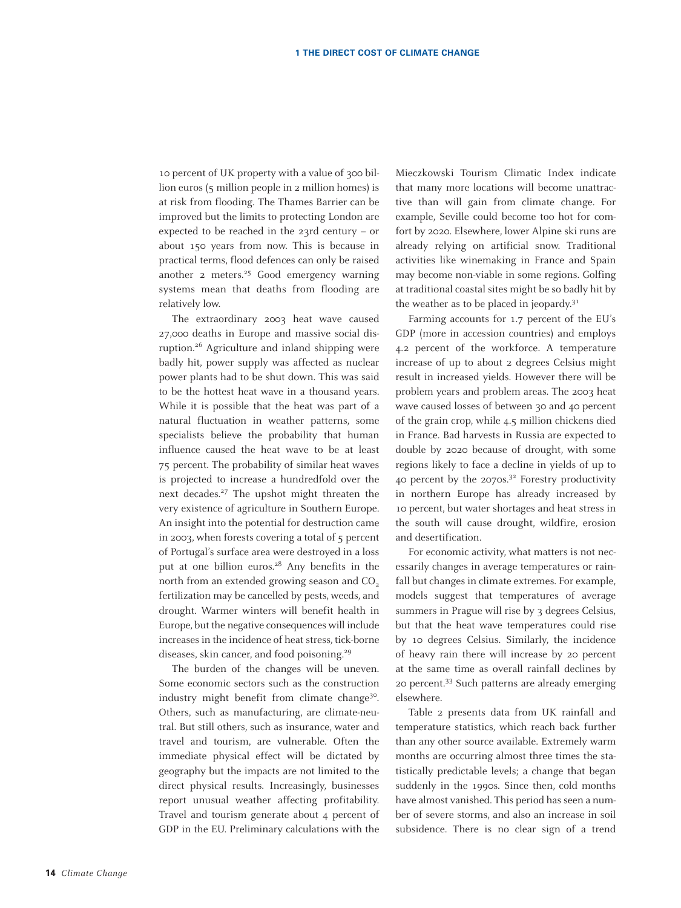10 percent of UK property with a value of 300 billion euros (5 million people in 2 million homes) is at risk from flooding. The Thames Barrier can be improved but the limits to protecting London are expected to be reached in the 23rd century – or about 150 years from now. This is because in practical terms, flood defences can only be raised another 2 meters.[25] Good emergency warning systems mean that deaths from flooding are relatively low.

The extraordinary 2003 heat wave caused 27,000 deaths in Europe and massive social disruption.[26] Agriculture and inland shipping were badly hit, power supply was affected as nuclear power plants had to be shut down. This was said to be the hottest heat wave in a thousand years. While it is possible that the heat was part of a natural fluctuation in weather patterns, some specialists believe the probability that human influence caused the heat wave to be at least 75 percent. The probability of similar heat waves is projected to increase a hundredfold over the next decades.[27] The upshot might threaten the very existence of agriculture in Southern Europe. An insight into the potential for destruction came in 2003, when forests covering a total of 5 percent of Portugal's surface area were destroyed in a loss put at one billion euros.[28] Any benefits in the north from an extended growing season and $CO_2$ fertilization may be cancelled by pests, weeds, and drought. Warmer winters will benefit health in Europe, but the negative consequences will include increases in the incidence of heat stress, tick-borne diseases, skin cancer, and food poisoning.[29]

The burden of the changes will be uneven. Some economic sectors such as the construction industry might benefit from climate change[30]. Others, such as manufacturing, are climate-neutral. But still others, such as insurance, water and travel and tourism, are vulnerable. Often the immediate physical effect will be dictated by geography but the impacts are not limited to the direct physical results. Increasingly, businesses report unusual weather affecting profitability. Travel and tourism generate about 4 percent of GDP in the EU. Preliminary calculations with the Mieczkowski Tourism Climatic Index indicate that many more locations will become unattractive than will gain from climate change. For example, Seville could become too hot for comfort by 2020. Elsewhere, lower Alpine ski runs are already relying on artificial snow. Traditional activities like winemaking in France and Spain may become non-viable in some regions. Golfing at traditional coastal sites might be so badly hit by the weather as to be placed in jeopardy.[31]

Farming accounts for 1.7 percent of the EU's GDP (more in accession countries) and employs 4.2 percent of the workforce. A temperature increase of up to about 2 degrees Celsius might result in increased yields. However there will be problem years and problem areas. The 2003 heat wave caused losses of between 30 and 40 percent of the grain crop, while 4.5 million chickens died in France. Bad harvests in Russia are expected to double by 2020 because of drought, with some regions likely to face a decline in yields of up to 40 percent by the 2070s.[32] Forestry productivity in northern Europe has already increased by 10 percent, but water shortages and heat stress in the south will cause drought, wildfire, erosion and desertification.

For economic activity, what matters is not necessarily changes in average temperatures or rainfall but changes in climate extremes. For example, models suggest that temperatures of average summers in Prague will rise by 3 degrees Celsius, but that the heat wave temperatures could rise by 10 degrees Celsius. Similarly, the incidence of heavy rain there will increase by 20 percent at the same time as overall rainfall declines by 20 percent.[33] Such patterns are already emerging elsewhere.

Table 2 presents data from UK rainfall and temperature statistics, which reach back further than any other source available. Extremely warm months are occurring almost three times the statistically predictable levels; a change that began suddenly in the 1990s. Since then, cold months have almost vanished. This period has seen a number of severe storms, and also an increase in soil subsidence. There is no clear sign of a trend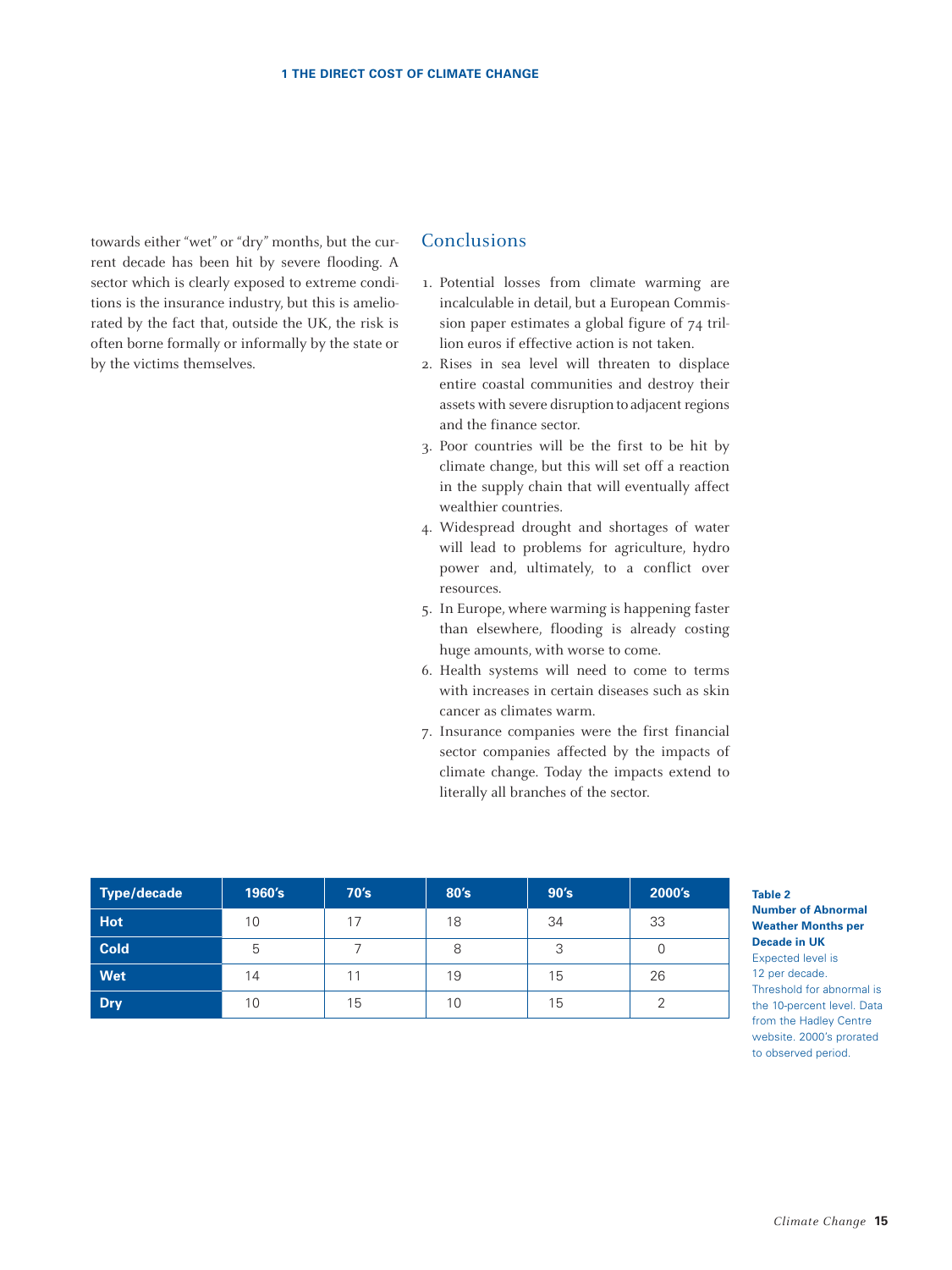towards either "wet" or "dry" months, but the current decade has been hit by severe flooding. A sector which is clearly exposed to extreme conditions is the insurance industry, but this is ameliorated by the fact that, outside the UK, the risk is often borne formally or informally by the state or by the victims themselves.

## Conclusions

1. Potential losses from climate warming are incalculable in detail, but a European Commission paper estimates a global figure of 74 trillion euros if effective action is not taken.
2. Rises in sea level will threaten to displace entire coastal communities and destroy their assets with severe disruption to adjacent regions and the finance sector.
3. Poor countries will be the first to be hit by climate change, but this will set off a reaction in the supply chain that will eventually affect wealthier countries.
4. Widespread drought and shortages of water will lead to problems for agriculture, hydro power and, ultimately, to a conflict over resources.
5. In Europe, where warming is happening faster than elsewhere, flooding is already costing huge amounts, with worse to come.
6. Health systems will need to come to terms with increases in certain diseases such as skin cancer as climates warm.
7. Insurance companies were the first financial sector companies affected by the impacts of climate change. Today the impacts extend to literally all branches of the sector.

| Type/decade | 1960's | 70's | 80's | 90's | 2000's |
|---|---|---|---|---|---|
| Hot | 10 | 17 | 18 | 34 | 33 |
| Cold | 5 | 7 | 8 | 3 | 0 |
| Wet | 14 | 11 | 19 | 15 | 26 |
| Dry | 10 | 15 | 10 | 15 | 2 |

**Table 2**
**Number of Abnormal Weather Months per Decade in UK**
Expected level is 12 per decade. Threshold for abnormal is the 10-percent level. Data from the Hadley Centre website. 2000's prorated to observed period.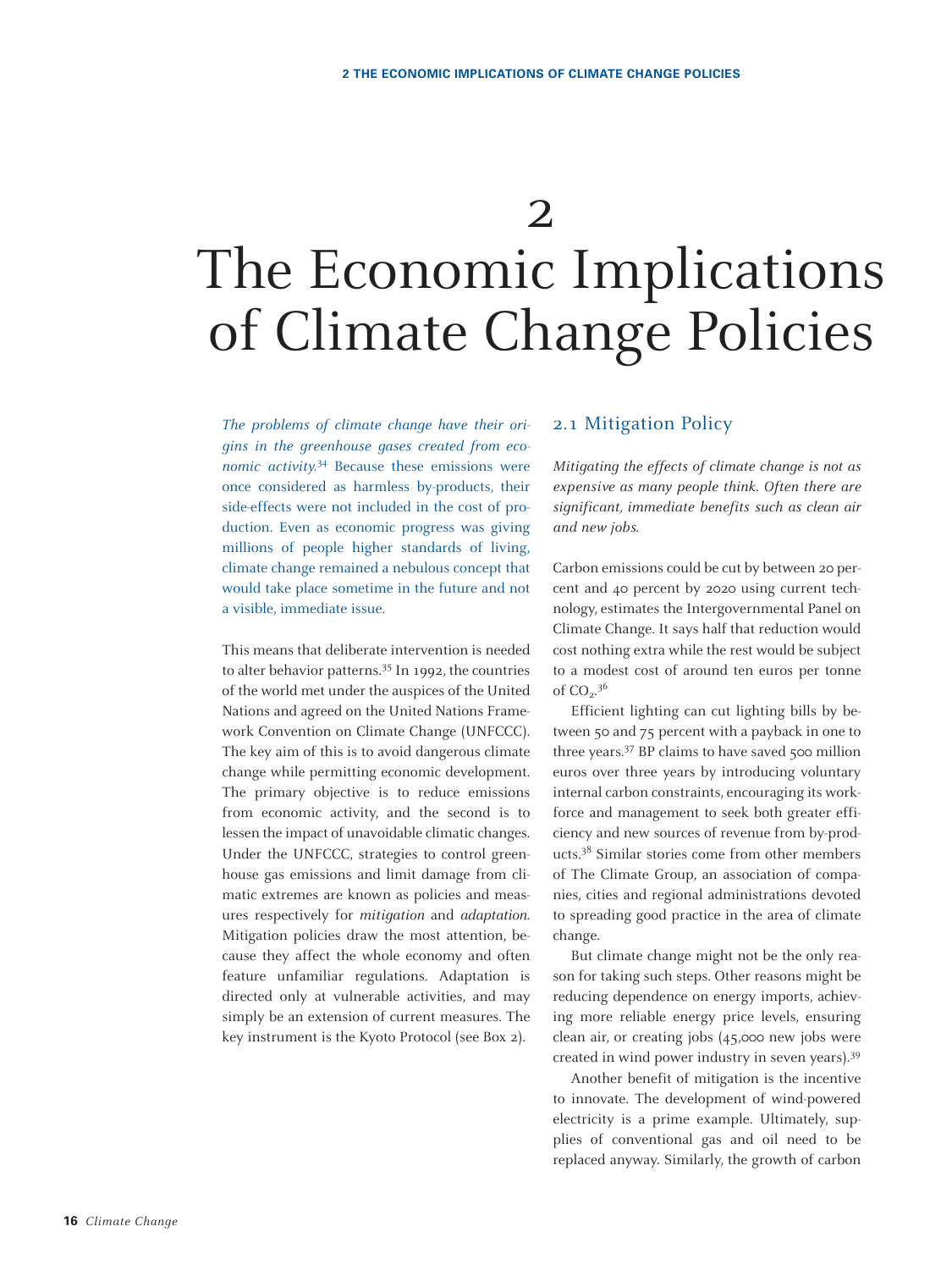# 2 The Economic Implications of Climate Change Policies

*The problems of climate change have their origins in the greenhouse gases created from economic activity.*[34] Because these emissions were once considered as harmless by-products, their side-effects were not included in the cost of production. Even as economic progress was giving millions of people higher standards of living, climate change remained a nebulous concept that would take place sometime in the future and not a visible, immediate issue.

This means that deliberate intervention is needed to alter behavior patterns.[35] In 1992, the countries of the world met under the auspices of the United Nations and agreed on the United Nations Framework Convention on Climate Change (UNFCCC). The key aim of this is to avoid dangerous climate change while permitting economic development. The primary objective is to reduce emissions from economic activity, and the second is to lessen the impact of unavoidable climatic changes. Under the UNFCCC, strategies to control greenhouse gas emissions and limit damage from climatic extremes are known as policies and measures respectively for *mitigation* and *adaptation*. Mitigation policies draw the most attention, because they affect the whole economy and often feature unfamiliar regulations. Adaptation is directed only at vulnerable activities, and may simply be an extension of current measures. The key instrument is the Kyoto Protocol (see Box 2).

## 2.1 Mitigation Policy

*Mitigating the effects of climate change is not as expensive as many people think. Often there are significant, immediate benefits such as clean air and new jobs.*

Carbon emissions could be cut by between 20 percent and 40 percent by 2020 using current technology, estimates the Intergovernmental Panel on Climate Change. It says half that reduction would cost nothing extra while the rest would be subject to a modest cost of around ten euros per tonne of $CO_2$.[36]

Efficient lighting can cut lighting bills by between 50 and 75 percent with a payback in one to three years.[37] BP claims to have saved 500 million euros over three years by introducing voluntary internal carbon constraints, encouraging its workforce and management to seek both greater efficiency and new sources of revenue from by-products.[38] Similar stories come from other members of The Climate Group, an association of companies, cities and regional administrations devoted to spreading good practice in the area of climate change.

But climate change might not be the only reason for taking such steps. Other reasons might be reducing dependence on energy imports, achieving more reliable energy price levels, ensuring clean air, or creating jobs (45,000 new jobs were created in wind power industry in seven years).[39]

Another benefit of mitigation is the incentive to innovate. The development of wind-powered electricity is a prime example. Ultimately, supplies of conventional gas and oil need to be replaced anyway. Similarly, the growth of carbon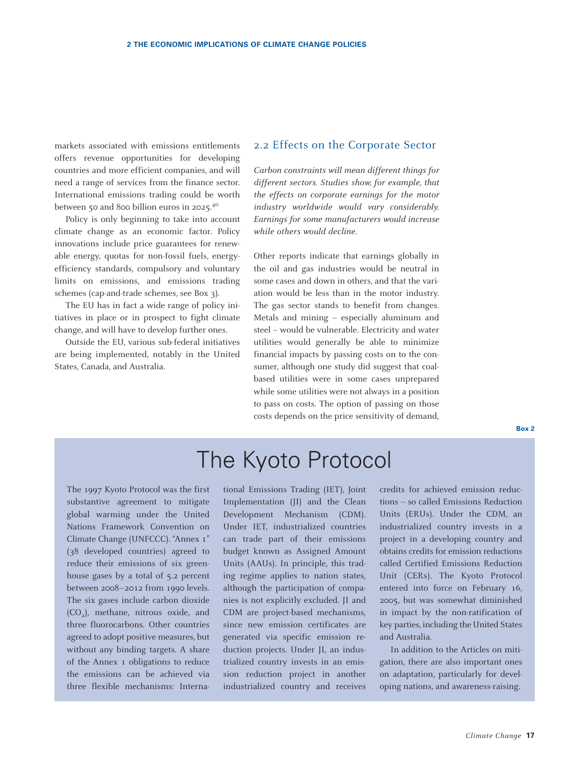markets associated with emissions entitlements offers revenue opportunities for developing countries and more efficient companies, and will need a range of services from the finance sector. International emissions trading could be worth between 50 and 800 billion euros in 2025.[40]

Policy is only beginning to take into account climate change as an economic factor. Policy innovations include price guarantees for renewable energy, quotas for non-fossil fuels, energy-efficiency standards, compulsory and voluntary limits on emissions, and emissions trading schemes (cap-and-trade schemes, see Box 3).

The EU has in fact a wide range of policy initiatives in place or in prospect to fight climate change, and will have to develop further ones.

Outside the EU, various sub-federal initiatives are being implemented, notably in the United States, Canada, and Australia.

## 2.2 Effects on the Corporate Sector

*Carbon constraints will mean different things for different sectors. Studies show, for example, that the effects on corporate earnings for the motor industry worldwide would vary considerably. Earnings for some manufacturers would increase while others would decline.*

Other reports indicate that earnings globally in the oil and gas industries would be neutral in some cases and down in others, and that the variation would be less than in the motor industry. The gas sector stands to benefit from changes. Metals and mining – especially aluminum and steel – would be vulnerable. Electricity and water utilities would generally be able to minimize financial impacts by passing costs on to the consumer, although one study did suggest that coal-based utilities were in some cases unprepared while some utilities were not always in a position to pass on costs. The option of passing on those costs depends on the price sensitivity of demand,

**Box 2**

## The Kyoto Protocol

The 1997 Kyoto Protocol was the first substantive agreement to mitigate global warming under the United Nations Framework Convention on Climate Change (UNFCCC). "Annex 1" (38 developed countries) agreed to reduce their emissions of six greenhouse gases by a total of 5.2 percent between 2008–2012 from 1990 levels. The six gases include carbon dioxide ($CO_2$), methane, nitrous oxide, and three fluorocarbons. Other countries agreed to adopt positive measures, but without any binding targets. A share of the Annex 1 obligations to reduce the emissions can be achieved via three flexible mechanisms: International Emissions Trading (IET), Joint Implementation (JI) and the Clean Development Mechanism (CDM). Under IET, industrialized countries can trade part of their emissions budget known as Assigned Amount Units (AAUs). In principle, this trading regime applies to nation states, although the participation of companies is not explicitly excluded. JI and CDM are project-based mechanisms, since new emission certificates are generated via specific emission reduction projects. Under JI, an industrialized country invests in an emission reduction project in another industrialized country and receives credits for achieved emission reductions – so called Emissions Reduction Units (ERUs). Under the CDM, an industrialized country invests in a project in a developing country and obtains credits for emission reductions called Certified Emissions Reduction Unit (CERs). The Kyoto Protocol entered into force on February 16, 2005, but was somewhat diminished in impact by the non-ratification of key parties, including the United States and Australia.

In addition to the Articles on mitigation, there are also important ones on adaptation, particularly for developing nations, and awareness-raising.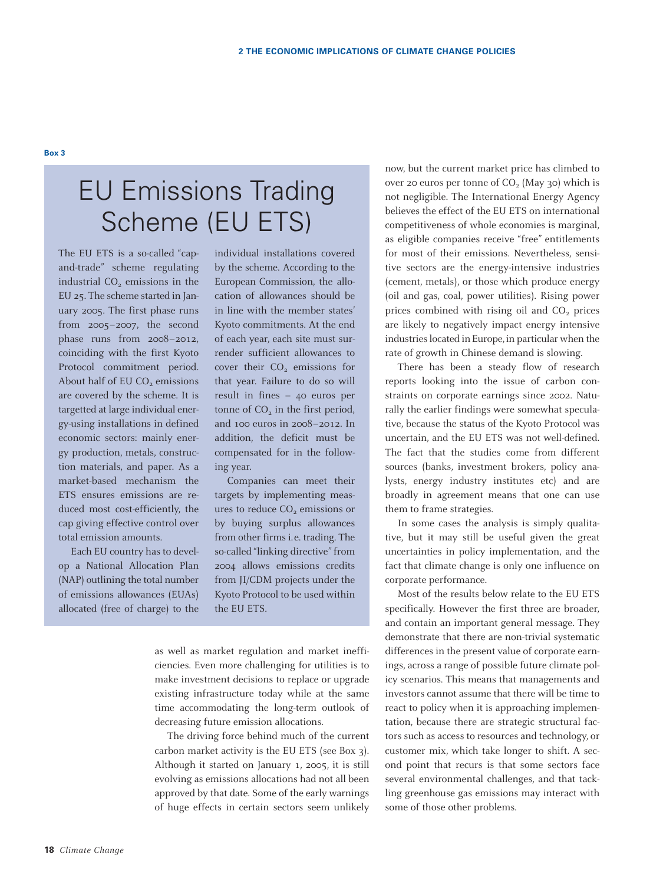**Box 3**

# EU Emissions Trading Scheme (EU ETS)

The EU ETS is a so-called "cap-and-trade" scheme regulating industrial $CO_2$ emissions in the EU 25. The scheme started in January 2005. The first phase runs from 2005–2007, the second phase runs from 2008–2012, coinciding with the first Kyoto Protocol commitment period. About half of EU $CO_2$ emissions are covered by the scheme. It is targetted at large individual energy-using installations in defined economic sectors: mainly energy production, metals, construction materials, and paper. As a market-based mechanism the ETS ensures emissions are reduced most cost-efficiently, the cap giving effective control over total emission amounts.

Each EU country has to develop a National Allocation Plan (NAP) outlining the total number of emissions allowances (EUAs) allocated (free of charge) to the individual installations covered by the scheme. According to the European Commission, the allocation of allowances should be in line with the member states' Kyoto commitments. At the end of each year, each site must surrender sufficient allowances to cover their $CO_2$ emissions for that year. Failure to do so will result in fines – 40 euros per tonne of $CO_2$ in the first period, and 100 euros in 2008–2012. In addition, the deficit must be compensated for in the following year.

Companies can meet their targets by implementing measures to reduce $CO_2$ emissions or by buying surplus allowances from other firms i.e. trading. The so-called "linking directive" from 2004 allows emissions credits from JI/CDM projects under the Kyoto Protocol to be used within the EU ETS.

---

as well as market regulation and market inefficiencies. Even more challenging for utilities is to make investment decisions to replace or upgrade existing infrastructure today while at the same time accommodating the long-term outlook of decreasing future emission allocations.

The driving force behind much of the current carbon market activity is the EU ETS (see Box 3). Although it started on January 1, 2005, it is still evolving as emissions allocations had not all been approved by that date. Some of the early warnings of huge effects in certain sectors seem unlikely now, but the current market price has climbed to over 20 euros per tonne of $CO_2$ (May 30) which is not negligible. The International Energy Agency believes the effect of the EU ETS on international competitiveness of whole economies is marginal, as eligible companies receive "free" entitlements for most of their emissions. Nevertheless, sensitive sectors are the energy-intensive industries (cement, metals), or those which produce energy (oil and gas, coal, power utilities). Rising power prices combined with rising oil and $CO_2$ prices are likely to negatively impact energy intensive industries located in Europe, in particular when the rate of growth in Chinese demand is slowing.

There has been a steady flow of research reports looking into the issue of carbon constraints on corporate earnings since 2002. Naturally the earlier findings were somewhat speculative, because the status of the Kyoto Protocol was uncertain, and the EU ETS was not well-defined. The fact that the studies come from different sources (banks, investment brokers, policy analysts, energy industry institutes etc) and are broadly in agreement means that one can use them to frame strategies.

In some cases the analysis is simply qualitative, but it may still be useful given the great uncertainties in policy implementation, and the fact that climate change is only one influence on corporate performance.

Most of the results below relate to the EU ETS specifically. However the first three are broader, and contain an important general message. They demonstrate that there are non-trivial systematic differences in the present value of corporate earnings, across a range of possible future climate policy scenarios. This means that managements and investors cannot assume that there will be time to react to policy when it is approaching implementation, because there are strategic structural factors such as access to resources and technology, or customer mix, which take longer to shift. A second point that recurs is that some sectors face several environmental challenges, and that tackling greenhouse gas emissions may interact with some of those other problems.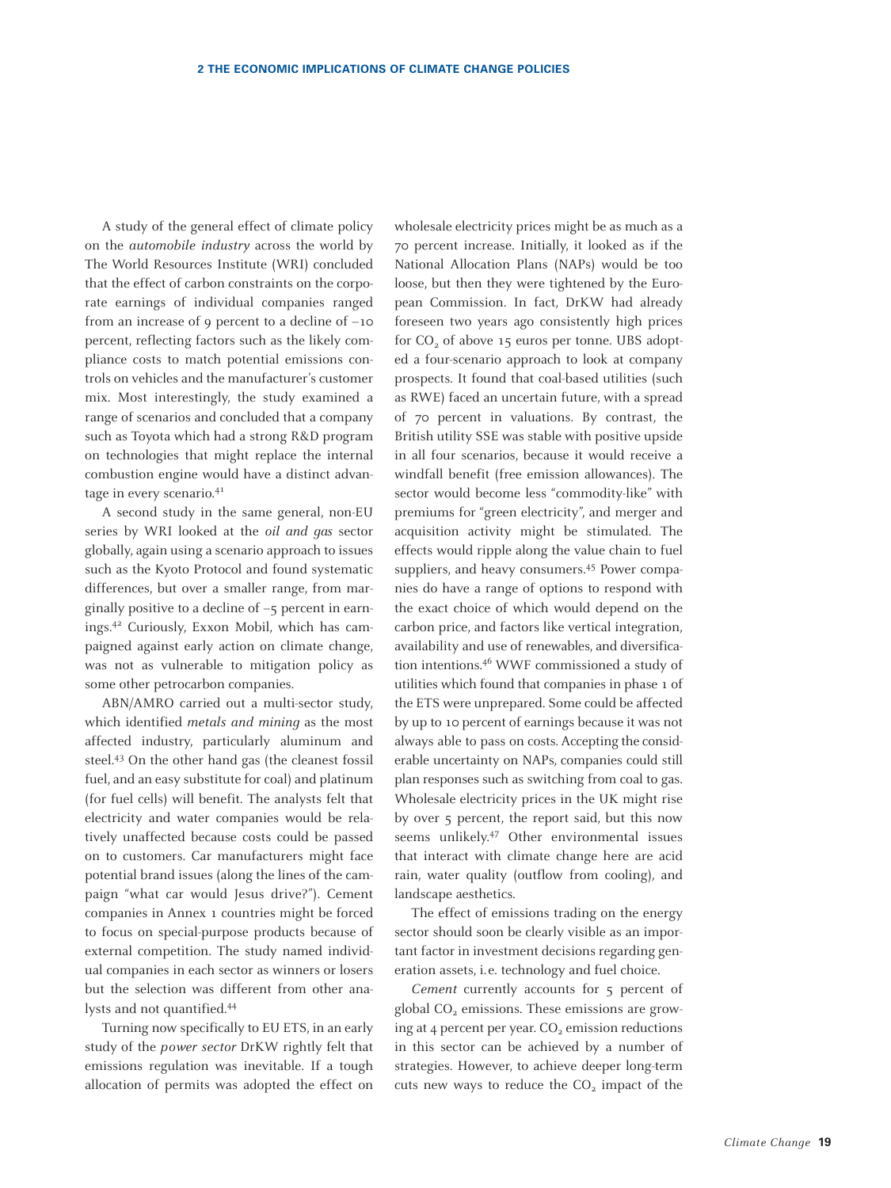A study of the general effect of climate policy on the *automobile industry* across the world by The World Resources Institute (WRI) concluded that the effect of carbon constraints on the corporate earnings of individual companies ranged from an increase of 9 percent to a decline of –10 percent, reflecting factors such as the likely compliance costs to match potential emissions controls on vehicles and the manufacturer's customer mix. Most interestingly, the study examined a range of scenarios and concluded that a company such as Toyota which had a strong R&D program on technologies that might replace the internal combustion engine would have a distinct advantage in every scenario.[41]

A second study in the same general, non-EU series by WRI looked at the *oil and gas* sector globally, again using a scenario approach to issues such as the Kyoto Protocol and found systematic differences, but over a smaller range, from marginally positive to a decline of –5 percent in earnings.[42] Curiously, Exxon Mobil, which has campaigned against early action on climate change, was not as vulnerable to mitigation policy as some other petrocarbon companies.

ABN/AMRO carried out a multi-sector study, which identified *metals and mining* as the most affected industry, particularly aluminum and steel.[43] On the other hand gas (the cleanest fossil fuel, and an easy substitute for coal) and platinum (for fuel cells) will benefit. The analysts felt that electricity and water companies would be relatively unaffected because costs could be passed on to customers. Car manufacturers might face potential brand issues (along the lines of the campaign "what car would Jesus drive?"). Cement companies in Annex 1 countries might be forced to focus on special-purpose products because of external competition. The study named individual companies in each sector as winners or losers but the selection was different from other analysts and not quantified.[44]

Turning now specifically to EU ETS, in an early study of the *power sector* DrKW rightly felt that emissions regulation was inevitable. If a tough allocation of permits was adopted the effect on wholesale electricity prices might be as much as a 70 percent increase. Initially, it looked as if the National Allocation Plans (NAPs) would be too loose, but then they were tightened by the European Commission. In fact, DrKW had already foreseen two years ago consistently high prices for $CO_2$ of above 15 euros per tonne. UBS adopted a four-scenario approach to look at company prospects. It found that coal-based utilities (such as RWE) faced an uncertain future, with a spread of 70 percent in valuations. By contrast, the British utility SSE was stable with positive upside in all four scenarios, because it would receive a windfall benefit (free emission allowances). The sector would become less "commodity-like" with premiums for "green electricity", and merger and acquisition activity might be stimulated. The effects would ripple along the value chain to fuel suppliers, and heavy consumers.[45] Power companies do have a range of options to respond with the exact choice of which would depend on the carbon price, and factors like vertical integration, availability and use of renewables, and diversification intentions.[46] WWF commissioned a study of utilities which found that companies in phase 1 of the ETS were unprepared. Some could be affected by up to 10 percent of earnings because it was not always able to pass on costs. Accepting the considerable uncertainty on NAPs, companies could still plan responses such as switching from coal to gas. Wholesale electricity prices in the UK might rise by over 5 percent, the report said, but this now seems unlikely.[47] Other environmental issues that interact with climate change here are acid rain, water quality (outflow from cooling), and landscape aesthetics.

The effect of emissions trading on the energy sector should soon be clearly visible as an important factor in investment decisions regarding generation assets, i.e. technology and fuel choice.

*Cement* currently accounts for 5 percent of global $CO_2$ emissions. These emissions are growing at 4 percent per year. $CO_2$ emission reductions in this sector can be achieved by a number of strategies. However, to achieve deeper long-term cuts new ways to reduce the $CO_2$ impact of the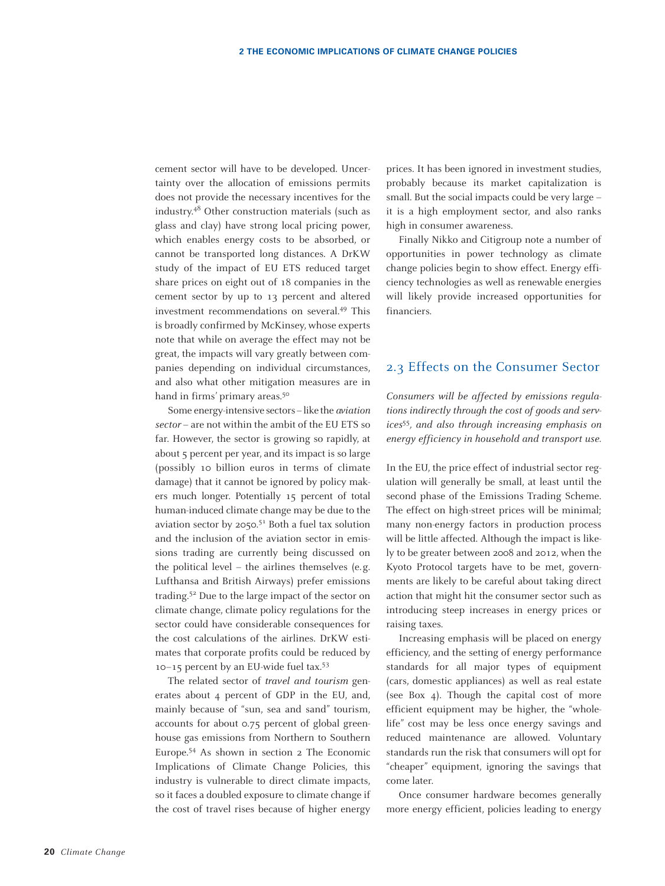cement sector will have to be developed. Uncertainty over the allocation of emissions permits does not provide the necessary incentives for the industry.[48] Other construction materials (such as glass and clay) have strong local pricing power, which enables energy costs to be absorbed, or cannot be transported long distances. A DrKW study of the impact of EU ETS reduced target share prices on eight out of 18 companies in the cement sector by up to 13 percent and altered investment recommendations on several.[49] This is broadly confirmed by McKinsey, whose experts note that while on average the effect may not be great, the impacts will vary greatly between companies depending on individual circumstances, and also what other mitigation measures are in hand in firms' primary areas.[50]

Some energy-intensive sectors – like the *aviation sector* – are not within the ambit of the EU ETS so far. However, the sector is growing so rapidly, at about 5 percent per year, and its impact is so large (possibly 10 billion euros in terms of climate damage) that it cannot be ignored by policy makers much longer. Potentially 15 percent of total human-induced climate change may be due to the aviation sector by 2050.[51] Both a fuel tax solution and the inclusion of the aviation sector in emissions trading are currently being discussed on the political level – the airlines themselves (e.g. Lufthansa and British Airways) prefer emissions trading.[52] Due to the large impact of the sector on climate change, climate policy regulations for the sector could have considerable consequences for the cost calculations of the airlines. DrKW estimates that corporate profits could be reduced by 10–15 percent by an EU-wide fuel tax.[53]

The related sector of *travel and tourism* generates about 4 percent of GDP in the EU, and, mainly because of "sun, sea and sand" tourism, accounts for about 0.75 percent of global greenhouse gas emissions from Northern to Southern Europe.[54] As shown in section 2 The Economic Implications of Climate Change Policies, this industry is vulnerable to direct climate impacts, so it faces a doubled exposure to climate change if the cost of travel rises because of higher energy prices. It has been ignored in investment studies, probably because its market capitalization is small. But the social impacts could be very large – it is a high employment sector, and also ranks high in consumer awareness.

Finally Nikko and Citigroup note a number of opportunities in power technology as climate change policies begin to show effect. Energy efficiency technologies as well as renewable energies will likely provide increased opportunities for financiers.

## 2.3 Effects on the Consumer Sector

*Consumers will be affected by emissions regulations indirectly through the cost of goods and services[55], and also through increasing emphasis on energy efficiency in household and transport use.*

In the EU, the price effect of industrial sector regulation will generally be small, at least until the second phase of the Emissions Trading Scheme. The effect on high-street prices will be minimal; many non-energy factors in production process will be little affected. Although the impact is likely to be greater between 2008 and 2012, when the Kyoto Protocol targets have to be met, governments are likely to be careful about taking direct action that might hit the consumer sector such as introducing steep increases in energy prices or raising taxes.

Increasing emphasis will be placed on energy efficiency, and the setting of energy performance standards for all major types of equipment (cars, domestic appliances) as well as real estate (see Box 4). Though the capital cost of more efficient equipment may be higher, the "whole-life" cost may be less once energy savings and reduced maintenance are allowed. Voluntary standards run the risk that consumers will opt for "cheaper" equipment, ignoring the savings that come later.

Once consumer hardware becomes generally more energy efficient, policies leading to energy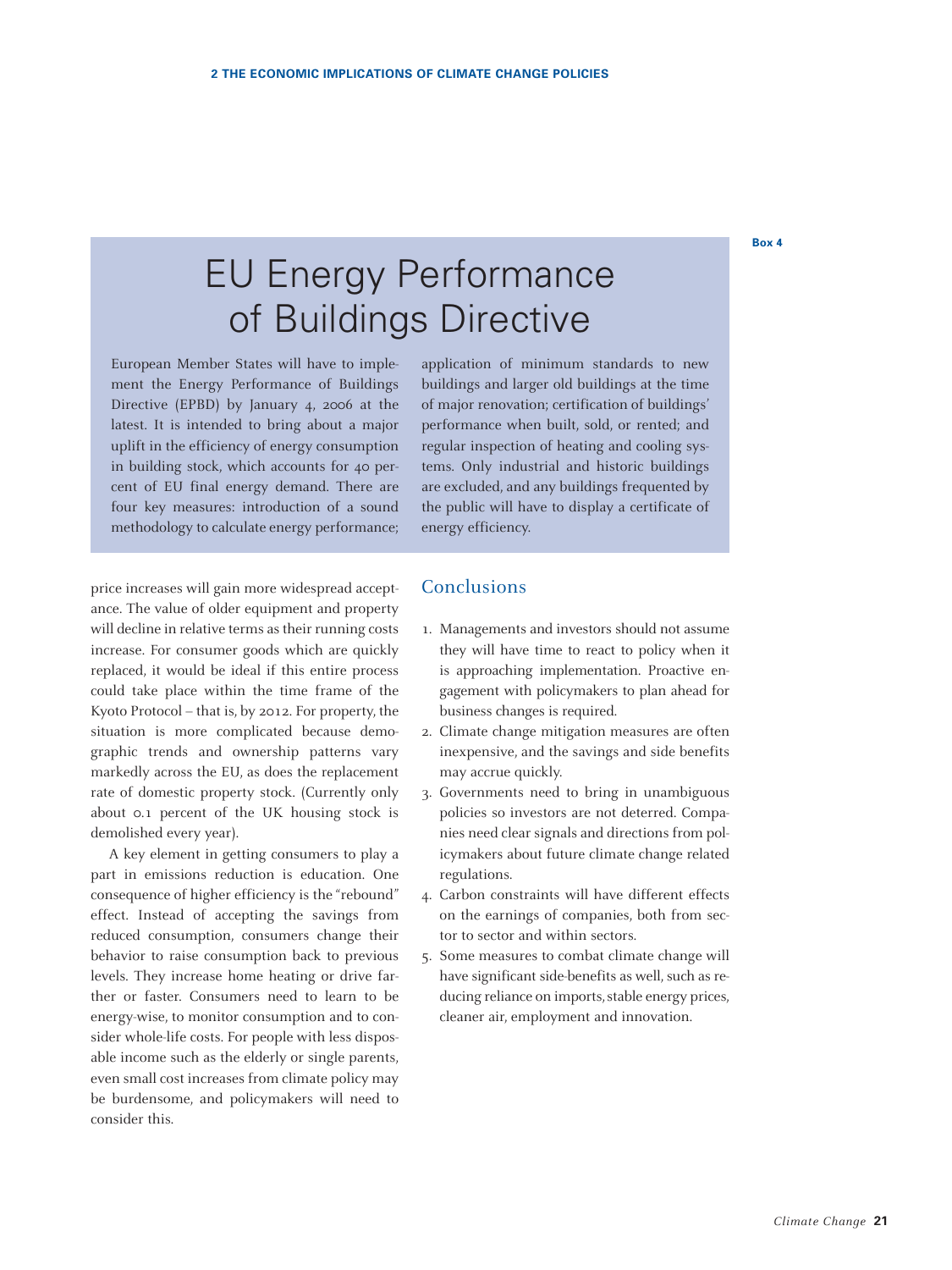Box 4

## EU Energy Performance of Buildings Directive

European Member States will have to implement the Energy Performance of Buildings Directive (EPBD) by January 4, 2006 at the latest. It is intended to bring about a major uplift in the efficiency of energy consumption in building stock, which accounts for 40 percent of EU final energy demand. There are four key measures: introduction of a sound methodology to calculate energy performance; application of minimum standards to new buildings and larger old buildings at the time of major renovation; certification of buildings' performance when built, sold, or rented; and regular inspection of heating and cooling systems. Only industrial and historic buildings are excluded, and any buildings frequented by the public will have to display a certificate of energy efficiency.

price increases will gain more widespread acceptance. The value of older equipment and property will decline in relative terms as their running costs increase. For consumer goods which are quickly replaced, it would be ideal if this entire process could take place within the time frame of the Kyoto Protocol – that is, by 2012. For property, the situation is more complicated because demographic trends and ownership patterns vary markedly across the EU, as does the replacement rate of domestic property stock. (Currently only about 0.1 percent of the UK housing stock is demolished every year).

A key element in getting consumers to play a part in emissions reduction is education. One consequence of higher efficiency is the "rebound" effect. Instead of accepting the savings from reduced consumption, consumers change their behavior to raise consumption back to previous levels. They increase home heating or drive farther or faster. Consumers need to learn to be energy-wise, to monitor consumption and to consider whole-life costs. For people with less disposable income such as the elderly or single parents, even small cost increases from climate policy may be burdensome, and policymakers will need to consider this.

## Conclusions

1. Managements and investors should not assume they will have time to react to policy when it is approaching implementation. Proactive engagement with policymakers to plan ahead for business changes is required.
2. Climate change mitigation measures are often inexpensive, and the savings and side benefits may accrue quickly.
3. Governments need to bring in unambiguous policies so investors are not deterred. Companies need clear signals and directions from policymakers about future climate change related regulations.
4. Carbon constraints will have different effects on the earnings of companies, both from sector to sector and within sectors.
5. Some measures to combat climate change will have significant side-benefits as well, such as reducing reliance on imports, stable energy prices, cleaner air, employment and innovation.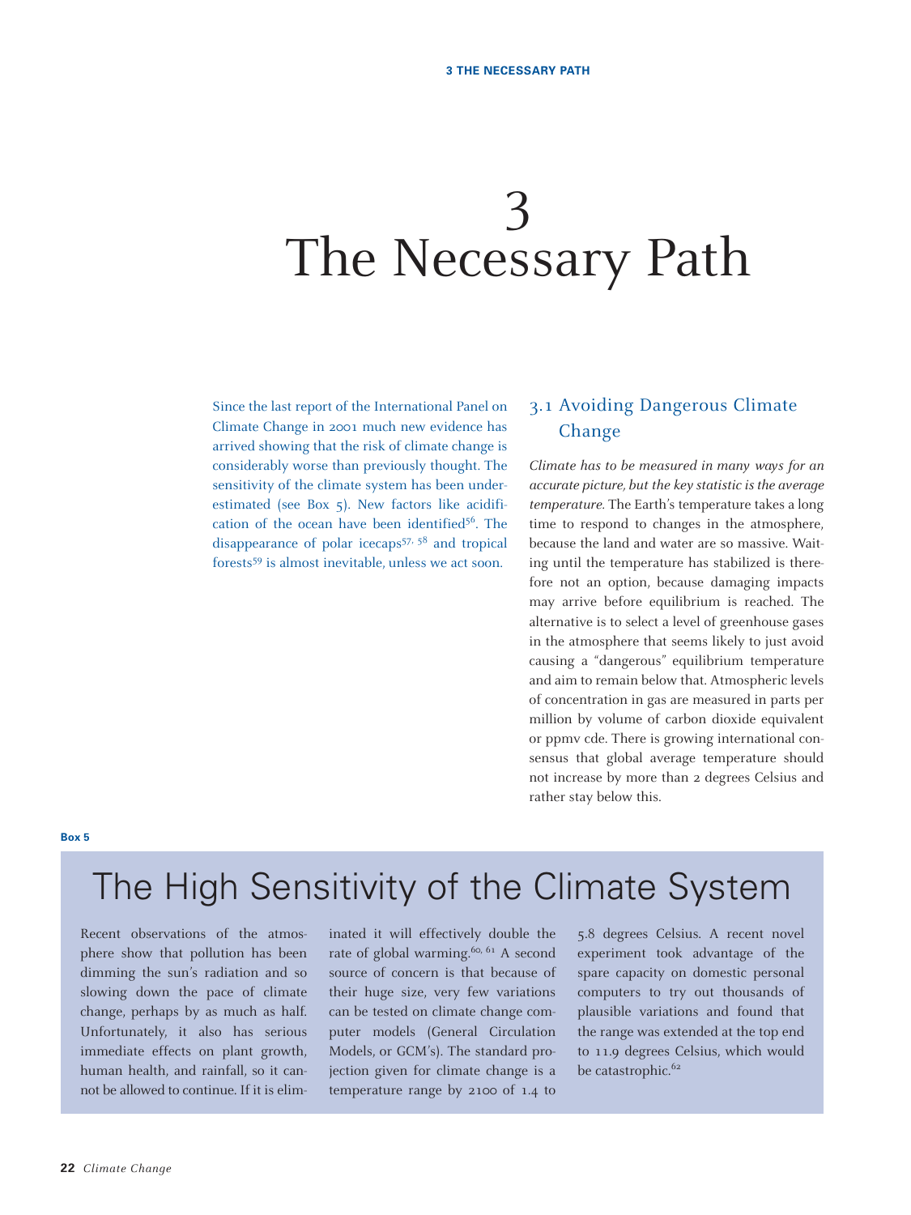# 3 The Necessary Path

Since the last report of the International Panel on Climate Change in 2001 much new evidence has arrived showing that the risk of climate change is considerably worse than previously thought. The sensitivity of the climate system has been underestimated (see Box 5). New factors like acidification of the ocean have been identified[56]. The disappearance of polar icecaps[57, 58] and tropical forests[59] is almost inevitable, unless we act soon.

## 3.1 Avoiding Dangerous Climate Change

*Climate has to be measured in many ways for an accurate picture, but the key statistic is the average temperature.* The Earth's temperature takes a long time to respond to changes in the atmosphere, because the land and water are so massive. Waiting until the temperature has stabilized is therefore not an option, because damaging impacts may arrive before equilibrium is reached. The alternative is to select a level of greenhouse gases in the atmosphere that seems likely to just avoid causing a "dangerous" equilibrium temperature and aim to remain below that. Atmospheric levels of concentration in gas are measured in parts per million by volume of carbon dioxide equivalent or ppmv cde. There is growing international consensus that global average temperature should not increase by more than 2 degrees Celsius and rather stay below this.

**Box 5**

### The High Sensitivity of the Climate System

Recent observations of the atmosphere show that pollution has been dimming the sun's radiation and so slowing down the pace of climate change, perhaps by as much as half. Unfortunately, it also has serious immediate effects on plant growth, human health, and rainfall, so it cannot be allowed to continue. If it is eliminated it will effectively double the rate of global warming.[60, 61] A second source of concern is that because of their huge size, very few variations can be tested on climate change computer models (General Circulation Models, or GCM's). The standard projection given for climate change is a temperature range by 2100 of 1.4 to 5.8 degrees Celsius. A recent novel experiment took advantage of the spare capacity on domestic personal computers to try out thousands of plausible variations and found that the range was extended at the top end to 11.9 degrees Celsius, which would be catastrophic.[62]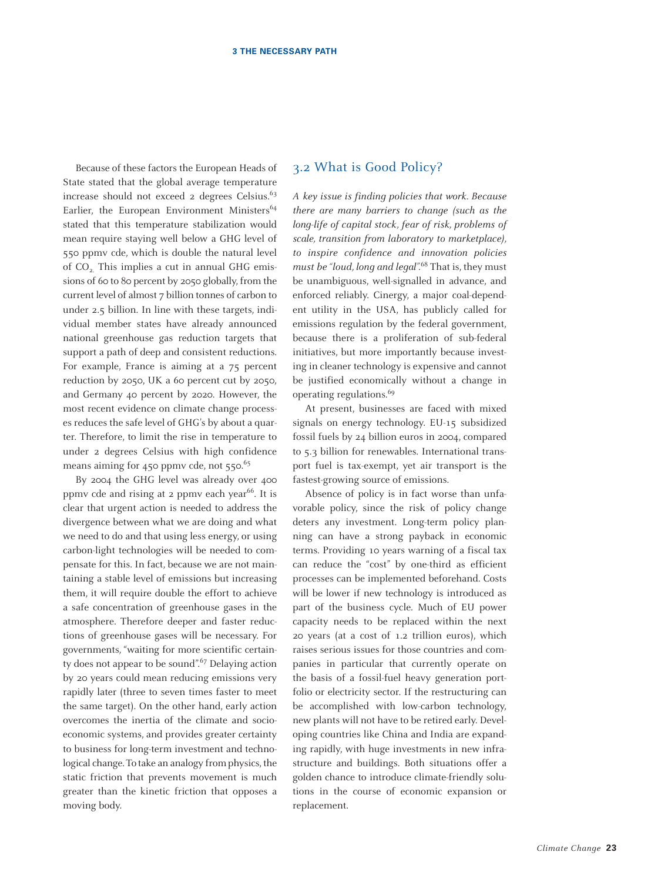Because of these factors the European Heads of State stated that the global average temperature increase should not exceed 2 degrees Celsius.[63] Earlier, the European Environment Ministers[64] stated that this temperature stabilization would mean require staying well below a GHG level of 550 ppmv cde, which is double the natural level of $CO_2$. This implies a cut in annual GHG emissions of 60 to 80 percent by 2050 globally, from the current level of almost 7 billion tonnes of carbon to under 2.5 billion. In line with these targets, individual member states have already announced national greenhouse gas reduction targets that support a path of deep and consistent reductions. For example, France is aiming at a 75 percent reduction by 2050, UK a 60 percent cut by 2050, and Germany 40 percent by 2020. However, the most recent evidence on climate change processes reduces the safe level of GHG's by about a quarter. Therefore, to limit the rise in temperature to under 2 degrees Celsius with high confidence means aiming for 450 ppmv cde, not 550.[65]

By 2004 the GHG level was already over 400 ppmv cde and rising at 2 ppmv each year[66]. It is clear that urgent action is needed to address the divergence between what we are doing and what we need to do and that using less energy, or using carbon-light technologies will be needed to compensate for this. In fact, because we are not maintaining a stable level of emissions but increasing them, it will require double the effort to achieve a safe concentration of greenhouse gases in the atmosphere. Therefore deeper and faster reductions of greenhouse gases will be necessary. For governments, "waiting for more scientific certainty does not appear to be sound".[67] Delaying action by 20 years could mean reducing emissions very rapidly later (three to seven times faster to meet the same target). On the other hand, early action overcomes the inertia of the climate and socio-economic systems, and provides greater certainty to business for long-term investment and technological change. To take an analogy from physics, the static friction that prevents movement is much greater than the kinetic friction that opposes a moving body.

## 3.2 What is Good Policy?

*A key issue is finding policies that work. Because there are many barriers to change (such as the long-life of capital stock, fear of risk, problems of scale, transition from laboratory to marketplace), to inspire confidence and innovation policies must be "loud, long and legal".*[68] That is, they must be unambiguous, well-signalled in advance, and enforced reliably. Cinergy, a major coal-dependent utility in the USA, has publicly called for emissions regulation by the federal government, because there is a proliferation of sub-federal initiatives, but more importantly because investing in cleaner technology is expensive and cannot be justified economically without a change in operating regulations.[69]

At present, businesses are faced with mixed signals on energy technology. EU-15 subsidized fossil fuels by 24 billion euros in 2004, compared to 5.3 billion for renewables. International transport fuel is tax-exempt, yet air transport is the fastest-growing source of emissions.

Absence of policy is in fact worse than unfavorable policy, since the risk of policy change deters any investment. Long-term policy planning can have a strong payback in economic terms. Providing 10 years warning of a fiscal tax can reduce the "cost" by one-third as efficient processes can be implemented beforehand. Costs will be lower if new technology is introduced as part of the business cycle. Much of EU power capacity needs to be replaced within the next 20 years (at a cost of 1.2 trillion euros), which raises serious issues for those countries and companies in particular that currently operate on the basis of a fossil-fuel heavy generation portfolio or electricity sector. If the restructuring can be accomplished with low-carbon technology, new plants will not have to be retired early. Developing countries like China and India are expanding rapidly, with huge investments in new infrastructure and buildings. Both situations offer a golden chance to introduce climate-friendly solutions in the course of economic expansion or replacement.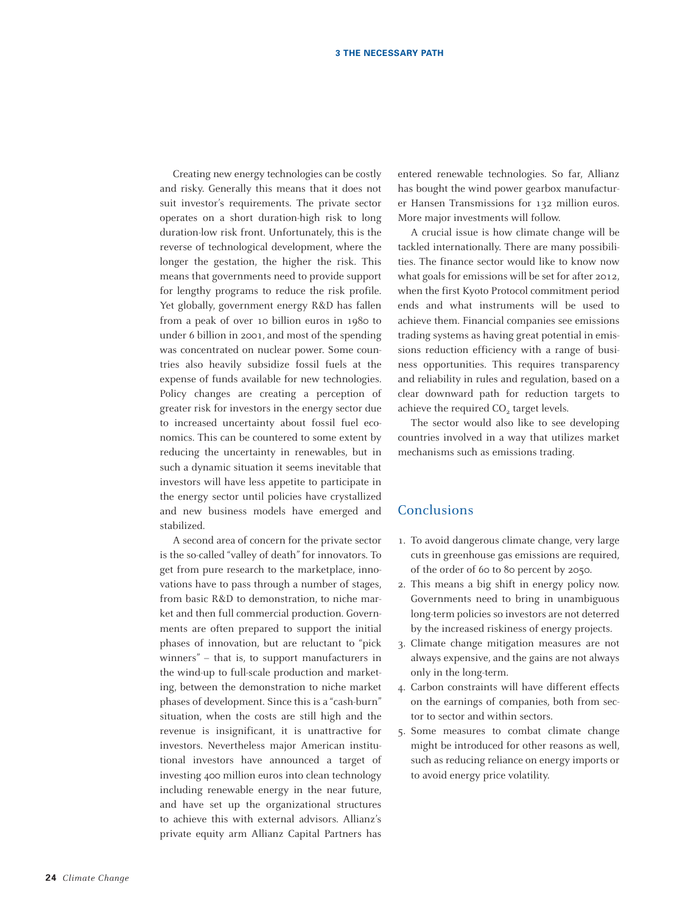Creating new energy technologies can be costly and risky. Generally this means that it does not suit investor's requirements. The private sector operates on a short duration-high risk to long duration-low risk front. Unfortunately, this is the reverse of technological development, where the longer the gestation, the higher the risk. This means that governments need to provide support for lengthy programs to reduce the risk profile. Yet globally, government energy R&D has fallen from a peak of over 10 billion euros in 1980 to under 6 billion in 2001, and most of the spending was concentrated on nuclear power. Some countries also heavily subsidize fossil fuels at the expense of funds available for new technologies. Policy changes are creating a perception of greater risk for investors in the energy sector due to increased uncertainty about fossil fuel economics. This can be countered to some extent by reducing the uncertainty in renewables, but in such a dynamic situation it seems inevitable that investors will have less appetite to participate in the energy sector until policies have crystallized and new business models have emerged and stabilized.

A second area of concern for the private sector is the so-called "valley of death" for innovators. To get from pure research to the marketplace, innovations have to pass through a number of stages, from basic R&D to demonstration, to niche market and then full commercial production. Governments are often prepared to support the initial phases of innovation, but are reluctant to "pick winners" – that is, to support manufacturers in the wind-up to full-scale production and marketing, between the demonstration to niche market phases of development. Since this is a "cash-burn" situation, when the costs are still high and the revenue is insignificant, it is unattractive for investors. Nevertheless major American institutional investors have announced a target of investing 400 million euros into clean technology including renewable energy in the near future, and have set up the organizational structures to achieve this with external advisors. Allianz's private equity arm Allianz Capital Partners has entered renewable technologies. So far, Allianz has bought the wind power gearbox manufacturer Hansen Transmissions for 132 million euros. More major investments will follow.

A crucial issue is how climate change will be tackled internationally. There are many possibilities. The finance sector would like to know now what goals for emissions will be set for after 2012, when the first Kyoto Protocol commitment period ends and what instruments will be used to achieve them. Financial companies see emissions trading systems as having great potential in emissions reduction efficiency with a range of business opportunities. This requires transparency and reliability in rules and regulation, based on a clear downward path for reduction targets to achieve the required $CO_2$ target levels.

The sector would also like to see developing countries involved in a way that utilizes market mechanisms such as emissions trading.

## Conclusions

1. To avoid dangerous climate change, very large cuts in greenhouse gas emissions are required, of the order of 60 to 80 percent by 2050.
2. This means a big shift in energy policy now. Governments need to bring in unambiguous long-term policies so investors are not deterred by the increased riskiness of energy projects.
3. Climate change mitigation measures are not always expensive, and the gains are not always only in the long-term.
4. Carbon constraints will have different effects on the earnings of companies, both from sector to sector and within sectors.
5. Some measures to combat climate change might be introduced for other reasons as well, such as reducing reliance on energy imports or to avoid energy price volatility.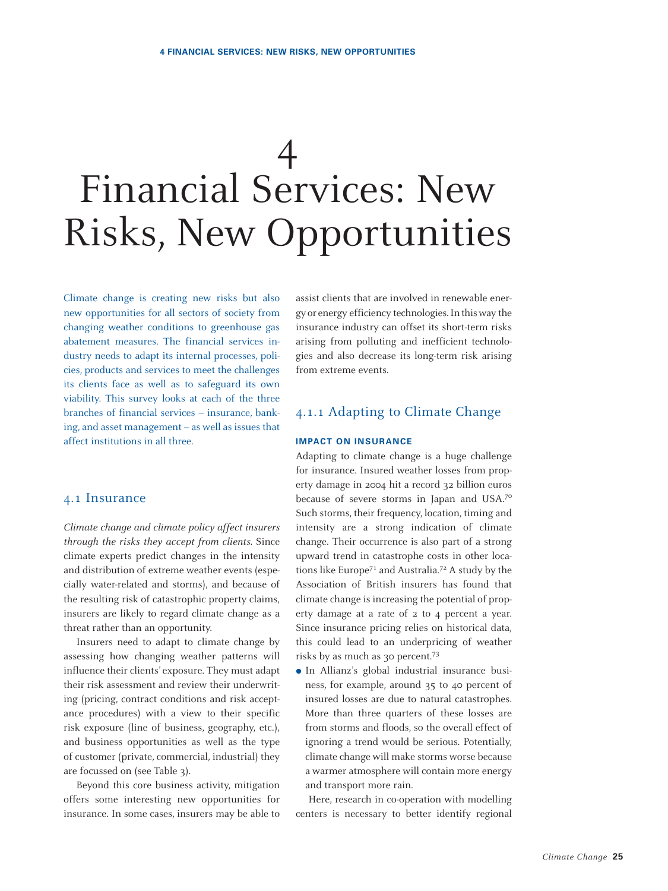# 4 Financial Services: New Risks, New Opportunities

Climate change is creating new risks but also new opportunities for all sectors of society from changing weather conditions to greenhouse gas abatement measures. The financial services industry needs to adapt its internal processes, policies, products and services to meet the challenges its clients face as well as to safeguard its own viability. This survey looks at each of the three branches of financial services – insurance, banking, and asset management – as well as issues that affect institutions in all three.

## 4.1 Insurance

*Climate change and climate policy affect insurers through the risks they accept from clients.* Since climate experts predict changes in the intensity and distribution of extreme weather events (especially water-related and storms), and because of the resulting risk of catastrophic property claims, insurers are likely to regard climate change as a threat rather than an opportunity.

Insurers need to adapt to climate change by assessing how changing weather patterns will influence their clients' exposure. They must adapt their risk assessment and review their underwriting (pricing, contract conditions and risk acceptance procedures) with a view to their specific risk exposure (line of business, geography, etc.), and business opportunities as well as the type of customer (private, commercial, industrial) they are focussed on (see Table 3).

Beyond this core business activity, mitigation offers some interesting new opportunities for insurance. In some cases, insurers may be able to assist clients that are involved in renewable energy or energy efficiency technologies. In this way the insurance industry can offset its short-term risks arising from polluting and inefficient technologies and also decrease its long-term risk arising from extreme events.

### 4.1.1 Adapting to Climate Change

**IMPACT ON INSURANCE**

Adapting to climate change is a huge challenge for insurance. Insured weather losses from property damage in 2004 hit a record 32 billion euros because of severe storms in Japan and USA.[70] Such storms, their frequency, location, timing and intensity are a strong indication of climate change. Their occurrence is also part of a strong upward trend in catastrophe costs in other locations like Europe[71] and Australia.[72] A study by the Association of British insurers has found that climate change is increasing the potential of property damage at a rate of 2 to 4 percent a year. Since insurance pricing relies on historical data, this could lead to an underpricing of weather risks by as much as 30 percent.[73]

- In Allianz's global industrial insurance business, for example, around 35 to 40 percent of insured losses are due to natural catastrophes. More than three quarters of these losses are from storms and floods, so the overall effect of ignoring a trend would be serious. Potentially, climate change will make storms worse because a warmer atmosphere will contain more energy and transport more rain.

Here, research in co-operation with modelling centers is necessary to better identify regional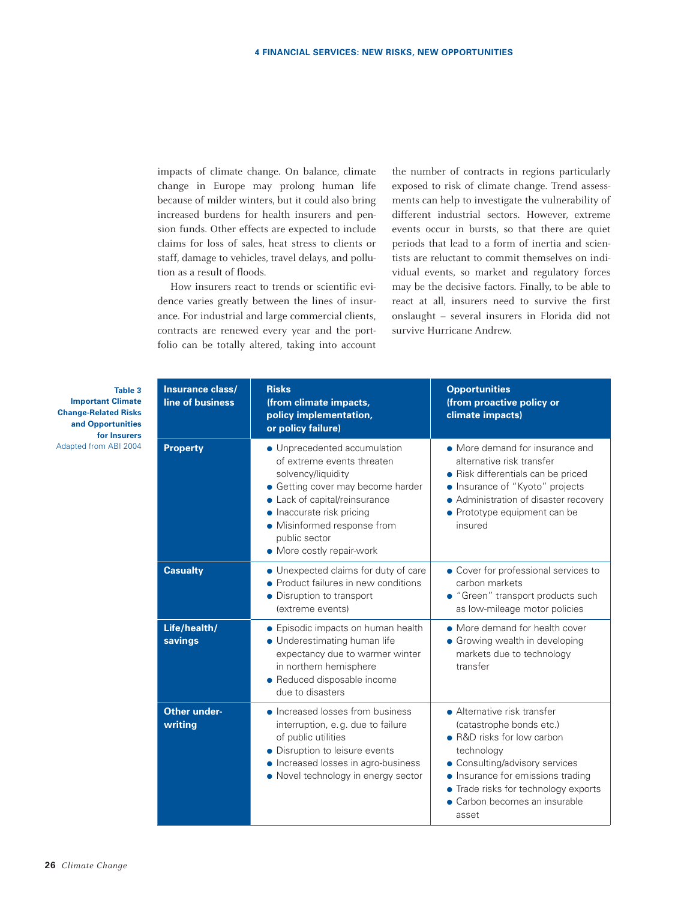impacts of climate change. On balance, climate change in Europe may prolong human life because of milder winters, but it could also bring increased burdens for health insurers and pension funds. Other effects are expected to include claims for loss of sales, heat stress to clients or staff, damage to vehicles, travel delays, and pollution as a result of floods.

How insurers react to trends or scientific evidence varies greatly between the lines of insurance. For industrial and large commercial clients, contracts are renewed every year and the portfolio can be totally altered, taking into account the number of contracts in regions particularly exposed to risk of climate change. Trend assessments can help to investigate the vulnerability of different industrial sectors. However, extreme events occur in bursts, so that there are quiet periods that lead to a form of inertia and scientists are reluctant to commit themselves on individual events, so market and regulatory forces may be the decisive factors. Finally, to be able to react at all, insurers need to survive the first onslaught – several insurers in Florida did not survive Hurricane Andrew.

**Table 3 Important Climate Change-Related Risks and Opportunities for Insurers**
Adapted from ABI 2004

| Insurance class/ line of business | Risks (from climate impacts, policy implementation, or policy failure) | Opportunities (from proactive policy or climate impacts) |
|---|---|---|
| **Property** | • Unprecedented accumulation of extreme events threaten solvency/liquidity<br>• Getting cover may become harder<br>• Lack of capital/reinsurance<br>• Inaccurate risk pricing<br>• Misinformed response from public sector<br>• More costly repair-work | • More demand for insurance and alternative risk transfer<br>• Risk differentials can be priced<br>• Insurance of "Kyoto" projects<br>• Administration of disaster recovery<br>• Prototype equipment can be insured |
| **Casualty** | • Unexpected claims for duty of care<br>• Product failures in new conditions<br>• Disruption to transport (extreme events) | • Cover for professional services to carbon markets<br>• "Green" transport products such as low-mileage motor policies |
| **Life/health/ savings** | • Episodic impacts on human health<br>• Underestimating human life expectancy due to warmer winter in northern hemisphere<br>• Reduced disposable income due to disasters | • More demand for health cover<br>• Growing wealth in developing markets due to technology transfer |
| **Other under-writing** | • Increased losses from business interruption, e.g. due to failure of public utilities<br>• Disruption to leisure events<br>• Increased losses in agro-business<br>• Novel technology in energy sector | • Alternative risk transfer (catastrophe bonds etc.)<br>• R&D risks for low carbon technology<br>• Consulting/advisory services<br>• Insurance for emissions trading<br>• Trade risks for technology exports<br>• Carbon becomes an insurable asset |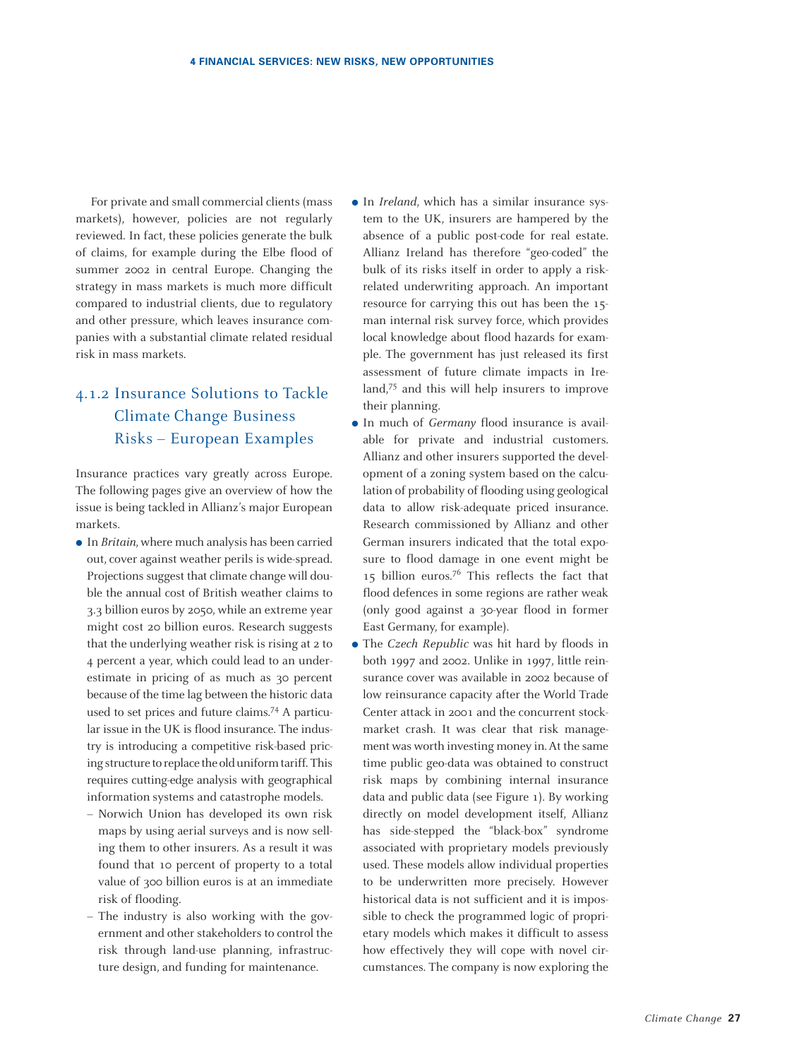For private and small commercial clients (mass markets), however, policies are not regularly reviewed. In fact, these policies generate the bulk of claims, for example during the Elbe flood of summer 2002 in central Europe. Changing the strategy in mass markets is much more difficult compared to industrial clients, due to regulatory and other pressure, which leaves insurance companies with a substantial climate related residual risk in mass markets.

### 4.1.2 Insurance Solutions to Tackle Climate Change Business Risks – European Examples

Insurance practices vary greatly across Europe. The following pages give an overview of how the issue is being tackled in Allianz's major European markets.

- In *Britain*, where much analysis has been carried out, cover against weather perils is wide-spread. Projections suggest that climate change will double the annual cost of British weather claims to 3.3 billion euros by 2050, while an extreme year might cost 20 billion euros. Research suggests that the underlying weather risk is rising at 2 to 4 percent a year, which could lead to an underestimate in pricing of as much as 30 percent because of the time lag between the historic data used to set prices and future claims.[74] A particular issue in the UK is flood insurance. The industry is introducing a competitive risk-based pricing structure to replace the old uniform tariff. This requires cutting-edge analysis with geographical information systems and catastrophe models.
  - Norwich Union has developed its own risk maps by using aerial surveys and is now selling them to other insurers. As a result it was found that 10 percent of property to a total value of 300 billion euros is at an immediate risk of flooding.
  - The industry is also working with the government and other stakeholders to control the risk through land-use planning, infrastructure design, and funding for maintenance.
- In *Ireland*, which has a similar insurance system to the UK, insurers are hampered by the absence of a public post-code for real estate. Allianz Ireland has therefore "geo-coded" the bulk of its risks itself in order to apply a risk-related underwriting approach. An important resource for carrying this out has been the 15-man internal risk survey force, which provides local knowledge about flood hazards for example. The government has just released its first assessment of future climate impacts in Ireland,[75] and this will help insurers to improve their planning.
- In much of *Germany* flood insurance is available for private and industrial customers. Allianz and other insurers supported the development of a zoning system based on the calculation of probability of flooding using geological data to allow risk-adequate priced insurance. Research commissioned by Allianz and other German insurers indicated that the total exposure to flood damage in one event might be 15 billion euros.[76] This reflects the fact that flood defences in some regions are rather weak (only good against a 30-year flood in former East Germany, for example).
- The *Czech Republic* was hit hard by floods in both 1997 and 2002. Unlike in 1997, little reinsurance cover was available in 2002 because of low reinsurance capacity after the World Trade Center attack in 2001 and the concurrent stock-market crash. It was clear that risk management was worth investing money in. At the same time public geo-data was obtained to construct risk maps by combining internal insurance data and public data (see Figure 1). By working directly on model development itself, Allianz has side-stepped the "black-box" syndrome associated with proprietary models previously used. These models allow individual properties to be underwritten more precisely. However historical data is not sufficient and it is impossible to check the programmed logic of proprietary models which makes it difficult to assess how effectively they will cope with novel circumstances. The company is now exploring the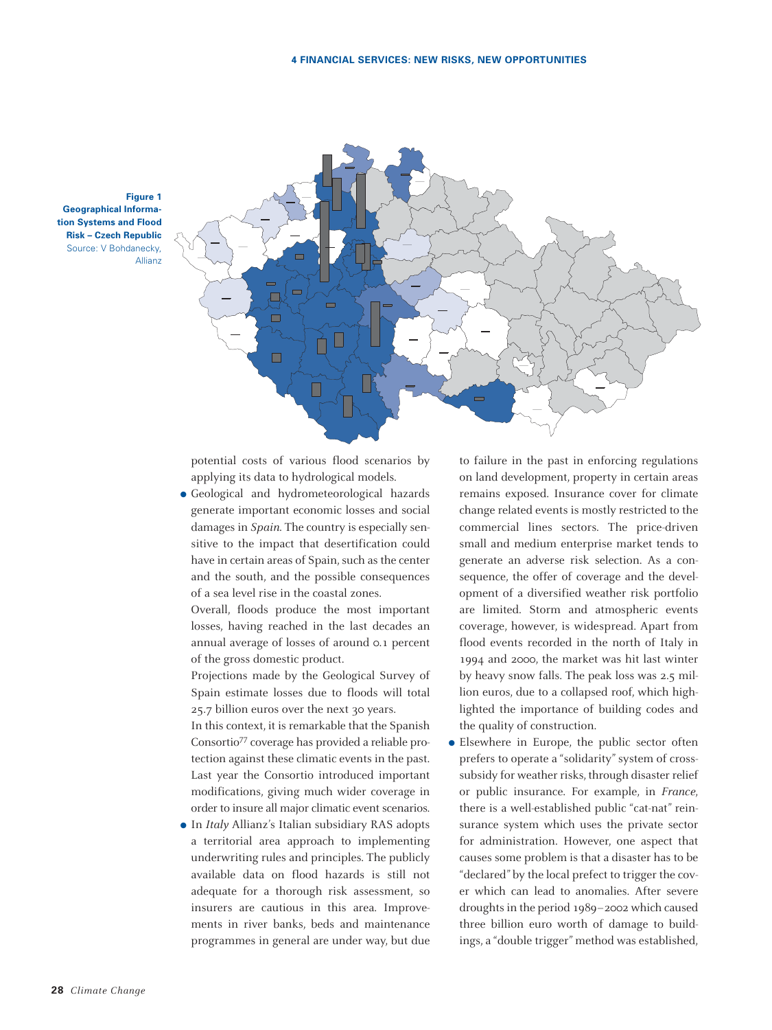**Figure 1**
**Geographical Information Systems and Flood Risk – Czech Republic**
Source: V Bohdanecky, Allianz

potential costs of various flood scenarios by applying its data to hydrological models.

- Geological and hydrometeorological hazards generate important economic losses and social damages in *Spain*. The country is especially sensitive to the impact that desertification could have in certain areas of Spain, such as the center and the south, and the possible consequences of a sea level rise in the coastal zones.
  Overall, floods produce the most important losses, having reached in the last decades an annual average of losses of around 0.1 percent of the gross domestic product.
  Projections made by the Geological Survey of Spain estimate losses due to floods will total 25.7 billion euros over the next 30 years.
  In this context, it is remarkable that the Spanish Consortio[77] coverage has provided a reliable protection against these climatic events in the past. Last year the Consortio introduced important modifications, giving much wider coverage in order to insure all major climatic event scenarios.
- In *Italy* Allianz's Italian subsidiary RAS adopts a territorial area approach to implementing underwriting rules and principles. The publicly available data on flood hazards is still not adequate for a thorough risk assessment, so insurers are cautious in this area. Improvements in river banks, beds and maintenance programmes in general are under way, but due to failure in the past in enforcing regulations on land development, property in certain areas remains exposed. Insurance cover for climate change related events is mostly restricted to the commercial lines sectors. The price-driven small and medium enterprise market tends to generate an adverse risk selection. As a consequence, the offer of coverage and the development of a diversified weather risk portfolio are limited. Storm and atmospheric events coverage, however, is widespread. Apart from flood events recorded in the north of Italy in 1994 and 2000, the market was hit last winter by heavy snow falls. The peak loss was 2.5 million euros, due to a collapsed roof, which highlighted the importance of building codes and the quality of construction.
- Elsewhere in Europe, the public sector often prefers to operate a "solidarity" system of cross-subsidy for weather risks, through disaster relief or public insurance. For example, in *France*, there is a well-established public "cat-nat" reinsurance system which uses the private sector for administration. However, one aspect that causes some problem is that a disaster has to be "declared" by the local prefect to trigger the cover which can lead to anomalies. After severe droughts in the period 1989–2002 which caused three billion euro worth of damage to buildings, a "double trigger" method was established,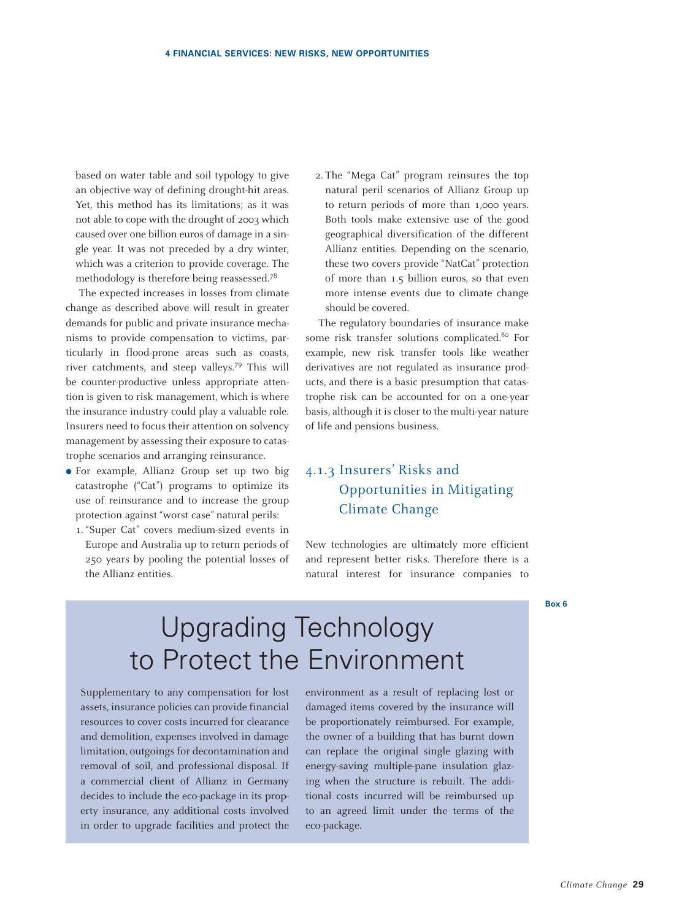based on water table and soil typology to give an objective way of defining drought-hit areas. Yet, this method has its limitations; as it was not able to cope with the drought of 2003 which caused over one billion euros of damage in a single year. It was not preceded by a dry winter, which was a criterion to provide coverage. The methodology is therefore being reassessed.[78]

The expected increases in losses from climate change as described above will result in greater demands for public and private insurance mechanisms to provide compensation to victims, particularly in flood-prone areas such as coasts, river catchments, and steep valleys.[79] This will be counter-productive unless appropriate attention is given to risk management, which is where the insurance industry could play a valuable role. Insurers need to focus their attention on solvency management by assessing their exposure to catastrophe scenarios and arranging reinsurance.

- For example, Allianz Group set up two big catastrophe ("Cat") programs to optimize its use of reinsurance and to increase the group protection against "worst case" natural perils:
  1. "Super Cat" covers medium-sized events in Europe and Australia up to return periods of 250 years by pooling the potential losses of the Allianz entities.
  2. The "Mega Cat" program reinsures the top natural peril scenarios of Allianz Group up to return periods of more than 1,000 years. Both tools make extensive use of the good geographical diversification of the different Allianz entities. Depending on the scenario, these two covers provide "NatCat" protection of more than 1.5 billion euros, so that even more intense events due to climate change should be covered.

The regulatory boundaries of insurance make some risk transfer solutions complicated.[80] For example, new risk transfer tools like weather derivatives are not regulated as insurance products, and there is a basic presumption that catastrophe risk can be accounted for on a one-year basis, although it is closer to the multi-year nature of life and pensions business.

### 4.1.3 Insurers' Risks and Opportunities in Mitigating Climate Change

New technologies are ultimately more efficient and represent better risks. Therefore there is a natural interest for insurance companies to

**Box 6**

## Upgrading Technology to Protect the Environment

Supplementary to any compensation for lost assets, insurance policies can provide financial resources to cover costs incurred for clearance and demolition, expenses involved in damage limitation, outgoings for decontamination and removal of soil, and professional disposal. If a commercial client of Allianz in Germany decides to include the eco-package in its property insurance, any additional costs involved in order to upgrade facilities and protect the environment as a result of replacing lost or damaged items covered by the insurance will be proportionately reimbursed. For example, the owner of a building that has burnt down can replace the original single glazing with energy-saving multiple-pane insulation glazing when the structure is rebuilt. The additional costs incurred will be reimbursed up to an agreed limit under the terms of the eco-package.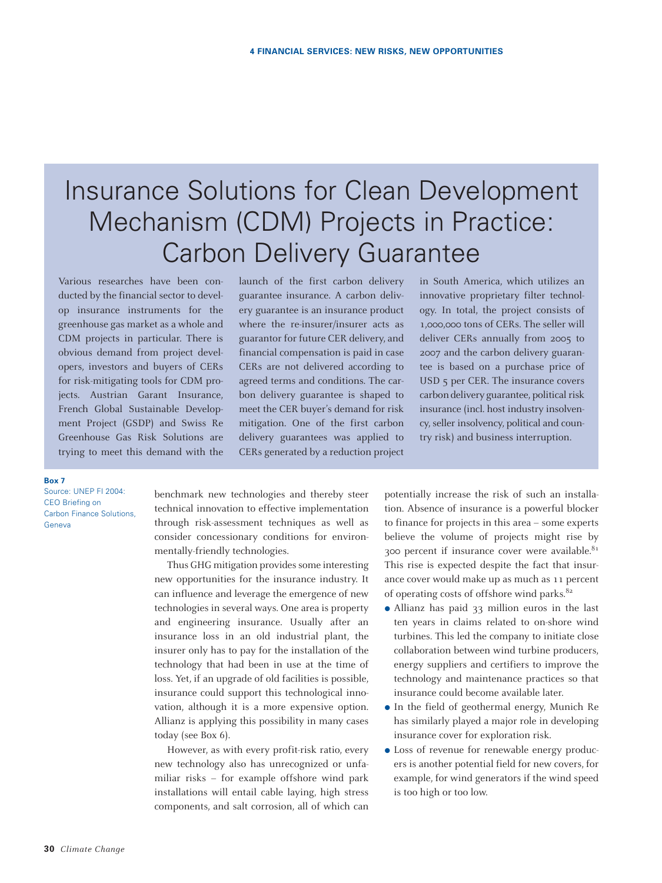# Insurance Solutions for Clean Development Mechanism (CDM) Projects in Practice: Carbon Delivery Guarantee

Various researches have been conducted by the financial sector to develop insurance instruments for the greenhouse gas market as a whole and CDM projects in particular. There is obvious demand from project developers, investors and buyers of CERs for risk-mitigating tools for CDM projects. Austrian Garant Insurance, French Global Sustainable Development Project (GSDP) and Swiss Re Greenhouse Gas Risk Solutions are trying to meet this demand with the launch of the first carbon delivery guarantee insurance. A carbon delivery guarantee is an insurance product where the re-insurer/insurer acts as guarantor for future CER delivery, and financial compensation is paid in case CERs are not delivered according to agreed terms and conditions. The carbon delivery guarantee is shaped to meet the CER buyer's demand for risk mitigation. One of the first carbon delivery guarantees was applied to CERs generated by a reduction project in South America, which utilizes an innovative proprietary filter technology. In total, the project consists of 1,000,000 tons of CERs. The seller will deliver CERs annually from 2005 to 2007 and the carbon delivery guarantee is based on a purchase price of USD 5 per CER. The insurance covers carbon delivery guarantee, political risk insurance (incl. host industry insolvency, seller insolvency, political and country risk) and business interruption.

**Box 7**
Source: UNEP FI 2004: CEO Briefing on Carbon Finance Solutions, Geneva

benchmark new technologies and thereby steer technical innovation to effective implementation through risk-assessment techniques as well as consider concessionary conditions for environmentally-friendly technologies.

Thus GHG mitigation provides some interesting new opportunities for the insurance industry. It can influence and leverage the emergence of new technologies in several ways. One area is property and engineering insurance. Usually after an insurance loss in an old industrial plant, the insurer only has to pay for the installation of the technology that had been in use at the time of loss. Yet, if an upgrade of old facilities is possible, insurance could support this technological innovation, although it is a more expensive option. Allianz is applying this possibility in many cases today (see Box 6).

However, as with every profit-risk ratio, every new technology also has unrecognized or unfamiliar risks – for example offshore wind park installations will entail cable laying, high stress components, and salt corrosion, all of which can potentially increase the risk of such an installation. Absence of insurance is a powerful blocker to finance for projects in this area – some experts believe the volume of projects might rise by 300 percent if insurance cover were available.[81] This rise is expected despite the fact that insurance cover would make up as much as 11 percent of operating costs of offshore wind parks.[82]

- Allianz has paid 33 million euros in the last ten years in claims related to on-shore wind turbines. This led the company to initiate close collaboration between wind turbine producers, energy suppliers and certifiers to improve the technology and maintenance practices so that insurance could become available later.
- In the field of geothermal energy, Munich Re has similarly played a major role in developing insurance cover for exploration risk.
- Loss of revenue for renewable energy producers is another potential field for new covers, for example, for wind generators if the wind speed is too high or too low.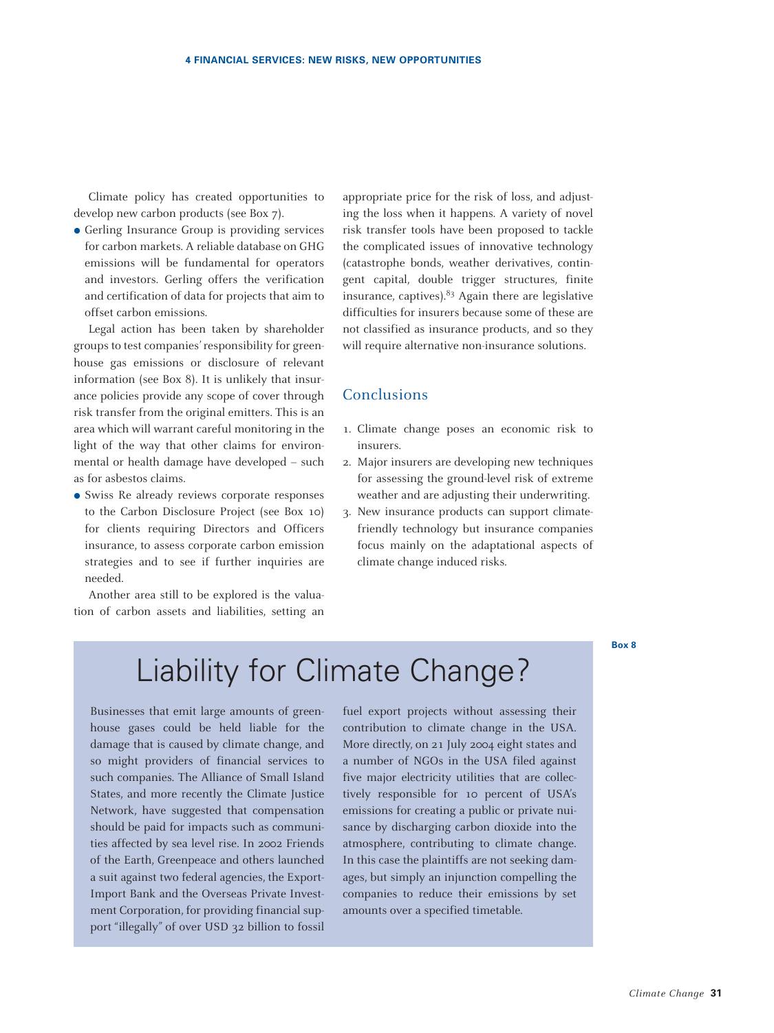Climate policy has created opportunities to develop new carbon products (see Box 7).

- Gerling Insurance Group is providing services for carbon markets. A reliable database on GHG emissions will be fundamental for operators and investors. Gerling offers the verification and certification of data for projects that aim to offset carbon emissions.

Legal action has been taken by shareholder groups to test companies' responsibility for greenhouse gas emissions or disclosure of relevant information (see Box 8). It is unlikely that insurance policies provide any scope of cover through risk transfer from the original emitters. This is an area which will warrant careful monitoring in the light of the way that other claims for environmental or health damage have developed – such as for asbestos claims.

- Swiss Re already reviews corporate responses to the Carbon Disclosure Project (see Box 10) for clients requiring Directors and Officers insurance, to assess corporate carbon emission strategies and to see if further inquiries are needed.

Another area still to be explored is the valuation of carbon assets and liabilities, setting an appropriate price for the risk of loss, and adjusting the loss when it happens. A variety of novel risk transfer tools have been proposed to tackle the complicated issues of innovative technology (catastrophe bonds, weather derivatives, contingent capital, double trigger structures, finite insurance, captives).[83] Again there are legislative difficulties for insurers because some of these are not classified as insurance products, and so they will require alternative non-insurance solutions.

## Conclusions

1. Climate change poses an economic risk to insurers.
2. Major insurers are developing new techniques for assessing the ground-level risk of extreme weather and are adjusting their underwriting.
3. New insurance products can support climate-friendly technology but insurance companies focus mainly on the adaptational aspects of climate change induced risks.

**Box 8**

## Liability for Climate Change?

Businesses that emit large amounts of greenhouse gases could be held liable for the damage that is caused by climate change, and so might providers of financial services to such companies. The Alliance of Small Island States, and more recently the Climate Justice Network, have suggested that compensation should be paid for impacts such as communities affected by sea level rise. In 2002 Friends of the Earth, Greenpeace and others launched a suit against two federal agencies, the Export-Import Bank and the Overseas Private Investment Corporation, for providing financial support "illegally" of over USD 32 billion to fossil fuel export projects without assessing their contribution to climate change in the USA. More directly, on 21 July 2004 eight states and a number of NGOs in the USA filed against five major electricity utilities that are collectively responsible for 10 percent of USA's emissions for creating a public or private nuisance by discharging carbon dioxide into the atmosphere, contributing to climate change. In this case the plaintiffs are not seeking damages, but simply an injunction compelling the companies to reduce their emissions by set amounts over a specified timetable.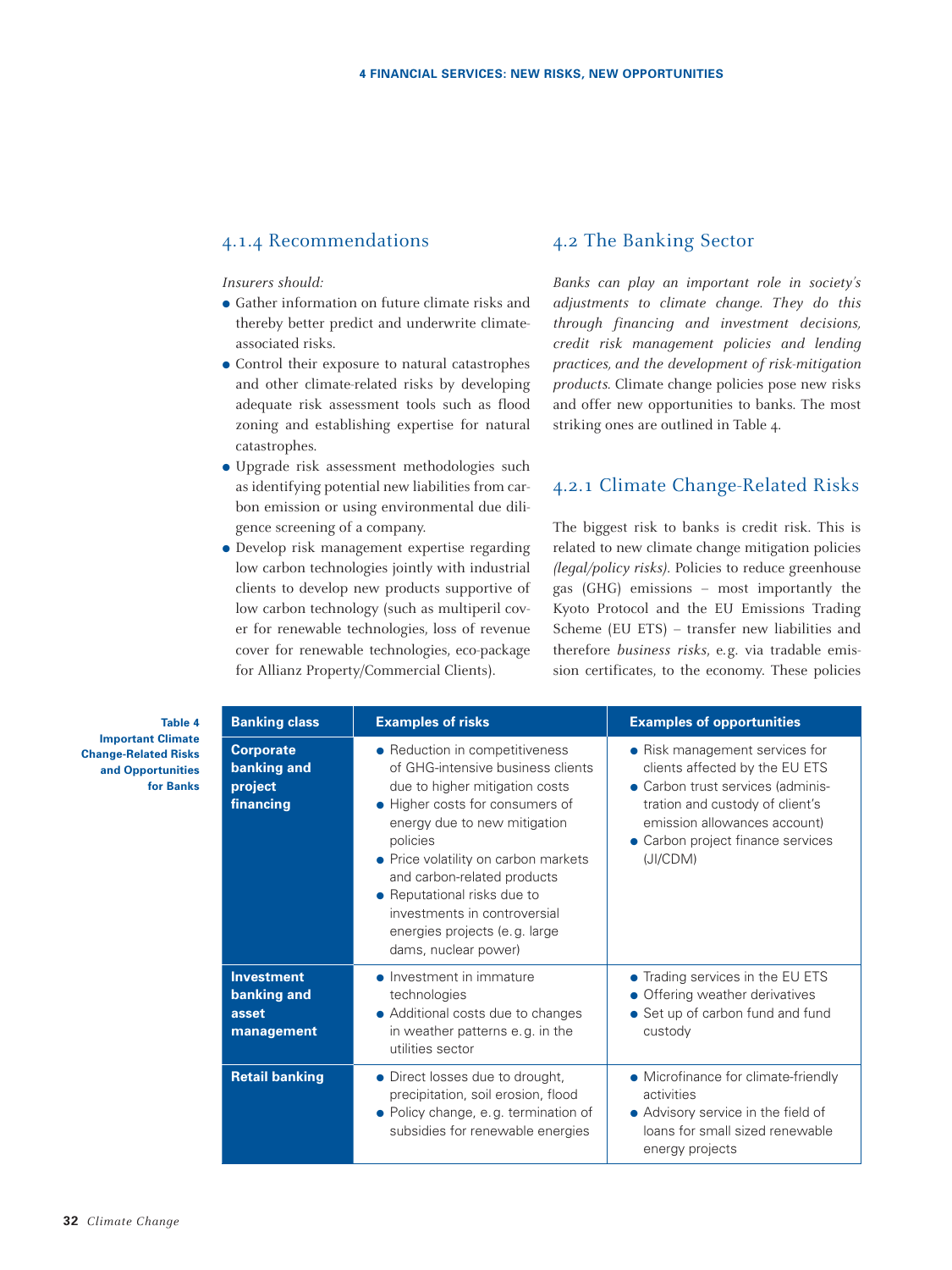### 4.1.4 Recommendations

*Insurers should:*

- Gather information on future climate risks and thereby better predict and underwrite climate-associated risks.
- Control their exposure to natural catastrophes and other climate-related risks by developing adequate risk assessment tools such as flood zoning and establishing expertise for natural catastrophes.
- Upgrade risk assessment methodologies such as identifying potential new liabilities from carbon emission or using environmental due diligence screening of a company.
- Develop risk management expertise regarding low carbon technologies jointly with industrial clients to develop new products supportive of low carbon technology (such as multiperil cover for renewable technologies, loss of revenue cover for renewable technologies, eco-package for Allianz Property/Commercial Clients).

## 4.2 The Banking Sector

*Banks can play an important role in society's adjustments to climate change. They do this through financing and investment decisions, credit risk management policies and lending practices, and the development of risk-mitigation products.* Climate change policies pose new risks and offer new opportunities to banks. The most striking ones are outlined in Table 4.

### 4.2.1 Climate Change-Related Risks

The biggest risk to banks is credit risk. This is related to new climate change mitigation policies *(legal/policy risks)*. Policies to reduce greenhouse gas (GHG) emissions – most importantly the Kyoto Protocol and the EU Emissions Trading Scheme (EU ETS) – transfer new liabilities and therefore *business risks*, e.g. via tradable emission certificates, to the economy. These policies

**Table 4 Important Climate Change-Related Risks and Opportunities for Banks**

| Banking class | Examples of risks | Examples of opportunities |
|---|---|---|
| **Corporate banking and project financing** | • Reduction in competitiveness of GHG-intensive business clients due to higher mitigation costs<br>• Higher costs for consumers of energy due to new mitigation policies<br>• Price volatility on carbon markets and carbon-related products<br>• Reputational risks due to investments in controversial energies projects (e.g. large dams, nuclear power) | • Risk management services for clients affected by the EU ETS<br>• Carbon trust services (administration and custody of client's emission allowances account)<br>• Carbon project finance services (JI/CDM) |
| **Investment banking and asset management** | • Investment in immature technologies<br>• Additional costs due to changes in weather patterns e.g. in the utilities sector | • Trading services in the EU ETS<br>• Offering weather derivatives<br>• Set up of carbon fund and fund custody |
| **Retail banking** | • Direct losses due to drought, precipitation, soil erosion, flood<br>• Policy change, e.g. termination of subsidies for renewable energies | • Microfinance for climate-friendly activities<br>• Advisory service in the field of loans for small sized renewable energy projects |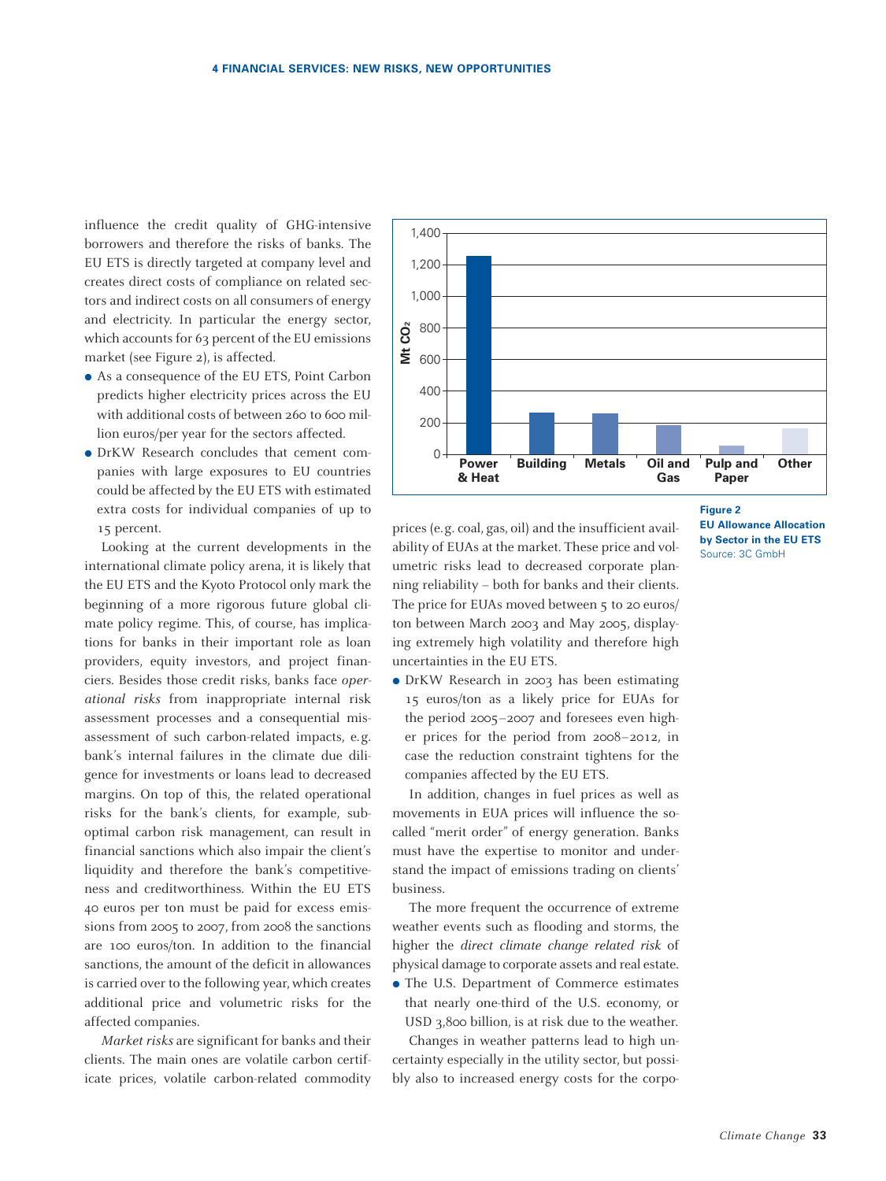influence the credit quality of GHG-intensive borrowers and therefore the risks of banks. The EU ETS is directly targeted at company level and creates direct costs of compliance on related sectors and indirect costs on all consumers of energy and electricity. In particular the energy sector, which accounts for 63 percent of the EU emissions market (see Figure 2), is affected.

- As a consequence of the EU ETS, Point Carbon predicts higher electricity prices across the EU with additional costs of between 260 to 600 million euros/per year for the sectors affected.
- DrKW Research concludes that cement companies with large exposures to EU countries could be affected by the EU ETS with estimated extra costs for individual companies of up to 15 percent.

Looking at the current developments in the international climate policy arena, it is likely that the EU ETS and the Kyoto Protocol only mark the beginning of a more rigorous future global climate policy regime. This, of course, has implications for banks in their important role as loan providers, equity investors, and project financiers. Besides those credit risks, banks face *operational risks* from inappropriate internal risk assessment processes and a consequential misassessment of such carbon-related impacts, e.g. bank's internal failures in the climate due diligence for investments or loans lead to decreased margins. On top of this, the related operational risks for the bank's clients, for example, suboptimal carbon risk management, can result in financial sanctions which also impair the client's liquidity and therefore the bank's competitiveness and creditworthiness. Within the EU ETS 40 euros per ton must be paid for excess emissions from 2005 to 2007, from 2008 the sanctions are 100 euros/ton. In addition to the financial sanctions, the amount of the deficit in allowances is carried over to the following year, which creates additional price and volumetric risks for the affected companies.

*Market risks* are significant for banks and their clients. The main ones are volatile carbon certificate prices, volatile carbon-related commodity prices (e.g. coal, gas, oil) and the insufficient availability of EUAs at the market. These price and volumetric risks lead to decreased corporate planning reliability – both for banks and their clients. The price for EUAs moved between 5 to 20 euros/ton between March 2003 and May 2005, displaying extremely high volatility and therefore high uncertainties in the EU ETS.

- DrKW Research in 2003 has been estimating 15 euros/ton as a likely price for EUAs for the period 2005–2007 and foresees even higher prices for the period from 2008–2012, in case the reduction constraint tightens for the companies affected by the EU ETS.

In addition, changes in fuel prices as well as movements in EUA prices will influence the so-called "merit order" of energy generation. Banks must have the expertise to monitor and understand the impact of emissions trading on clients' business.

The more frequent the occurrence of extreme weather events such as flooding and storms, the higher the *direct climate change related risk* of physical damage to corporate assets and real estate.

- The U.S. Department of Commerce estimates that nearly one-third of the U.S. economy, or USD 3,800 billion, is at risk due to the weather.

Changes in weather patterns lead to high uncertainty especially in the utility sector, but possibly also to increased energy costs for the corpo-

**Figure 2**
**EU Allowance Allocation by Sector in the EU ETS**
Source: 3C GmbH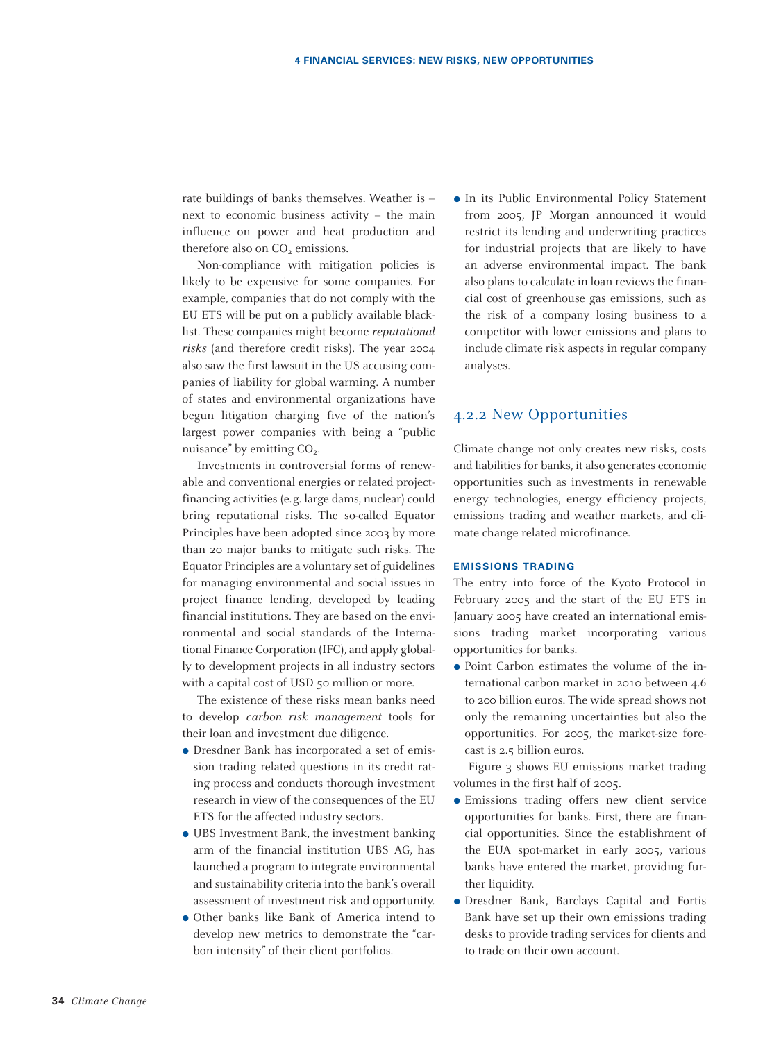rate buildings of banks themselves. Weather is – next to economic business activity – the main influence on power and heat production and therefore also on $CO_2$ emissions.

Non-compliance with mitigation policies is likely to be expensive for some companies. For example, companies that do not comply with the EU ETS will be put on a publicly available blacklist. These companies might become *reputational risks* (and therefore credit risks). The year 2004 also saw the first lawsuit in the US accusing companies of liability for global warming. A number of states and environmental organizations have begun litigation charging five of the nation's largest power companies with being a "public nuisance" by emitting $CO_2$.

Investments in controversial forms of renewable and conventional energies or related project-financing activities (e.g. large dams, nuclear) could bring reputational risks. The so-called Equator Principles have been adopted since 2003 by more than 20 major banks to mitigate such risks. The Equator Principles are a voluntary set of guidelines for managing environmental and social issues in project finance lending, developed by leading financial institutions. They are based on the environmental and social standards of the International Finance Corporation (IFC), and apply globally to development projects in all industry sectors with a capital cost of USD 50 million or more.

The existence of these risks mean banks need to develop *carbon risk management* tools for their loan and investment due diligence.

- Dresdner Bank has incorporated a set of emission trading related questions in its credit rating process and conducts thorough investment research in view of the consequences of the EU ETS for the affected industry sectors.
- UBS Investment Bank, the investment banking arm of the financial institution UBS AG, has launched a program to integrate environmental and sustainability criteria into the bank's overall assessment of investment risk and opportunity.
- Other banks like Bank of America intend to develop new metrics to demonstrate the "carbon intensity" of their client portfolios.
- In its Public Environmental Policy Statement from 2005, JP Morgan announced it would restrict its lending and underwriting practices for industrial projects that are likely to have an adverse environmental impact. The bank also plans to calculate in loan reviews the financial cost of greenhouse gas emissions, such as the risk of a company losing business to a competitor with lower emissions and plans to include climate risk aspects in regular company analyses.

## 4.2.2 New Opportunities

Climate change not only creates new risks, costs and liabilities for banks, it also generates economic opportunities such as investments in renewable energy technologies, energy efficiency projects, emissions trading and weather markets, and climate change related microfinance.

#### EMISSIONS TRADING

The entry into force of the Kyoto Protocol in February 2005 and the start of the EU ETS in January 2005 have created an international emissions trading market incorporating various opportunities for banks.

- Point Carbon estimates the volume of the international carbon market in 2010 between 4.6 to 200 billion euros. The wide spread shows not only the remaining uncertainties but also the opportunities. For 2005, the market-size forecast is 2.5 billion euros.

Figure 3 shows EU emissions market trading volumes in the first half of 2005.

- Emissions trading offers new client service opportunities for banks. First, there are financial opportunities. Since the establishment of the EUA spot-market in early 2005, various banks have entered the market, providing further liquidity.
- Dresdner Bank, Barclays Capital and Fortis Bank have set up their own emissions trading desks to provide trading services for clients and to trade on their own account.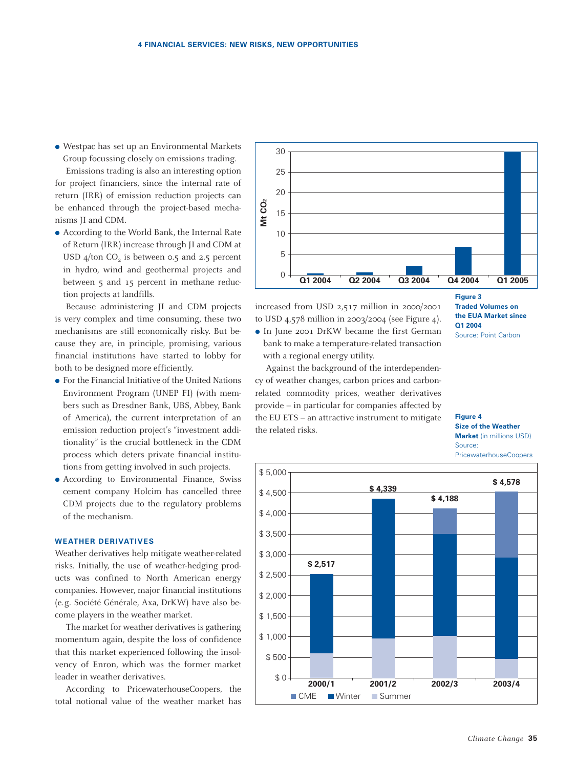- Westpac has set up an Environmental Markets Group focussing closely on emissions trading.

Emissions trading is also an interesting option for project financiers, since the internal rate of return (IRR) of emission reduction projects can be enhanced through the project-based mechanisms JI and CDM.

- According to the World Bank, the Internal Rate of Return (IRR) increase through JI and CDM at USD 4/ton $CO_2$ is between 0.5 and 2.5 percent in hydro, wind and geothermal projects and between 5 and 15 percent in methane reduction projects at landfills.

Because administering JI and CDM projects is very complex and time consuming, these two mechanisms are still economically risky. But because they are, in principle, promising, various financial institutions have started to lobby for both to be designed more efficiently.

- For the Financial Initiative of the United Nations Environment Program (UNEP FI) (with members such as Dresdner Bank, UBS, Abbey, Bank of America), the current interpretation of an emission reduction project's "investment additionality" is the crucial bottleneck in the CDM process which deters private financial institutions from getting involved in such projects.
- According to Environmental Finance, Swiss cement company Holcim has cancelled three CDM projects due to the regulatory problems of the mechanism.

### WEATHER DERIVATIVES

Weather derivatives help mitigate weather-related risks. Initially, the use of weather-hedging products was confined to North American energy companies. However, major financial institutions (e.g. Société Générale, Axa, DrKW) have also become players in the weather market.

The market for weather derivatives is gathering momentum again, despite the loss of confidence that this market experienced following the insolvency of Enron, which was the former market leader in weather derivatives.

According to PricewaterhouseCoopers, the total notional value of the weather market has increased from USD 2,517 million in 2000/2001 to USD 4,578 million in 2003/2004 (see Figure 4).

- In June 2001 DrKW became the first German bank to make a temperature-related transaction with a regional energy utility.

Against the background of the interdependency of weather changes, carbon prices and carbon-related commodity prices, weather derivatives provide – in particular for companies affected by the EU ETS – an attractive instrument to mitigate the related risks.

**Figure 3**
**Traded Volumes on the EUA Market since Q1 2004**
Source: Point Carbon

**Figure 4**
**Size of the Weather Market** (in millions USD)
Source: PricewaterhouseCoopers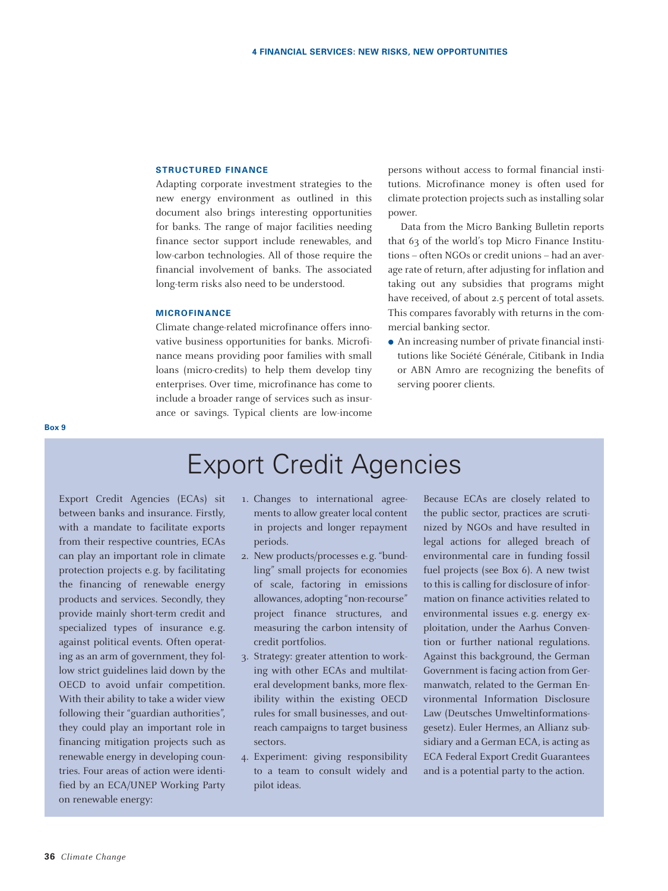### STRUCTURED FINANCE

Adapting corporate investment strategies to the new energy environment as outlined in this document also brings interesting opportunities for banks. The range of major facilities needing finance sector support include renewables, and low-carbon technologies. All of those require the financial involvement of banks. The associated long-term risks also need to be understood.

### MICROFINANCE

Climate change-related microfinance offers innovative business opportunities for banks. Microfinance means providing poor families with small loans (micro-credits) to help them develop tiny enterprises. Over time, microfinance has come to include a broader range of services such as insurance or savings. Typical clients are low-income persons without access to formal financial institutions. Microfinance money is often used for climate protection projects such as installing solar power.

Data from the Micro Banking Bulletin reports that 63 of the world's top Micro Finance Institutions – often NGOs or credit unions – had an average rate of return, after adjusting for inflation and taking out any subsidies that programs might have received, of about 2.5 percent of total assets. This compares favorably with returns in the commercial banking sector.

- An increasing number of private financial institutions like Société Générale, Citibank in India or ABN Amro are recognizing the benefits of serving poorer clients.

**Box 9**

## Export Credit Agencies

Export Credit Agencies (ECAs) sit between banks and insurance. Firstly, with a mandate to facilitate exports from their respective countries, ECAs can play an important role in climate protection projects e.g. by facilitating the financing of renewable energy products and services. Secondly, they provide mainly short-term credit and specialized types of insurance e.g. against political events. Often operating as an arm of government, they follow strict guidelines laid down by the OECD to avoid unfair competition. With their ability to take a wider view following their "guardian authorities", they could play an important role in financing mitigation projects such as renewable energy in developing countries. Four areas of action were identified by an ECA/UNEP Working Party on renewable energy:

1. Changes to international agreements to allow greater local content in projects and longer repayment periods.
2. New products/processes e.g. "bundling" small projects for economies of scale, factoring in emissions allowances, adopting "non-recourse" project finance structures, and measuring the carbon intensity of credit portfolios.
3. Strategy: greater attention to working with other ECAs and multilateral development banks, more flexibility within the existing OECD rules for small businesses, and outreach campaigns to target business sectors.
4. Experiment: giving responsibility to a team to consult widely and pilot ideas.

Because ECAs are closely related to the public sector, practices are scrutinized by NGOs and have resulted in legal actions for alleged breach of environmental care in funding fossil fuel projects (see Box 6). A new twist to this is calling for disclosure of information on finance activities related to environmental issues e.g. energy exploitation, under the Aarhus Convention or further national regulations. Against this background, the German Government is facing action from Germanwatch, related to the German Environmental Information Disclosure Law (Deutsches Umweltinformationsgesetz). Euler Hermes, an Allianz subsidiary and a German ECA, is acting as ECA Federal Export Credit Guarantees and is a potential party to the action.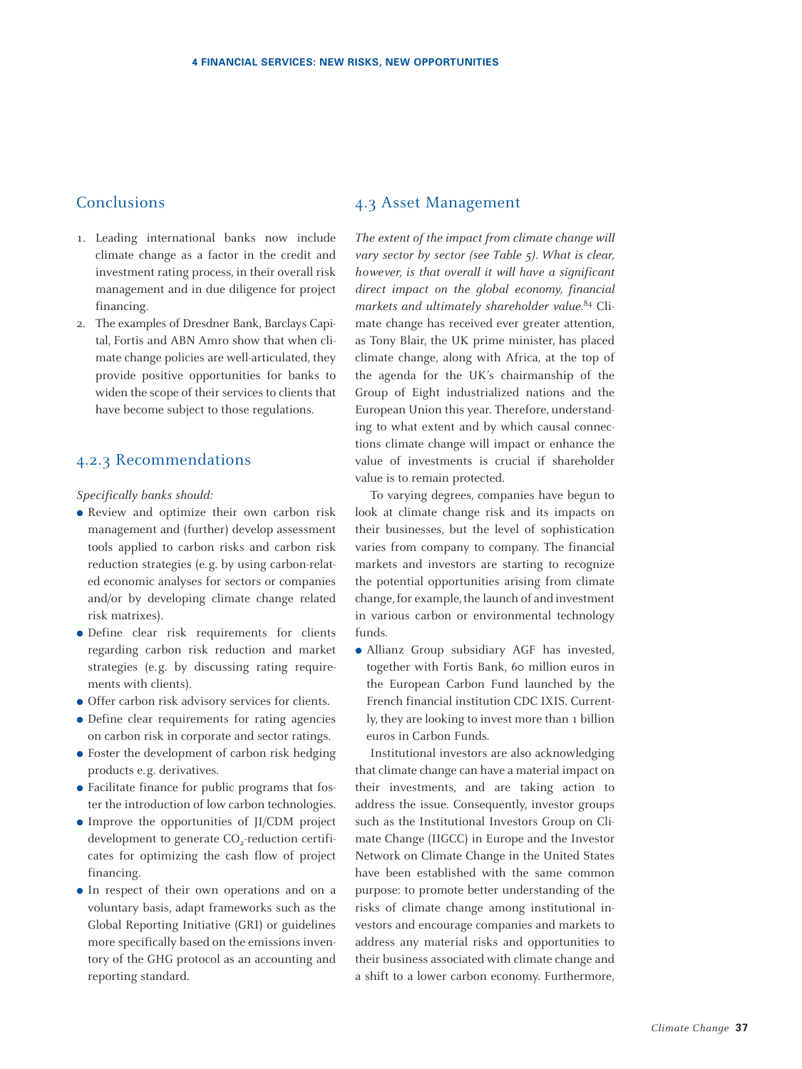## Conclusions

1. Leading international banks now include climate change as a factor in the credit and investment rating process, in their overall risk management and in due diligence for project financing.
2. The examples of Dresdner Bank, Barclays Capital, Fortis and ABN Amro show that when climate change policies are well-articulated, they provide positive opportunities for banks to widen the scope of their services to clients that have become subject to those regulations.

## 4.2.3 Recommendations

*Specifically banks should:*

- Review and optimize their own carbon risk management and (further) develop assessment tools applied to carbon risks and carbon risk reduction strategies (e.g. by using carbon-related economic analyses for sectors or companies and/or by developing climate change related risk matrixes).
- Define clear risk requirements for clients regarding carbon risk reduction and market strategies (e.g. by discussing rating requirements with clients).
- Offer carbon risk advisory services for clients.
- Define clear requirements for rating agencies on carbon risk in corporate and sector ratings.
- Foster the development of carbon risk hedging products e.g. derivatives.
- Facilitate finance for public programs that foster the introduction of low carbon technologies.
- Improve the opportunities of JI/CDM project development to generate $CO_2$-reduction certificates for optimizing the cash flow of project financing.
- In respect of their own operations and on a voluntary basis, adapt frameworks such as the Global Reporting Initiative (GRI) or guidelines more specifically based on the emissions inventory of the GHG protocol as an accounting and reporting standard.

## 4.3 Asset Management

*The extent of the impact from climate change will vary sector by sector (see Table 5). What is clear, however, is that overall it will have a significant direct impact on the global economy, financial markets and ultimately shareholder value.*[84] Climate change has received ever greater attention, as Tony Blair, the UK prime minister, has placed climate change, along with Africa, at the top of the agenda for the UK's chairmanship of the Group of Eight industrialized nations and the European Union this year. Therefore, understanding to what extent and by which causal connections climate change will impact or enhance the value of investments is crucial if shareholder value is to remain protected.

To varying degrees, companies have begun to look at climate change risk and its impacts on their businesses, but the level of sophistication varies from company to company. The financial markets and investors are starting to recognize the potential opportunities arising from climate change, for example, the launch of and investment in various carbon or environmental technology funds.

- Allianz Group subsidiary AGF has invested, together with Fortis Bank, 60 million euros in the European Carbon Fund launched by the French financial institution CDC IXIS. Currently, they are looking to invest more than 1 billion euros in Carbon Funds.

Institutional investors are also acknowledging that climate change can have a material impact on their investments, and are taking action to address the issue. Consequently, investor groups such as the Institutional Investors Group on Climate Change (IIGCC) in Europe and the Investor Network on Climate Change in the United States have been established with the same common purpose: to promote better understanding of the risks of climate change among institutional investors and encourage companies and markets to address any material risks and opportunities to their business associated with climate change and a shift to a lower carbon economy. Furthermore,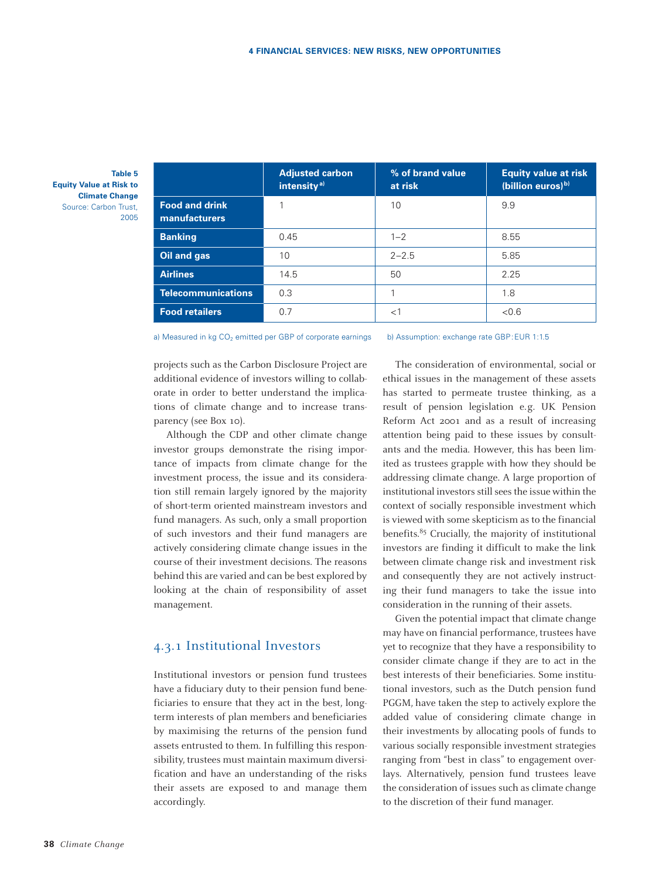**Table 5**
**Equity Value at Risk to Climate Change**
Source: Carbon Trust, 2005

| | Adjusted carbon intensity [a)] | % of brand value at risk | Equity value at risk (billion euros) [b)] |
|---|---|---|---|
| **Food and drink manufacturers** | 1 | 10 | 9.9 |
| **Banking** | 0.45 | 1–2 | 8.55 |
| **Oil and gas** | 10 | 2–2.5 | 5.85 |
| **Airlines** | 14.5 | 50 | 2.25 |
| **Telecommunications** | 0.3 | 1 | 1.8 |
| **Food retailers** | 0.7 | <1 | <0.6 |

a) Measured in kg $CO_2$ emitted per GBP of corporate earnings b) Assumption: exchange rate GBP: EUR 1:1.5

projects such as the Carbon Disclosure Project are additional evidence of investors willing to collaborate in order to better understand the implications of climate change and to increase transparency (see Box 10).

Although the CDP and other climate change investor groups demonstrate the rising importance of impacts from climate change for the investment process, the issue and its consideration still remain largely ignored by the majority of short-term oriented mainstream investors and fund managers. As such, only a small proportion of such investors and their fund managers are actively considering climate change issues in the course of their investment decisions. The reasons behind this are varied and can be best explored by looking at the chain of responsibility of asset management.

### 4.3.1 Institutional Investors

Institutional investors or pension fund trustees have a fiduciary duty to their pension fund beneficiaries to ensure that they act in the best, long-term interests of plan members and beneficiaries by maximising the returns of the pension fund assets entrusted to them. In fulfilling this responsibility, trustees must maintain maximum diversification and have an understanding of the risks their assets are exposed to and manage them accordingly.

The consideration of environmental, social or ethical issues in the management of these assets has started to permeate trustee thinking, as a result of pension legislation e.g. UK Pension Reform Act 2001 and as a result of increasing attention being paid to these issues by consultants and the media. However, this has been limited as trustees grapple with how they should be addressing climate change. A large proportion of institutional investors still sees the issue within the context of socially responsible investment which is viewed with some skepticism as to the financial benefits.[85] Crucially, the majority of institutional investors are finding it difficult to make the link between climate change risk and investment risk and consequently they are not actively instructing their fund managers to take the issue into consideration in the running of their assets.

Given the potential impact that climate change may have on financial performance, trustees have yet to recognize that they have a responsibility to consider climate change if they are to act in the best interests of their beneficiaries. Some institutional investors, such as the Dutch pension fund PGGM, have taken the step to actively explore the added value of considering climate change in their investments by allocating pools of funds to various socially responsible investment strategies ranging from "best in class" to engagement overlays. Alternatively, pension fund trustees leave the consideration of issues such as climate change to the discretion of their fund manager.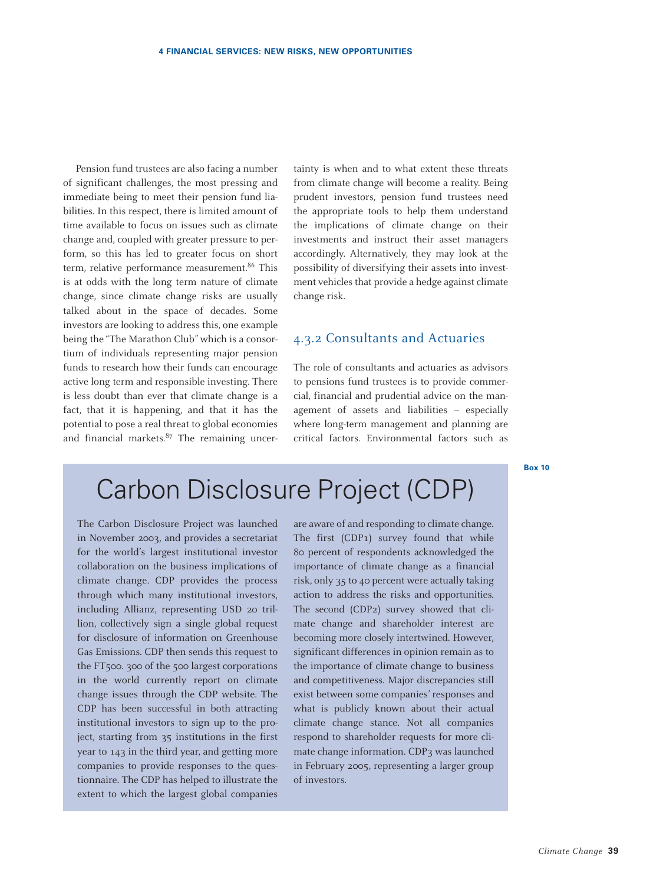Pension fund trustees are also facing a number of significant challenges, the most pressing and immediate being to meet their pension fund liabilities. In this respect, there is limited amount of time available to focus on issues such as climate change and, coupled with greater pressure to perform, so this has led to greater focus on short term, relative performance measurement.[86] This is at odds with the long term nature of climate change, since climate change risks are usually talked about in the space of decades. Some investors are looking to address this, one example being the "The Marathon Club" which is a consortium of individuals representing major pension funds to research how their funds can encourage active long term and responsible investing. There is less doubt than ever that climate change is a fact, that it is happening, and that it has the potential to pose a real threat to global economies and financial markets.[87] The remaining uncertainty is when and to what extent these threats from climate change will become a reality. Being prudent investors, pension fund trustees need the appropriate tools to help them understand the implications of climate change on their investments and instruct their asset managers accordingly. Alternatively, they may look at the possibility of diversifying their assets into investment vehicles that provide a hedge against climate change risk.

### 4.3.2 Consultants and Actuaries

The role of consultants and actuaries as advisors to pensions fund trustees is to provide commercial, financial and prudential advice on the management of assets and liabilities – especially where long-term management and planning are critical factors. Environmental factors such as

**Box 10**

## Carbon Disclosure Project (CDP)

The Carbon Disclosure Project was launched in November 2003, and provides a secretariat for the world's largest institutional investor collaboration on the business implications of climate change. CDP provides the process through which many institutional investors, including Allianz, representing USD 20 trillion, collectively sign a single global request for disclosure of information on Greenhouse Gas Emissions. CDP then sends this request to the FT500. 300 of the 500 largest corporations in the world currently report on climate change issues through the CDP website. The CDP has been successful in both attracting institutional investors to sign up to the project, starting from 35 institutions in the first year to 143 in the third year, and getting more companies to provide responses to the questionnaire. The CDP has helped to illustrate the extent to which the largest global companies are aware of and responding to climate change. The first (CDP1) survey found that while 80 percent of respondents acknowledged the importance of climate change as a financial risk, only 35 to 40 percent were actually taking action to address the risks and opportunities. The second (CDP2) survey showed that climate change and shareholder interest are becoming more closely intertwined. However, significant differences in opinion remain as to the importance of climate change to business and competitiveness. Major discrepancies still exist between some companies' responses and what is publicly known about their actual climate change stance. Not all companies respond to shareholder requests for more climate change information. CDP3 was launched in February 2005, representing a larger group of investors.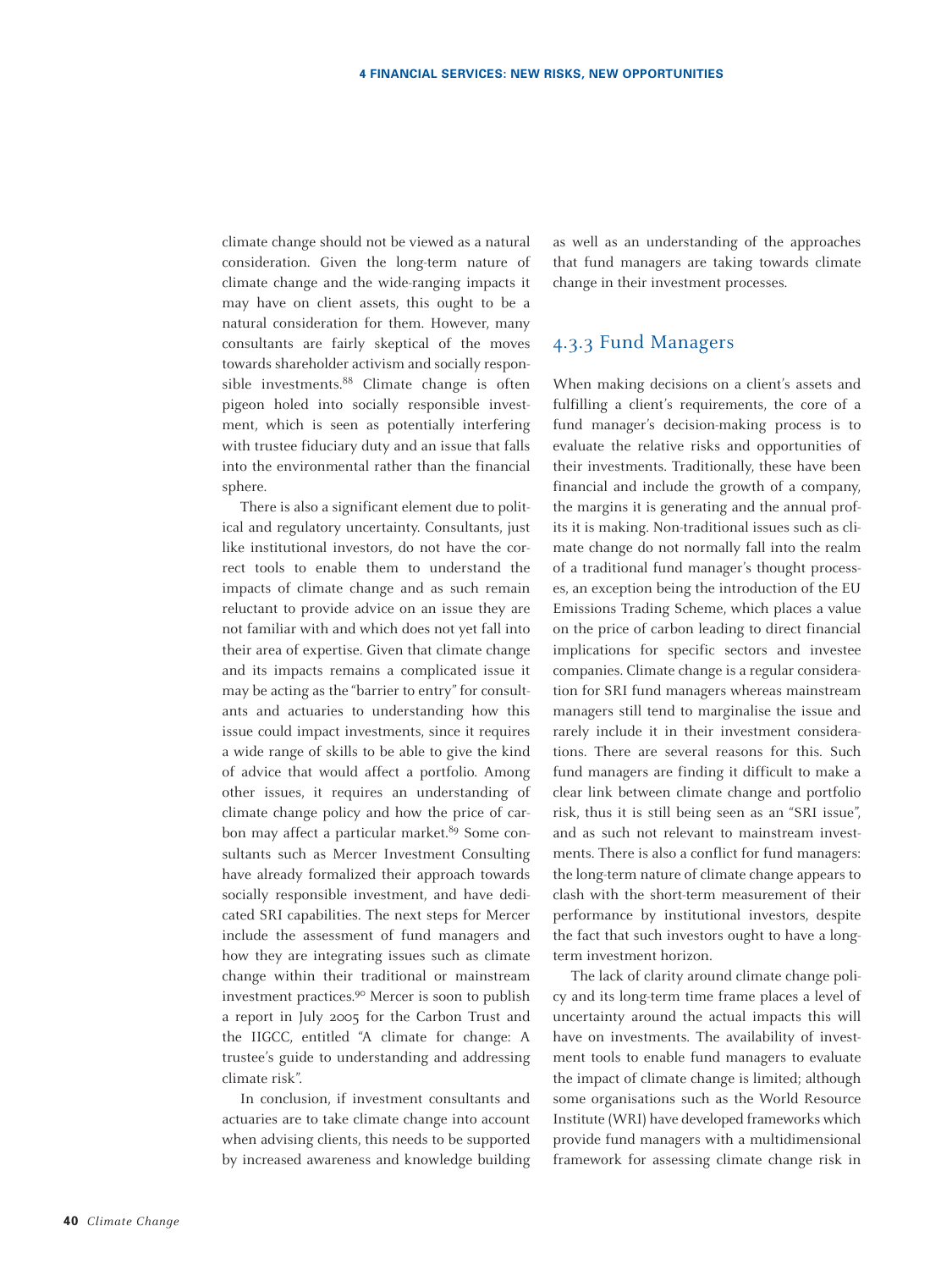climate change should not be viewed as a natural consideration. Given the long-term nature of climate change and the wide-ranging impacts it may have on client assets, this ought to be a natural consideration for them. However, many consultants are fairly skeptical of the moves towards shareholder activism and socially responsible investments.[88] Climate change is often pigeon holed into socially responsible investment, which is seen as potentially interfering with trustee fiduciary duty and an issue that falls into the environmental rather than the financial sphere.

There is also a significant element due to political and regulatory uncertainty. Consultants, just like institutional investors, do not have the correct tools to enable them to understand the impacts of climate change and as such remain reluctant to provide advice on an issue they are not familiar with and which does not yet fall into their area of expertise. Given that climate change and its impacts remains a complicated issue it may be acting as the "barrier to entry" for consultants and actuaries to understanding how this issue could impact investments, since it requires a wide range of skills to be able to give the kind of advice that would affect a portfolio. Among other issues, it requires an understanding of climate change policy and how the price of carbon may affect a particular market.[89] Some consultants such as Mercer Investment Consulting have already formalized their approach towards socially responsible investment, and have dedicated SRI capabilities. The next steps for Mercer include the assessment of fund managers and how they are integrating issues such as climate change within their traditional or mainstream investment practices.[90] Mercer is soon to publish a report in July 2005 for the Carbon Trust and the IIGCC, entitled "A climate for change: A trustee's guide to understanding and addressing climate risk".

In conclusion, if investment consultants and actuaries are to take climate change into account when advising clients, this needs to be supported by increased awareness and knowledge building as well as an understanding of the approaches that fund managers are taking towards climate change in their investment processes.

### 4.3.3 Fund Managers

When making decisions on a client's assets and fulfilling a client's requirements, the core of a fund manager's decision-making process is to evaluate the relative risks and opportunities of their investments. Traditionally, these have been financial and include the growth of a company, the margins it is generating and the annual profits it is making. Non-traditional issues such as climate change do not normally fall into the realm of a traditional fund manager's thought processes, an exception being the introduction of the EU Emissions Trading Scheme, which places a value on the price of carbon leading to direct financial implications for specific sectors and investee companies. Climate change is a regular consideration for SRI fund managers whereas mainstream managers still tend to marginalise the issue and rarely include it in their investment considerations. There are several reasons for this. Such fund managers are finding it difficult to make a clear link between climate change and portfolio risk, thus it is still being seen as an "SRI issue", and as such not relevant to mainstream investments. There is also a conflict for fund managers: the long-term nature of climate change appears to clash with the short-term measurement of their performance by institutional investors, despite the fact that such investors ought to have a long-term investment horizon.

The lack of clarity around climate change policy and its long-term time frame places a level of uncertainty around the actual impacts this will have on investments. The availability of investment tools to enable fund managers to evaluate the impact of climate change is limited; although some organisations such as the World Resource Institute (WRI) have developed frameworks which provide fund managers with a multidimensional framework for assessing climate change risk in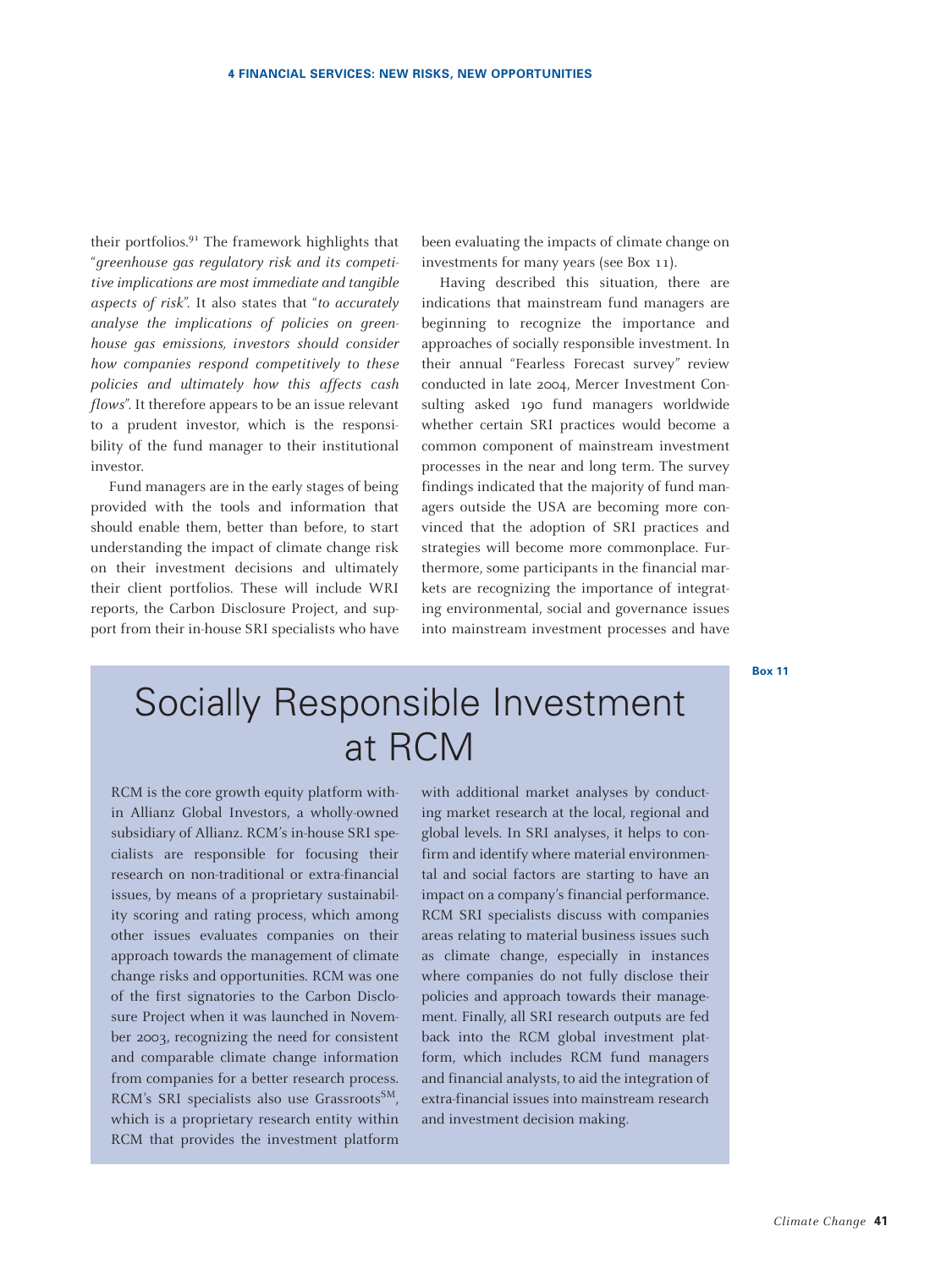their portfolios.[91] The framework highlights that "*greenhouse gas regulatory risk and its competitive implications are most immediate and tangible aspects of risk*". It also states that "*to accurately analyse the implications of policies on greenhouse gas emissions, investors should consider how companies respond competitively to these policies and ultimately how this affects cash flows*". It therefore appears to be an issue relevant to a prudent investor, which is the responsibility of the fund manager to their institutional investor.

Fund managers are in the early stages of being provided with the tools and information that should enable them, better than before, to start understanding the impact of climate change risk on their investment decisions and ultimately their client portfolios. These will include WRI reports, the Carbon Disclosure Project, and support from their in-house SRI specialists who have been evaluating the impacts of climate change on investments for many years (see Box 11).

Having described this situation, there are indications that mainstream fund managers are beginning to recognize the importance and approaches of socially responsible investment. In their annual "Fearless Forecast survey" review conducted in late 2004, Mercer Investment Consulting asked 190 fund managers worldwide whether certain SRI practices would become a common component of mainstream investment processes in the near and long term. The survey findings indicated that the majority of fund managers outside the USA are becoming more convinced that the adoption of SRI practices and strategies will become more commonplace. Furthermore, some participants in the financial markets are recognizing the importance of integrating environmental, social and governance issues into mainstream investment processes and have

**Box 11**

## Socially Responsible Investment at RCM

RCM is the core growth equity platform within Allianz Global Investors, a wholly-owned subsidiary of Allianz. RCM's in-house SRI specialists are responsible for focusing their research on non-traditional or extra-financial issues, by means of a proprietary sustainability scoring and rating process, which among other issues evaluates companies on their approach towards the management of climate change risks and opportunities. RCM was one of the first signatories to the Carbon Disclosure Project when it was launched in November 2003, recognizing the need for consistent and comparable climate change information from companies for a better research process. RCM's SRI specialists also use Grassroots[SM], which is a proprietary research entity within RCM that provides the investment platform with additional market analyses by conducting market research at the local, regional and global levels. In SRI analyses, it helps to confirm and identify where material environmental and social factors are starting to have an impact on a company's financial performance. RCM SRI specialists discuss with companies areas relating to material business issues such as climate change, especially in instances where companies do not fully disclose their policies and approach towards their management. Finally, all SRI research outputs are fed back into the RCM global investment platform, which includes RCM fund managers and financial analysts, to aid the integration of extra-financial issues into mainstream research and investment decision making.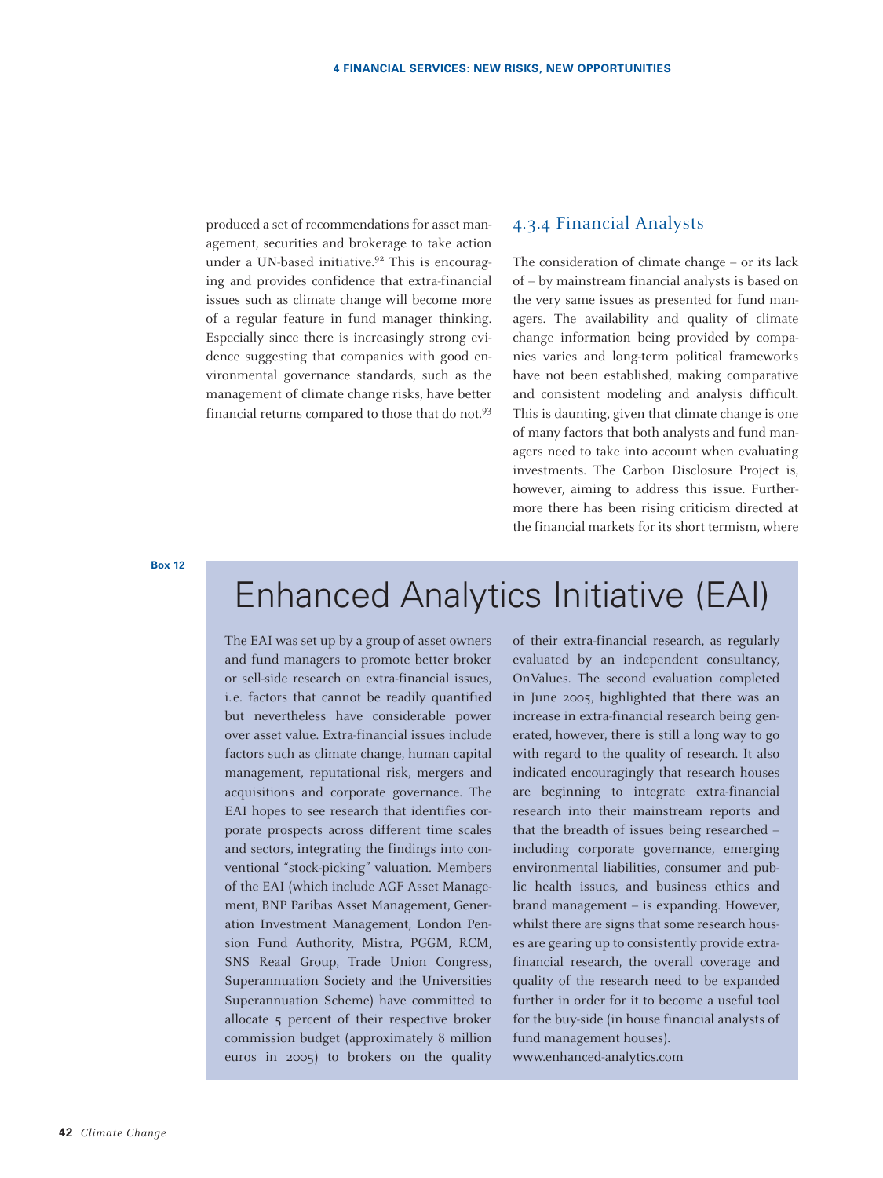produced a set of recommendations for asset management, securities and brokerage to take action under a UN-based initiative.[92] This is encouraging and provides confidence that extra-financial issues such as climate change will become more of a regular feature in fund manager thinking. Especially since there is increasingly strong evidence suggesting that companies with good environmental governance standards, such as the management of climate change risks, have better financial returns compared to those that do not.[93]

### 4.3.4 Financial Analysts

The consideration of climate change – or its lack of – by mainstream financial analysts is based on the very same issues as presented for fund managers. The availability and quality of climate change information being provided by companies varies and long-term political frameworks have not been established, making comparative and consistent modeling and analysis difficult. This is daunting, given that climate change is one of many factors that both analysts and fund managers need to take into account when evaluating investments. The Carbon Disclosure Project is, however, aiming to address this issue. Furthermore there has been rising criticism directed at the financial markets for its short termism, where

**Box 12**

## Enhanced Analytics Initiative (EAI)

The EAI was set up by a group of asset owners and fund managers to promote better broker or sell-side research on extra-financial issues, i.e. factors that cannot be readily quantified but nevertheless have considerable power over asset value. Extra-financial issues include factors such as climate change, human capital management, reputational risk, mergers and acquisitions and corporate governance. The EAI hopes to see research that identifies corporate prospects across different time scales and sectors, integrating the findings into conventional "stock-picking" valuation. Members of the EAI (which include AGF Asset Management, BNP Paribas Asset Management, Generation Investment Management, London Pension Fund Authority, Mistra, PGGM, RCM, SNS Reaal Group, Trade Union Congress, Superannuation Society and the Universities Superannuation Scheme) have committed to allocate 5 percent of their respective broker commission budget (approximately 8 million euros in 2005) to brokers on the quality of their extra-financial research, as regularly evaluated by an independent consultancy, OnValues. The second evaluation completed in June 2005, highlighted that there was an increase in extra-financial research being generated, however, there is still a long way to go with regard to the quality of research. It also indicated encouragingly that research houses are beginning to integrate extra-financial research into their mainstream reports and that the breadth of issues being researched – including corporate governance, emerging environmental liabilities, consumer and public health issues, and business ethics and brand management – is expanding. However, whilst there are signs that some research houses are gearing up to consistently provide extra-financial research, the overall coverage and quality of the research need to be expanded further in order for it to become a useful tool for the buy-side (in house financial analysts of fund management houses).
www.enhanced-analytics.com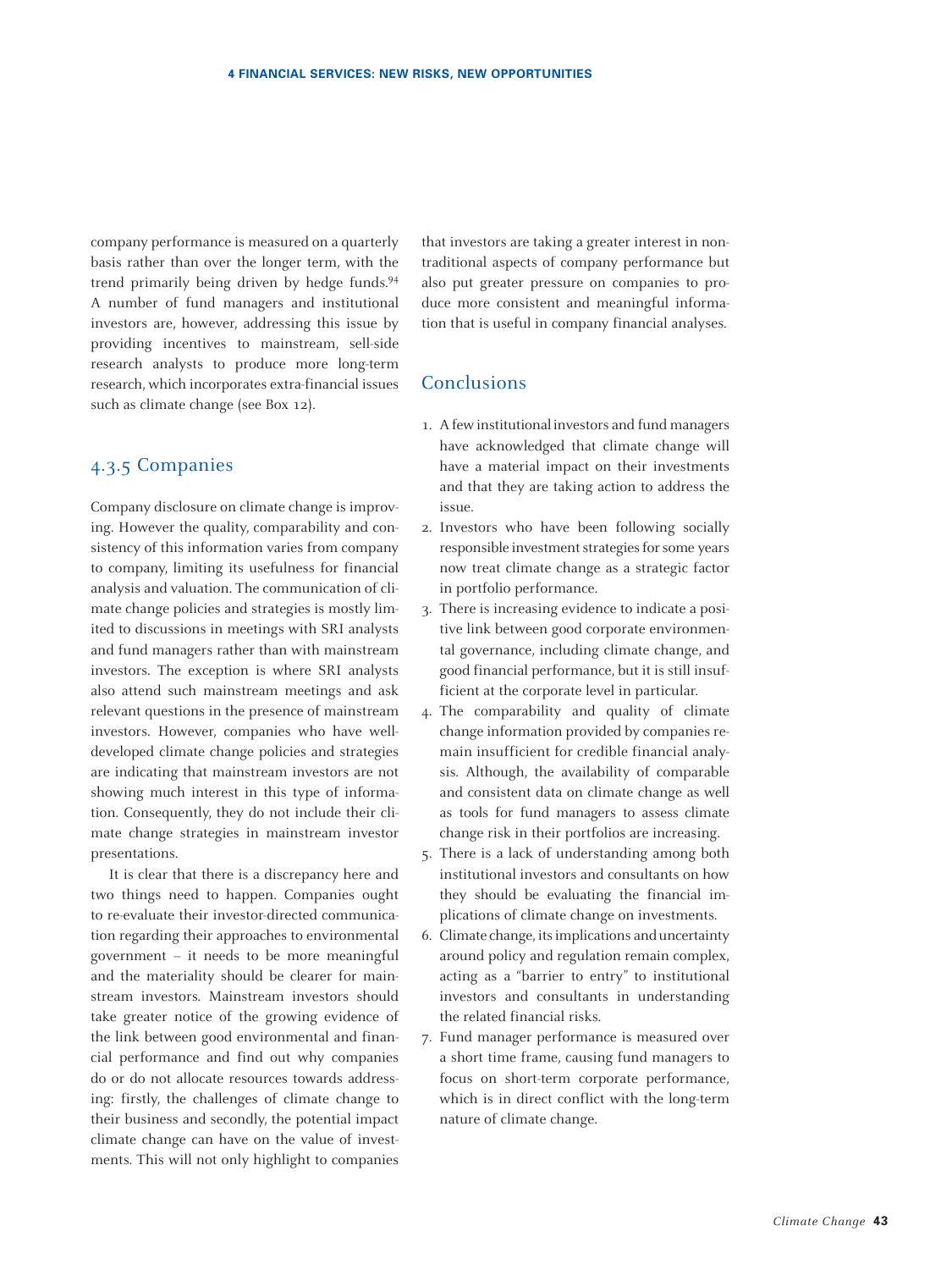company performance is measured on a quarterly basis rather than over the longer term, with the trend primarily being driven by hedge funds.[94] A number of fund managers and institutional investors are, however, addressing this issue by providing incentives to mainstream, sell-side research analysts to produce more long-term research, which incorporates extra-financial issues such as climate change (see Box 12).

### 4.3.5 Companies

Company disclosure on climate change is improving. However the quality, comparability and consistency of this information varies from company to company, limiting its usefulness for financial analysis and valuation. The communication of climate change policies and strategies is mostly limited to discussions in meetings with SRI analysts and fund managers rather than with mainstream investors. The exception is where SRI analysts also attend such mainstream meetings and ask relevant questions in the presence of mainstream investors. However, companies who have well-developed climate change policies and strategies are indicating that mainstream investors are not showing much interest in this type of information. Consequently, they do not include their climate change strategies in mainstream investor presentations.

It is clear that there is a discrepancy here and two things need to happen. Companies ought to re-evaluate their investor-directed communication regarding their approaches to environmental government – it needs to be more meaningful and the materiality should be clearer for mainstream investors. Mainstream investors should take greater notice of the growing evidence of the link between good environmental and financial performance and find out why companies do or do not allocate resources towards addressing: firstly, the challenges of climate change to their business and secondly, the potential impact climate change can have on the value of investments. This will not only highlight to companies that investors are taking a greater interest in non-traditional aspects of company performance but also put greater pressure on companies to produce more consistent and meaningful information that is useful in company financial analyses.

### Conclusions

1. A few institutional investors and fund managers have acknowledged that climate change will have a material impact on their investments and that they are taking action to address the issue.
2. Investors who have been following socially responsible investment strategies for some years now treat climate change as a strategic factor in portfolio performance.
3. There is increasing evidence to indicate a positive link between good corporate environmental governance, including climate change, and good financial performance, but it is still insufficient at the corporate level in particular.
4. The comparability and quality of climate change information provided by companies remain insufficient for credible financial analysis. Although, the availability of comparable and consistent data on climate change as well as tools for fund managers to assess climate change risk in their portfolios are increasing.
5. There is a lack of understanding among both institutional investors and consultants on how they should be evaluating the financial implications of climate change on investments.
6. Climate change, its implications and uncertainty around policy and regulation remain complex, acting as a "barrier to entry" to institutional investors and consultants in understanding the related financial risks.
7. Fund manager performance is measured over a short time frame, causing fund managers to focus on short-term corporate performance, which is in direct conflict with the long-term nature of climate change.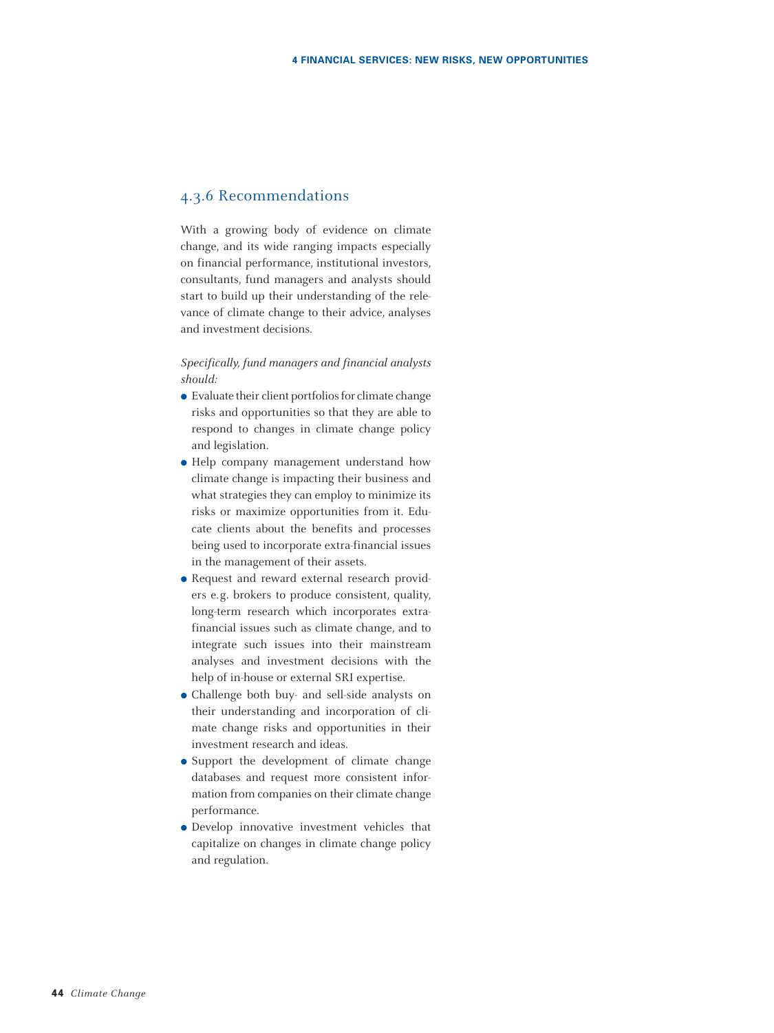### 4.3.6 Recommendations

With a growing body of evidence on climate change, and its wide ranging impacts especially on financial performance, institutional investors, consultants, fund managers and analysts should start to build up their understanding of the relevance of climate change to their advice, analyses and investment decisions.

*Specifically, fund managers and financial analysts should:*

- Evaluate their client portfolios for climate change risks and opportunities so that they are able to respond to changes in climate change policy and legislation.
- Help company management understand how climate change is impacting their business and what strategies they can employ to minimize its risks or maximize opportunities from it. Educate clients about the benefits and processes being used to incorporate extra-financial issues in the management of their assets.
- Request and reward external research providers e.g. brokers to produce consistent, quality, long-term research which incorporates extra-financial issues such as climate change, and to integrate such issues into their mainstream analyses and investment decisions with the help of in-house or external SRI expertise.
- Challenge both buy- and sell-side analysts on their understanding and incorporation of climate change risks and opportunities in their investment research and ideas.
- Support the development of climate change databases and request more consistent information from companies on their climate change performance.
- Develop innovative investment vehicles that capitalize on changes in climate change policy and regulation.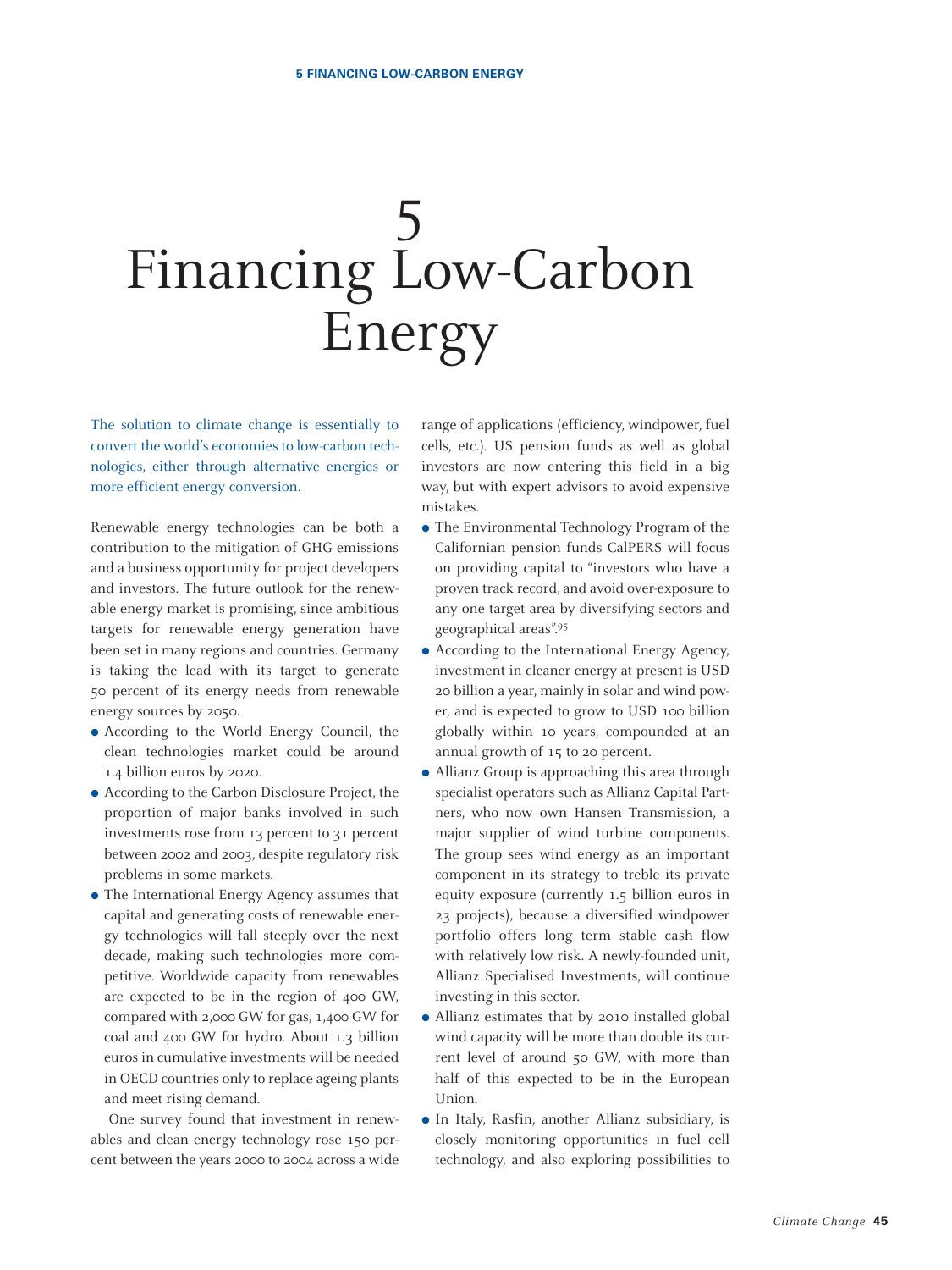# 5 Financing Low-Carbon Energy

The solution to climate change is essentially to convert the world's economies to low-carbon technologies, either through alternative energies or more efficient energy conversion.

Renewable energy technologies can be both a contribution to the mitigation of GHG emissions and a business opportunity for project developers and investors. The future outlook for the renewable energy market is promising, since ambitious targets for renewable energy generation have been set in many regions and countries. Germany is taking the lead with its target to generate 50 percent of its energy needs from renewable energy sources by 2050.

- According to the World Energy Council, the clean technologies market could be around 1.4 billion euros by 2020.
- According to the Carbon Disclosure Project, the proportion of major banks involved in such investments rose from 13 percent to 31 percent between 2002 and 2003, despite regulatory risk problems in some markets.
- The International Energy Agency assumes that capital and generating costs of renewable energy technologies will fall steeply over the next decade, making such technologies more competitive. Worldwide capacity from renewables are expected to be in the region of 400 GW, compared with 2,000 GW for gas, 1,400 GW for coal and 400 GW for hydro. About 1.3 billion euros in cumulative investments will be needed in OECD countries only to replace ageing plants and meet rising demand.

One survey found that investment in renewables and clean energy technology rose 150 percent between the years 2000 to 2004 across a wide range of applications (efficiency, windpower, fuel cells, etc.). US pension funds as well as global investors are now entering this field in a big way, but with expert advisors to avoid expensive mistakes.

- The Environmental Technology Program of the Californian pension funds CalPERS will focus on providing capital to "investors who have a proven track record, and avoid over-exposure to any one target area by diversifying sectors and geographical areas".[95]
- According to the International Energy Agency, investment in cleaner energy at present is USD 20 billion a year, mainly in solar and wind power, and is expected to grow to USD 100 billion globally within 10 years, compounded at an annual growth of 15 to 20 percent.
- Allianz Group is approaching this area through specialist operators such as Allianz Capital Partners, who now own Hansen Transmission, a major supplier of wind turbine components. The group sees wind energy as an important component in its strategy to treble its private equity exposure (currently 1.5 billion euros in 23 projects), because a diversified windpower portfolio offers long term stable cash flow with relatively low risk. A newly-founded unit, Allianz Specialised Investments, will continue investing in this sector.
- Allianz estimates that by 2010 installed global wind capacity will be more than double its current level of around 50 GW, with more than half of this expected to be in the European Union.
- In Italy, Rasfin, another Allianz subsidiary, is closely monitoring opportunities in fuel cell technology, and also exploring possibilities to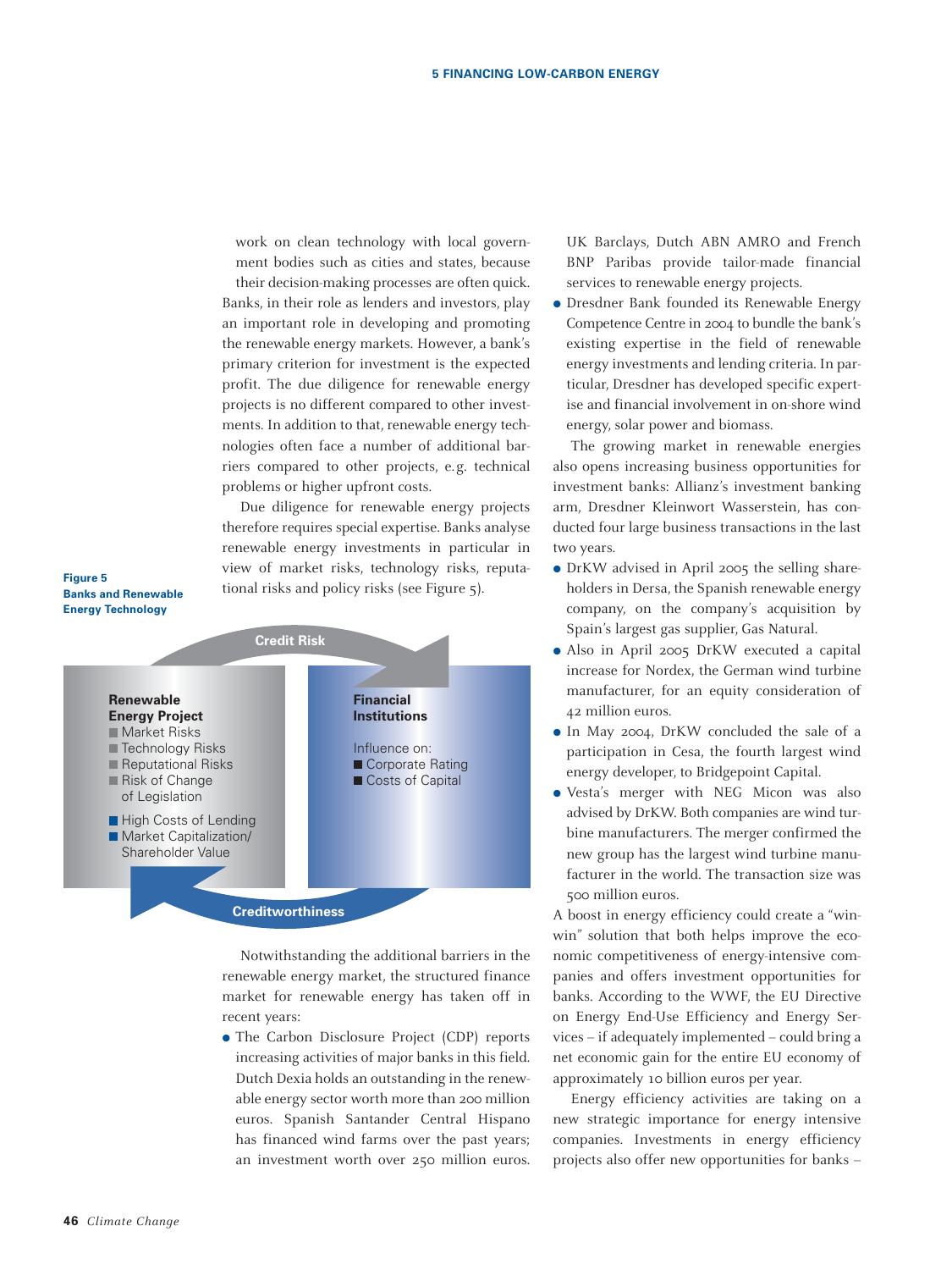work on clean technology with local government bodies such as cities and states, because their decision-making processes are often quick. Banks, in their role as lenders and investors, play an important role in developing and promoting the renewable energy markets. However, a bank's primary criterion for investment is the expected profit. The due diligence for renewable energy projects is no different compared to other investments. In addition to that, renewable energy technologies often face a number of additional barriers compared to other projects, e.g. technical problems or higher upfront costs.

Due diligence for renewable energy projects therefore requires special expertise. Banks analyse renewable energy investments in particular in view of market risks, technology risks, reputational risks and policy risks (see Figure 5).

**Figure 5**
**Banks and Renewable Energy Technology**

Credit Risk

**Renewable Energy Project**
- Market Risks
- Technology Risks
- Reputational Risks
- Risk of Change of Legislation

- High Costs of Lending
- Market Capitalization/ Shareholder Value

**Financial Institutions**

Influence on:
- Corporate Rating
- Costs of Capital

Creditworthiness

Notwithstanding the additional barriers in the renewable energy market, the structured finance market for renewable energy has taken off in recent years:

- The Carbon Disclosure Project (CDP) reports increasing activities of major banks in this field. Dutch Dexia holds an outstanding in the renewable energy sector worth more than 200 million euros. Spanish Santander Central Hispano has financed wind farms over the past years; an investment worth over 250 million euros. UK Barclays, Dutch ABN AMRO and French BNP Paribas provide tailor-made financial services to renewable energy projects.
- Dresdner Bank founded its Renewable Energy Competence Centre in 2004 to bundle the bank's existing expertise in the field of renewable energy investments and lending criteria. In particular, Dresdner has developed specific expertise and financial involvement in on-shore wind energy, solar power and biomass.

The growing market in renewable energies also opens increasing business opportunities for investment banks: Allianz's investment banking arm, Dresdner Kleinwort Wasserstein, has conducted four large business transactions in the last two years.

- DrKW advised in April 2005 the selling shareholders in Dersa, the Spanish renewable energy company, on the company's acquisition by Spain's largest gas supplier, Gas Natural.
- Also in April 2005 DrKW executed a capital increase for Nordex, the German wind turbine manufacturer, for an equity consideration of 42 million euros.
- In May 2004, DrKW concluded the sale of a participation in Cesa, the fourth largest wind energy developer, to Bridgepoint Capital.
- Vesta's merger with NEG Micon was also advised by DrKW. Both companies are wind turbine manufacturers. The merger confirmed the new group has the largest wind turbine manufacturer in the world. The transaction size was 500 million euros.

A boost in energy efficiency could create a "win-win" solution that both helps improve the economic competitiveness of energy-intensive companies and offers investment opportunities for banks. According to the WWF, the EU Directive on Energy End-Use Efficiency and Energy Services – if adequately implemented – could bring a net economic gain for the entire EU economy of approximately 10 billion euros per year.

Energy efficiency activities are taking on a new strategic importance for energy intensive companies. Investments in energy efficiency projects also offer new opportunities for banks –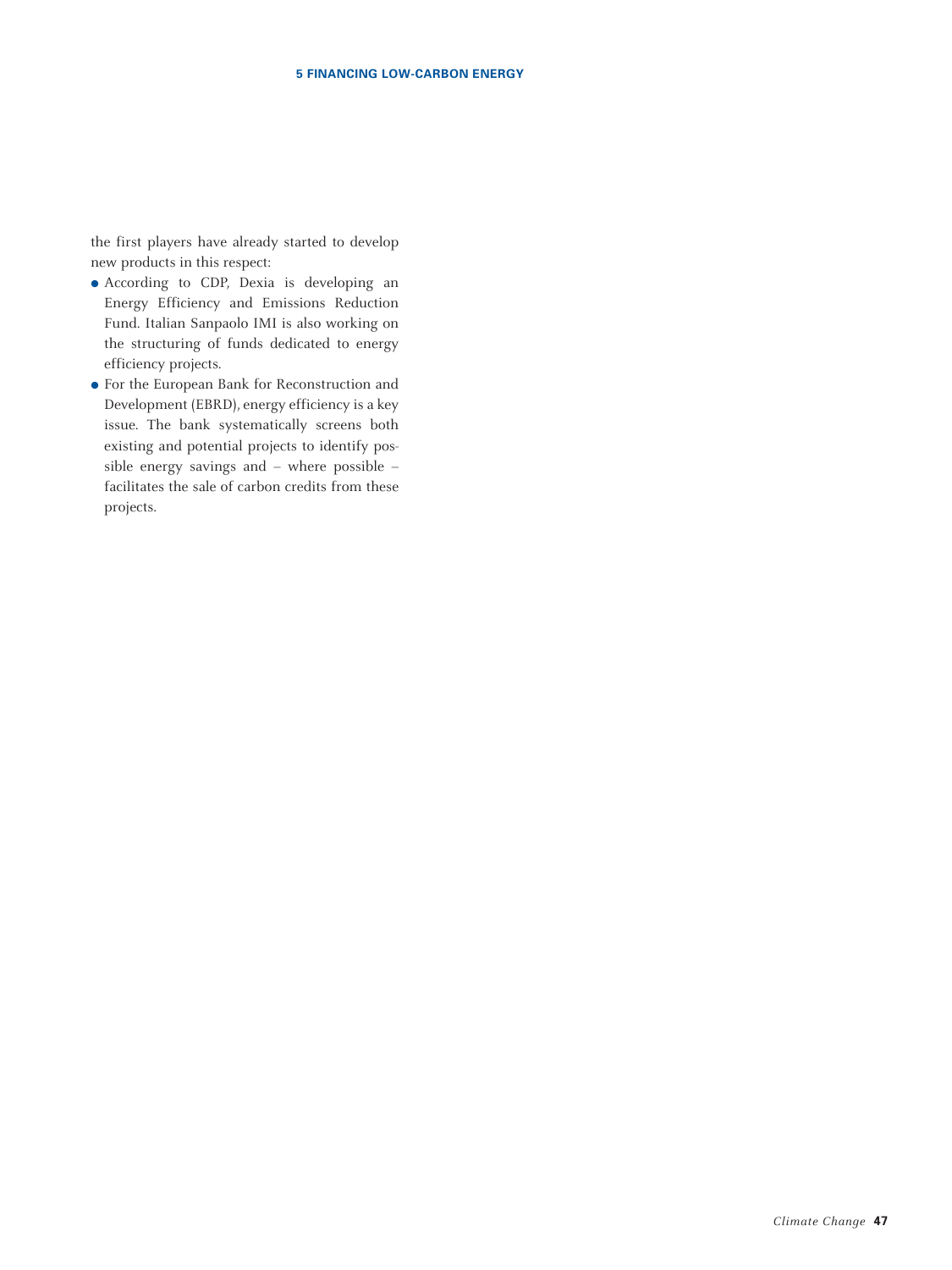the first players have already started to develop new products in this respect:

- According to CDP, Dexia is developing an Energy Efficiency and Emissions Reduction Fund. Italian Sanpaolo IMI is also working on the structuring of funds dedicated to energy efficiency projects.
- For the European Bank for Reconstruction and Development (EBRD), energy efficiency is a key issue. The bank systematically screens both existing and potential projects to identify possible energy savings and – where possible – facilitates the sale of carbon credits from these projects.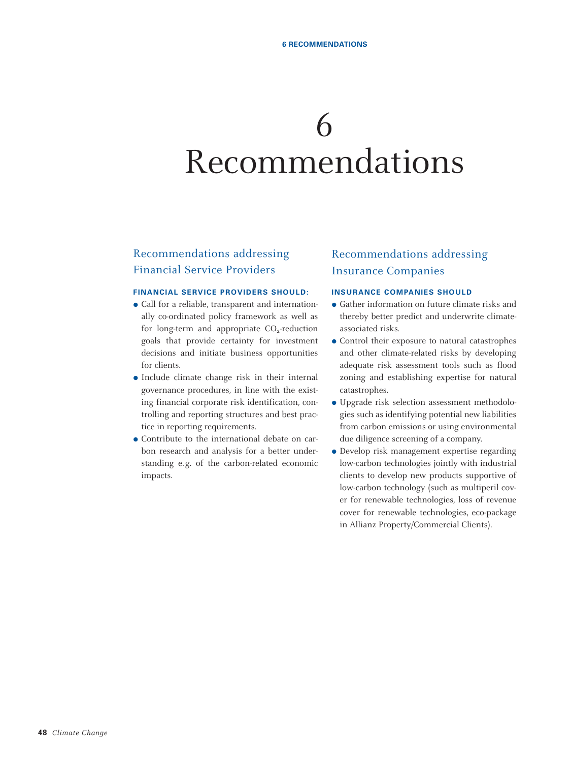# 6 Recommendations

## Recommendations addressing Financial Service Providers

**FINANCIAL SERVICE PROVIDERS SHOULD:**

- Call for a reliable, transparent and internationally co-ordinated policy framework as well as for long-term and appropriate $CO_2$-reduction goals that provide certainty for investment decisions and initiate business opportunities for clients.
- Include climate change risk in their internal governance procedures, in line with the existing financial corporate risk identification, controlling and reporting structures and best practice in reporting requirements.
- Contribute to the international debate on carbon research and analysis for a better understanding e.g. of the carbon-related economic impacts.

## Recommendations addressing Insurance Companies

**INSURANCE COMPANIES SHOULD**

- Gather information on future climate risks and thereby better predict and underwrite climate-associated risks.
- Control their exposure to natural catastrophes and other climate-related risks by developing adequate risk assessment tools such as flood zoning and establishing expertise for natural catastrophes.
- Upgrade risk selection assessment methodologies such as identifying potential new liabilities from carbon emissions or using environmental due diligence screening of a company.
- Develop risk management expertise regarding low-carbon technologies jointly with industrial clients to develop new products supportive of low-carbon technology (such as multiperil cover for renewable technologies, loss of revenue cover for renewable technologies, eco-package in Allianz Property/Commercial Clients).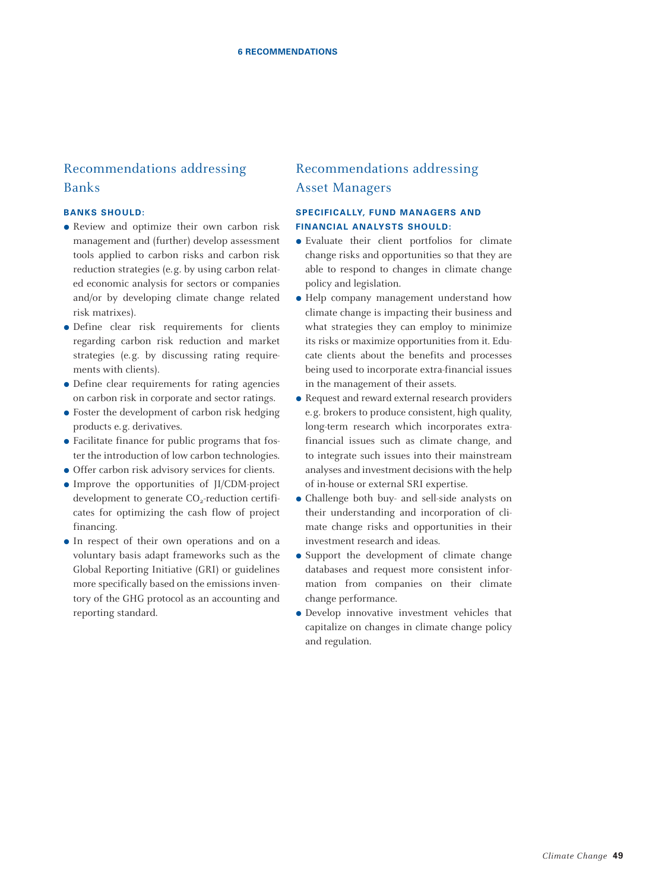## Recommendations addressing Banks

**BANKS SHOULD:**

- Review and optimize their own carbon risk management and (further) develop assessment tools applied to carbon risks and carbon risk reduction strategies (e.g. by using carbon related economic analysis for sectors or companies and/or by developing climate change related risk matrixes).
- Define clear risk requirements for clients regarding carbon risk reduction and market strategies (e.g. by discussing rating requirements with clients).
- Define clear requirements for rating agencies on carbon risk in corporate and sector ratings.
- Foster the development of carbon risk hedging products e.g. derivatives.
- Facilitate finance for public programs that foster the introduction of low carbon technologies.
- Offer carbon risk advisory services for clients.
- Improve the opportunities of JI/CDM-project development to generate $CO_2$-reduction certificates for optimizing the cash flow of project financing.
- In respect of their own operations and on a voluntary basis adapt frameworks such as the Global Reporting Initiative (GRI) or guidelines more specifically based on the emissions inventory of the GHG protocol as an accounting and reporting standard.

## Recommendations addressing Asset Managers

**SPECIFICALLY, FUND MANAGERS AND FINANCIAL ANALYSTS SHOULD:**

- Evaluate their client portfolios for climate change risks and opportunities so that they are able to respond to changes in climate change policy and legislation.
- Help company management understand how climate change is impacting their business and what strategies they can employ to minimize its risks or maximize opportunities from it. Educate clients about the benefits and processes being used to incorporate extra-financial issues in the management of their assets.
- Request and reward external research providers e.g. brokers to produce consistent, high quality, long-term research which incorporates extra-financial issues such as climate change, and to integrate such issues into their mainstream analyses and investment decisions with the help of in-house or external SRI expertise.
- Challenge both buy- and sell-side analysts on their understanding and incorporation of climate change risks and opportunities in their investment research and ideas.
- Support the development of climate change databases and request more consistent information from companies on their climate change performance.
- Develop innovative investment vehicles that capitalize on changes in climate change policy and regulation.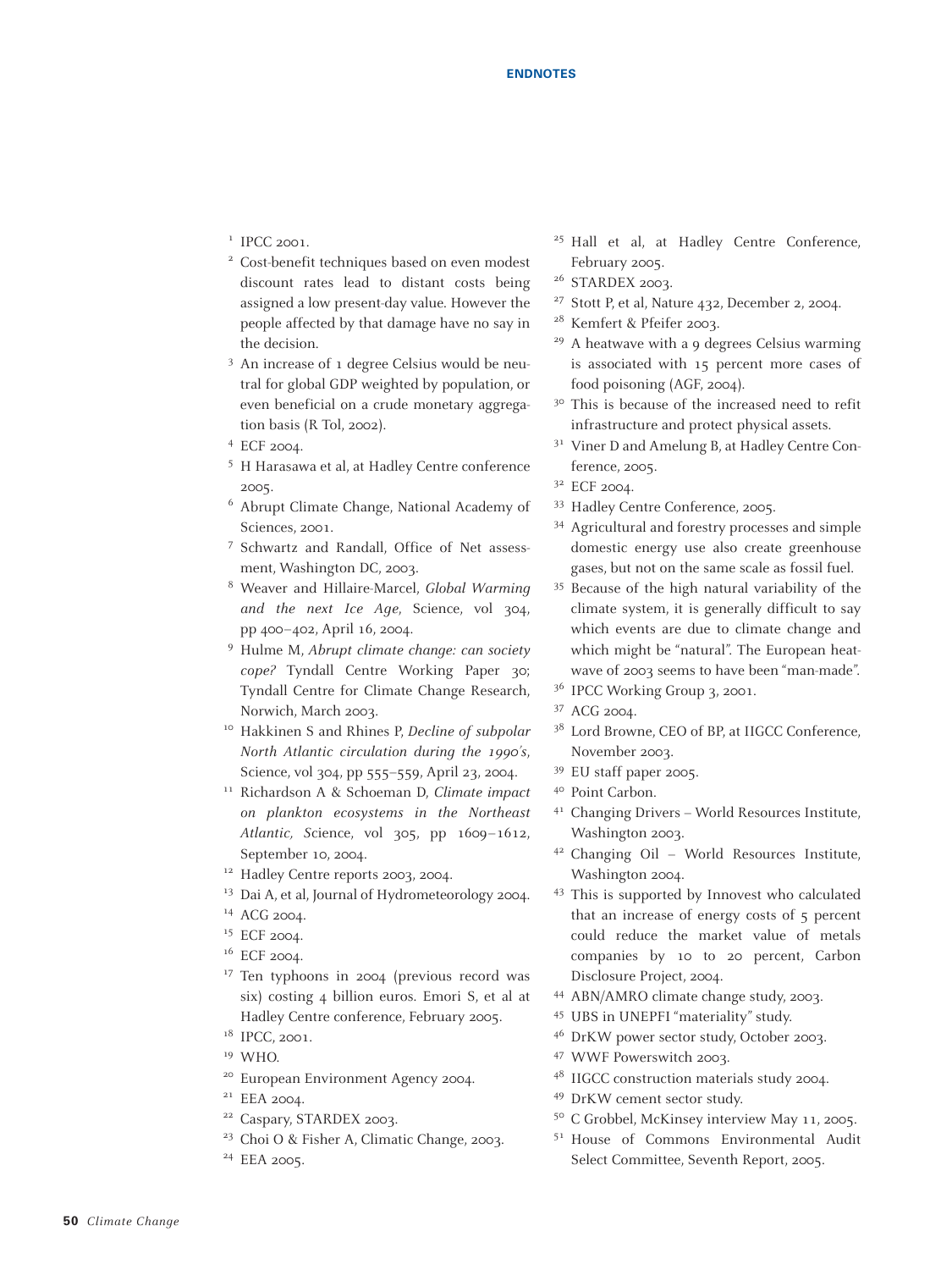## ENDNOTES

1. IPCC 2001.
2. Cost-benefit techniques based on even modest discount rates lead to distant costs being assigned a low present-day value. However the people affected by that damage have no say in the decision.
3. An increase of 1 degree Celsius would be neutral for global GDP weighted by population, or even beneficial on a crude monetary aggregation basis (R Tol, 2002).
4. ECF 2004.
5. H Harasawa et al, at Hadley Centre conference 2005.
6. Abrupt Climate Change, National Academy of Sciences, 2001.
7. Schwartz and Randall, Office of Net assessment, Washington DC, 2003.
8. Weaver and Hillaire-Marcel, *Global Warming and the next Ice Age*, Science, vol 304, pp 400–402, April 16, 2004.
9. Hulme M, *Abrupt climate change: can society cope?* Tyndall Centre Working Paper 30; Tyndall Centre for Climate Change Research, Norwich, March 2003.
10. Hakkinen S and Rhines P, *Decline of subpolar North Atlantic circulation during the 1990's*, Science, vol 304, pp 555–559, April 23, 2004.
11. Richardson A & Schoeman D, *Climate impact on plankton ecosystems in the Northeast Atlantic,* Science, vol 305, pp 1609–1612, September 10, 2004.
12. Hadley Centre reports 2003, 2004.
13. Dai A, et al, Journal of Hydrometeorology 2004.
14. ACG 2004.
15. ECF 2004.
16. ECF 2004.
17. Ten typhoons in 2004 (previous record was six) costing 4 billion euros. Emori S, et al at Hadley Centre conference, February 2005.
18. IPCC, 2001.
19. WHO.
20. European Environment Agency 2004.
21. EEA 2004.
22. Caspary, STARDEX 2003.
23. Choi O & Fisher A, Climatic Change, 2003.
24. EEA 2005.
25. Hall et al, at Hadley Centre Conference, February 2005.
26. STARDEX 2003.
27. Stott P, et al, Nature 432, December 2, 2004.
28. Kemfert & Pfeifer 2003.
29. A heatwave with a 9 degrees Celsius warming is associated with 15 percent more cases of food poisoning (AGF, 2004).
30. This is because of the increased need to refit infrastructure and protect physical assets.
31. Viner D and Amelung B, at Hadley Centre Conference, 2005.
32. ECF 2004.
33. Hadley Centre Conference, 2005.
34. Agricultural and forestry processes and simple domestic energy use also create greenhouse gases, but not on the same scale as fossil fuel.
35. Because of the high natural variability of the climate system, it is generally difficult to say which events are due to climate change and which might be "natural". The European heatwave of 2003 seems to have been "man-made".
36. IPCC Working Group 3, 2001.
37. ACG 2004.
38. Lord Browne, CEO of BP, at IIGCC Conference, November 2003.
39. EU staff paper 2005.
40. Point Carbon.
41. Changing Drivers – World Resources Institute, Washington 2003.
42. Changing Oil – World Resources Institute, Washington 2004.
43. This is supported by Innovest who calculated that an increase of energy costs of 5 percent could reduce the market value of metals companies by 10 to 20 percent, Carbon Disclosure Project, 2004.
44. ABN/AMRO climate change study, 2003.
45. UBS in UNEPFI "materiality" study.
46. DrKW power sector study, October 2003.
47. WWF Powerswitch 2003.
48. IIGCC construction materials study 2004.
49. DrKW cement sector study.
50. C Grobbel, McKinsey interview May 11, 2005.
51. House of Commons Environmental Audit Select Committee, Seventh Report, 2005.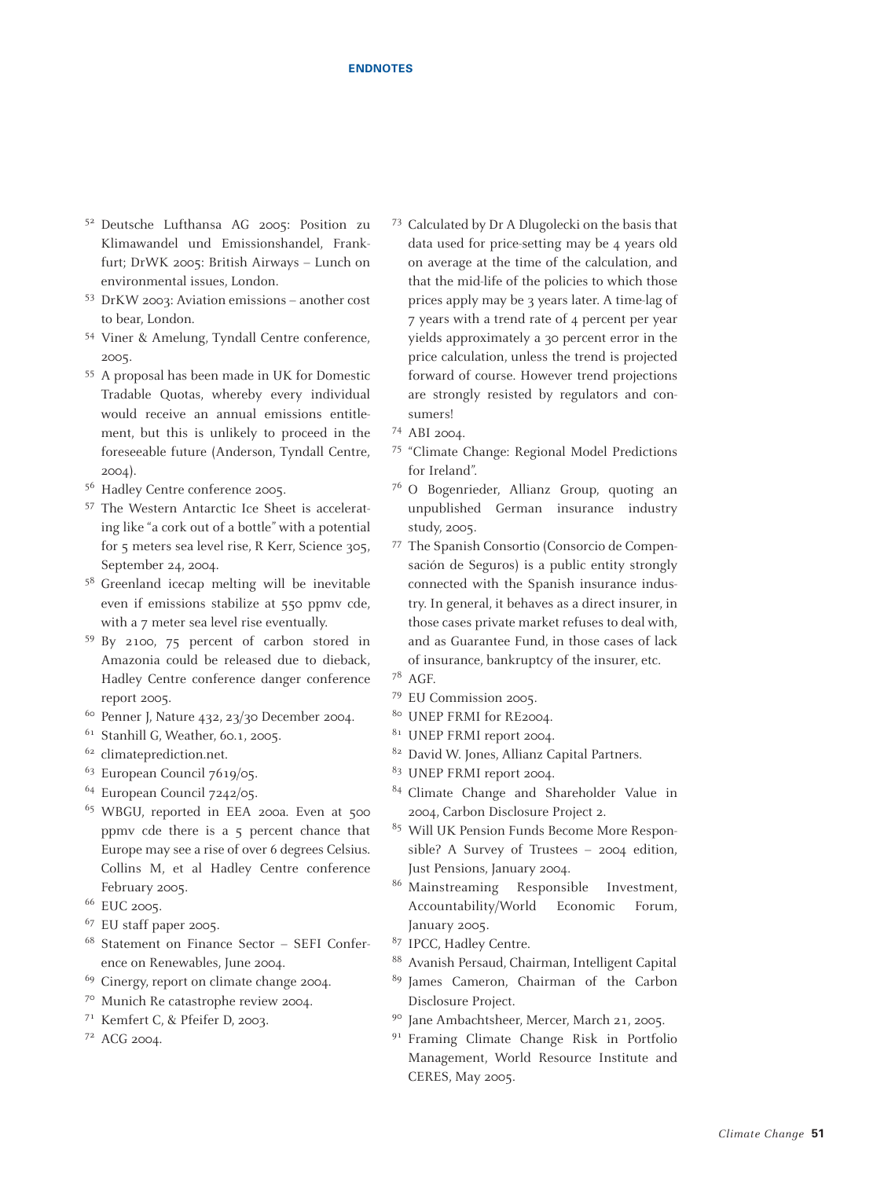## ENDNOTES

[52] Deutsche Lufthansa AG 2005: Position zu Klimawandel und Emissionshandel, Frankfurt; DrWK 2005: British Airways – Lunch on environmental issues, London.

[53] DrKW 2003: Aviation emissions – another cost to bear, London.

[54] Viner & Amelung, Tyndall Centre conference, 2005.

[55] A proposal has been made in UK for Domestic Tradable Quotas, whereby every individual would receive an annual emissions entitlement, but this is unlikely to proceed in the foreseeable future (Anderson, Tyndall Centre, 2004).

[56] Hadley Centre conference 2005.

[57] The Western Antarctic Ice Sheet is accelerating like "a cork out of a bottle" with a potential for 5 meters sea level rise, R Kerr, Science 305, September 24, 2004.

[58] Greenland icecap melting will be inevitable even if emissions stabilize at 550 ppmv cde, with a 7 meter sea level rise eventually.

[59] By 2100, 75 percent of carbon stored in Amazonia could be released due to dieback, Hadley Centre conference danger conference report 2005.

[60] Penner J, Nature 432, 23/30 December 2004.

[61] Stanhill G, Weather, 60.1, 2005.

[62] climateprediction.net.

[63] European Council 7619/05.

[64] European Council 7242/05.

[65] WBGU, reported in EEA 200a. Even at 500 ppmv cde there is a 5 percent chance that Europe may see a rise of over 6 degrees Celsius. Collins M, et al Hadley Centre conference February 2005.

[66] EUC 2005.

[67] EU staff paper 2005.

[68] Statement on Finance Sector – SEFI Conference on Renewables, June 2004.

[69] Cinergy, report on climate change 2004.

[70] Munich Re catastrophe review 2004.

[71] Kemfert C, & Pfeifer D, 2003.

[72] ACG 2004.

[73] Calculated by Dr A Dlugolecki on the basis that data used for price-setting may be 4 years old on average at the time of the calculation, and that the mid-life of the policies to which those prices apply may be 3 years later. A time-lag of 7 years with a trend rate of 4 percent per year yields approximately a 30 percent error in the price calculation, unless the trend is projected forward of course. However trend projections are strongly resisted by regulators and consumers!

[74] ABI 2004.

[75] "Climate Change: Regional Model Predictions for Ireland".

[76] O Bogenrieder, Allianz Group, quoting an unpublished German insurance industry study, 2005.

[77] The Spanish Consortio (Consorcio de Compensación de Seguros) is a public entity strongly connected with the Spanish insurance industry. In general, it behaves as a direct insurer, in those cases private market refuses to deal with, and as Guarantee Fund, in those cases of lack of insurance, bankruptcy of the insurer, etc.

[78] AGF.

[79] EU Commission 2005.

[80] UNEP FRMI for RE2004.

[81] UNEP FRMI report 2004.

[82] David W. Jones, Allianz Capital Partners.

[83] UNEP FRMI report 2004.

[84] Climate Change and Shareholder Value in 2004, Carbon Disclosure Project 2.

[85] Will UK Pension Funds Become More Responsible? A Survey of Trustees – 2004 edition, Just Pensions, January 2004.

[86] Mainstreaming Responsible Investment, Accountability/World Economic Forum, January 2005.

[87] IPCC, Hadley Centre.

[88] Avanish Persaud, Chairman, Intelligent Capital

[89] James Cameron, Chairman of the Carbon Disclosure Project.

[90] Jane Ambachtsheer, Mercer, March 21, 2005.

[91] Framing Climate Change Risk in Portfolio Management, World Resource Institute and CERES, May 2005.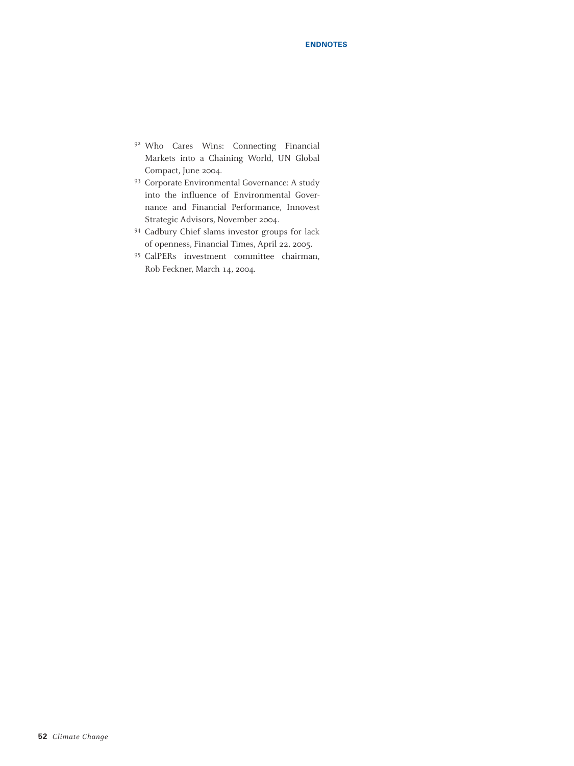[92] Who Cares Wins: Connecting Financial Markets into a Chaining World, UN Global Compact, June 2004.

[93] Corporate Environmental Governance: A study into the influence of Environmental Governance and Financial Performance, Innovest Strategic Advisors, November 2004.

[94] Cadbury Chief slams investor groups for lack of openness, Financial Times, April 22, 2005.

[95] CalPERs investment committee chairman, Rob Feckner, March 14, 2004.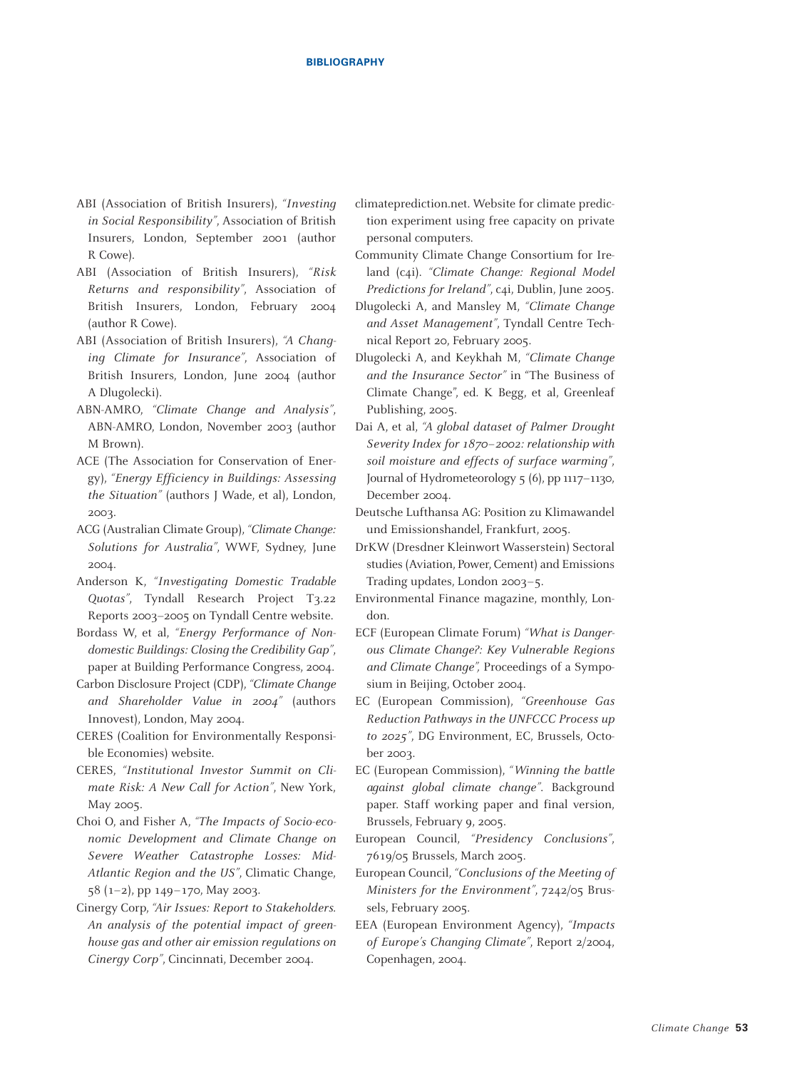ABI (Association of British Insurers), *"Investing in Social Responsibility"*, Association of British Insurers, London, September 2001 (author R Cowe).

ABI (Association of British Insurers), *"Risk Returns and responsibility"*, Association of British Insurers, London, February 2004 (author R Cowe).

ABI (Association of British Insurers), *"A Changing Climate for Insurance"*, Association of British Insurers, London, June 2004 (author A Dlugolecki).

ABN-AMRO, *"Climate Change and Analysis"*, ABN-AMRO, London, November 2003 (author M Brown).

ACE (The Association for Conservation of Energy), *"Energy Efficiency in Buildings: Assessing the Situation"* (authors J Wade, et al), London, 2003.

ACG (Australian Climate Group), *"Climate Change: Solutions for Australia"*, WWF, Sydney, June 2004.

Anderson K, *"Investigating Domestic Tradable Quotas"*, Tyndall Research Project T3.22 Reports 2003–2005 on Tyndall Centre website.

Bordass W, et al, *"Energy Performance of Non-domestic Buildings: Closing the Credibility Gap"*, paper at Building Performance Congress, 2004.

Carbon Disclosure Project (CDP), *"Climate Change and Shareholder Value in 2004"* (authors Innovest), London, May 2004.

CERES (Coalition for Environmentally Responsible Economies) website.

CERES, *"Institutional Investor Summit on Climate Risk: A New Call for Action"*, New York, May 2005.

Choi O, and Fisher A, *"The Impacts of Socio-economic Development and Climate Change on Severe Weather Catastrophe Losses: Mid-Atlantic Region and the US"*, Climatic Change, 58 (1–2), pp 149–170, May 2003.

Cinergy Corp, *"Air Issues: Report to Stakeholders. An analysis of the potential impact of greenhouse gas and other air emission regulations on Cinergy Corp"*, Cincinnati, December 2004.

climateprediction.net. Website for climate prediction experiment using free capacity on private personal computers.

Community Climate Change Consortium for Ireland (c4i). *"Climate Change: Regional Model Predictions for Ireland"*, c4i, Dublin, June 2005.

Dlugolecki A, and Mansley M, *"Climate Change and Asset Management"*, Tyndall Centre Technical Report 20, February 2005.

Dlugolecki A, and Keykhah M, *"Climate Change and the Insurance Sector"* in "The Business of Climate Change", ed. K Begg, et al, Greenleaf Publishing, 2005.

Dai A, et al, *"A global dataset of Palmer Drought Severity Index for 1870–2002: relationship with soil moisture and effects of surface warming"*, Journal of Hydrometeorology 5 (6), pp 1117–1130, December 2004.

Deutsche Lufthansa AG: Position zu Klimawandel und Emissionshandel, Frankfurt, 2005.

DrKW (Dresdner Kleinwort Wasserstein) Sectoral studies (Aviation, Power, Cement) and Emissions Trading updates, London 2003–5.

Environmental Finance magazine, monthly, London.

ECF (European Climate Forum) *"What is Dangerous Climate Change?: Key Vulnerable Regions and Climate Change"*, Proceedings of a Symposium in Beijing, October 2004.

EC (European Commission), *"Greenhouse Gas Reduction Pathways in the UNFCCC Process up to 2025"*, DG Environment, EC, Brussels, October 2003.

EC (European Commission), *"Winning the battle against global climate change"*. Background paper. Staff working paper and final version, Brussels, February 9, 2005.

European Council, *"Presidency Conclusions"*, 7619/05 Brussels, March 2005.

European Council, *"Conclusions of the Meeting of Ministers for the Environment"*, 7242/05 Brussels, February 2005.

EEA (European Environment Agency), *"Impacts of Europe's Changing Climate"*, Report 2/2004, Copenhagen, 2004.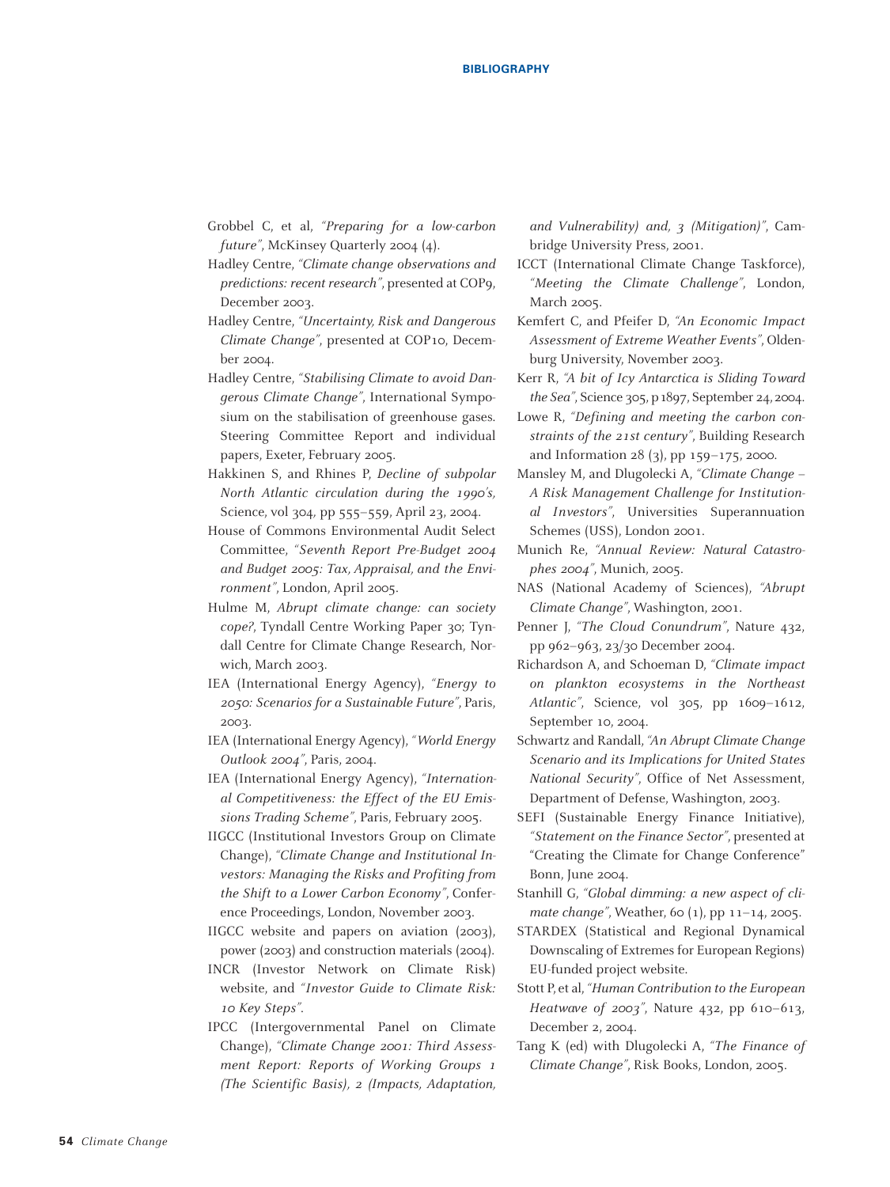Grobbel C, et al, *"Preparing for a low-carbon future"*, McKinsey Quarterly 2004 (4).

Hadley Centre, *"Climate change observations and predictions: recent research"*, presented at COP9, December 2003.

Hadley Centre, *"Uncertainty, Risk and Dangerous Climate Change"*, presented at COP10, December 2004.

Hadley Centre, *"Stabilising Climate to avoid Dangerous Climate Change"*, International Symposium on the stabilisation of greenhouse gases. Steering Committee Report and individual papers, Exeter, February 2005.

Hakkinen S, and Rhines P, *Decline of subpolar North Atlantic circulation during the 1990's*, Science, vol 304, pp 555–559, April 23, 2004.

House of Commons Environmental Audit Select Committee, *"Seventh Report Pre-Budget 2004 and Budget 2005: Tax, Appraisal, and the Environment"*, London, April 2005.

Hulme M, *Abrupt climate change: can society cope?*, Tyndall Centre Working Paper 30; Tyndall Centre for Climate Change Research, Norwich, March 2003.

IEA (International Energy Agency), *"Energy to 2050: Scenarios for a Sustainable Future"*, Paris, 2003.

IEA (International Energy Agency), *"World Energy Outlook 2004"*, Paris, 2004.

IEA (International Energy Agency), *"International Competitiveness: the Effect of the EU Emissions Trading Scheme"*, Paris, February 2005.

IIGCC (Institutional Investors Group on Climate Change), *"Climate Change and Institutional Investors: Managing the Risks and Profiting from the Shift to a Lower Carbon Economy"*, Conference Proceedings, London, November 2003.

IIGCC website and papers on aviation (2003), power (2003) and construction materials (2004).

INCR (Investor Network on Climate Risk) website, and *"Investor Guide to Climate Risk: 10 Key Steps"*.

IPCC (Intergovernmental Panel on Climate Change), *"Climate Change 2001: Third Assessment Report: Reports of Working Groups 1 (The Scientific Basis), 2 (Impacts, Adaptation, and Vulnerability) and, 3 (Mitigation)"*, Cambridge University Press, 2001.

ICCT (International Climate Change Taskforce), *"Meeting the Climate Challenge"*, London, March 2005.

Kemfert C, and Pfeifer D, *"An Economic Impact Assessment of Extreme Weather Events"*, Oldenburg University, November 2003.

Kerr R, *"A bit of Icy Antarctica is Sliding Toward the Sea"*, Science 305, p 1897, September 24, 2004.

Lowe R, *"Defining and meeting the carbon constraints of the 21st century"*, Building Research and Information 28 (3), pp 159–175, 2000.

Mansley M, and Dlugolecki A, *"Climate Change – A Risk Management Challenge for Institutional Investors"*, Universities Superannuation Schemes (USS), London 2001.

Munich Re, *"Annual Review: Natural Catastrophes 2004"*, Munich, 2005.

NAS (National Academy of Sciences), *"Abrupt Climate Change"*, Washington, 2001.

Penner J, *"The Cloud Conundrum"*, Nature 432, pp 962–963, 23/30 December 2004.

Richardson A, and Schoeman D, *"Climate impact on plankton ecosystems in the Northeast Atlantic"*, Science, vol 305, pp 1609–1612, September 10, 2004.

Schwartz and Randall, *"An Abrupt Climate Change Scenario and its Implications for United States National Security"*, Office of Net Assessment, Department of Defense, Washington, 2003.

SEFI (Sustainable Energy Finance Initiative), *"Statement on the Finance Sector"*, presented at "Creating the Climate for Change Conference" Bonn, June 2004.

Stanhill G, *"Global dimming: a new aspect of climate change"*, Weather, 60 (1), pp 11–14, 2005.

STARDEX (Statistical and Regional Dynamical Downscaling of Extremes for European Regions) EU-funded project website.

Stott P, et al, *"Human Contribution to the European Heatwave of 2003"*, Nature 432, pp 610–613, December 2, 2004.

Tang K (ed) with Dlugolecki A, *"The Finance of Climate Change"*, Risk Books, London, 2005.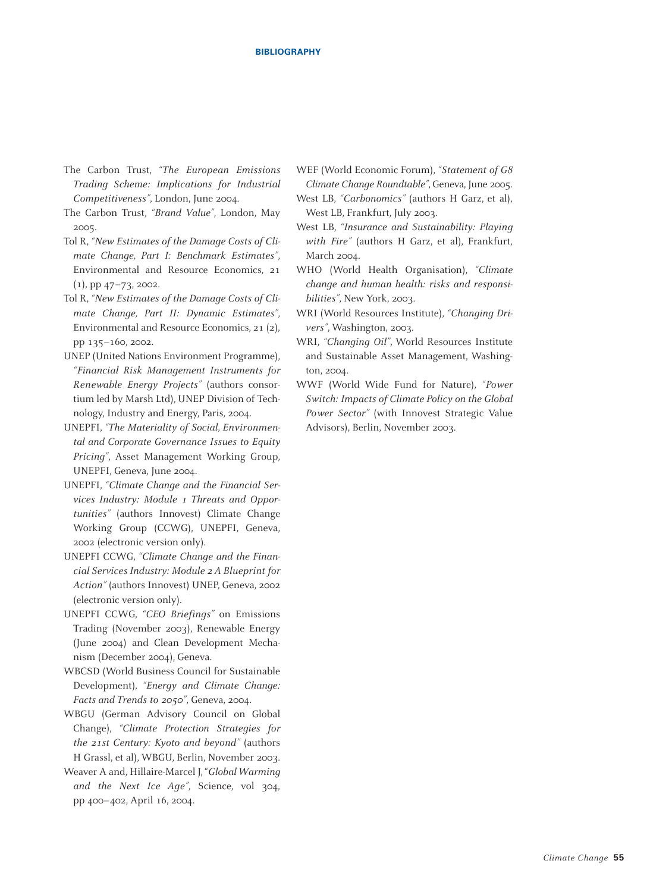## BIBLIOGRAPHY

The Carbon Trust, *"The European Emissions Trading Scheme: Implications for Industrial Competitiveness"*, London, June 2004.

The Carbon Trust, *"Brand Value"*, London, May 2005.

Tol R, *"New Estimates of the Damage Costs of Climate Change, Part I: Benchmark Estimates"*, Environmental and Resource Economics, 21 (1), pp 47–73, 2002.

Tol R, *"New Estimates of the Damage Costs of Climate Change, Part II: Dynamic Estimates"*, Environmental and Resource Economics, 21 (2), pp 135–160, 2002.

UNEP (United Nations Environment Programme), *"Financial Risk Management Instruments for Renewable Energy Projects"* (authors consortium led by Marsh Ltd), UNEP Division of Technology, Industry and Energy, Paris, 2004.

UNEPFI, *"The Materiality of Social, Environmental and Corporate Governance Issues to Equity Pricing"*, Asset Management Working Group, UNEPFI, Geneva, June 2004.

UNEPFI, *"Climate Change and the Financial Services Industry: Module 1 Threats and Opportunities"* (authors Innovest) Climate Change Working Group (CCWG), UNEPFI, Geneva, 2002 (electronic version only).

UNEPFI CCWG, *"Climate Change and the Financial Services Industry: Module 2 A Blueprint for Action"* (authors Innovest) UNEP, Geneva, 2002 (electronic version only).

UNEPFI CCWG, *"CEO Briefings"* on Emissions Trading (November 2003), Renewable Energy (June 2004) and Clean Development Mechanism (December 2004), Geneva.

WBCSD (World Business Council for Sustainable Development), *"Energy and Climate Change: Facts and Trends to 2050"*, Geneva, 2004.

WBGU (German Advisory Council on Global Change), *"Climate Protection Strategies for the 21st Century: Kyoto and beyond"* (authors H Grassl, et al), WBGU, Berlin, November 2003.

Weaver A and, Hillaire-Marcel J, "*Global Warming and the Next Ice Age"*, Science, vol 304, pp 400–402, April 16, 2004.

WEF (World Economic Forum), *"Statement of G8 Climate Change Roundtable"*, Geneva, June 2005.

West LB, *"Carbonomics"* (authors H Garz, et al), West LB, Frankfurt, July 2003.

West LB, *"Insurance and Sustainability: Playing with Fire"* (authors H Garz, et al), Frankfurt, March 2004.

WHO (World Health Organisation), *"Climate change and human health: risks and responsibilities"*, New York, 2003.

WRI (World Resources Institute), *"Changing Drivers"*, Washington, 2003.

WRI, *"Changing Oil"*, World Resources Institute and Sustainable Asset Management, Washington, 2004.

WWF (World Wide Fund for Nature), *"Power Switch: Impacts of Climate Policy on the Global Power Sector"* (with Innovest Strategic Value Advisors), Berlin, November 2003.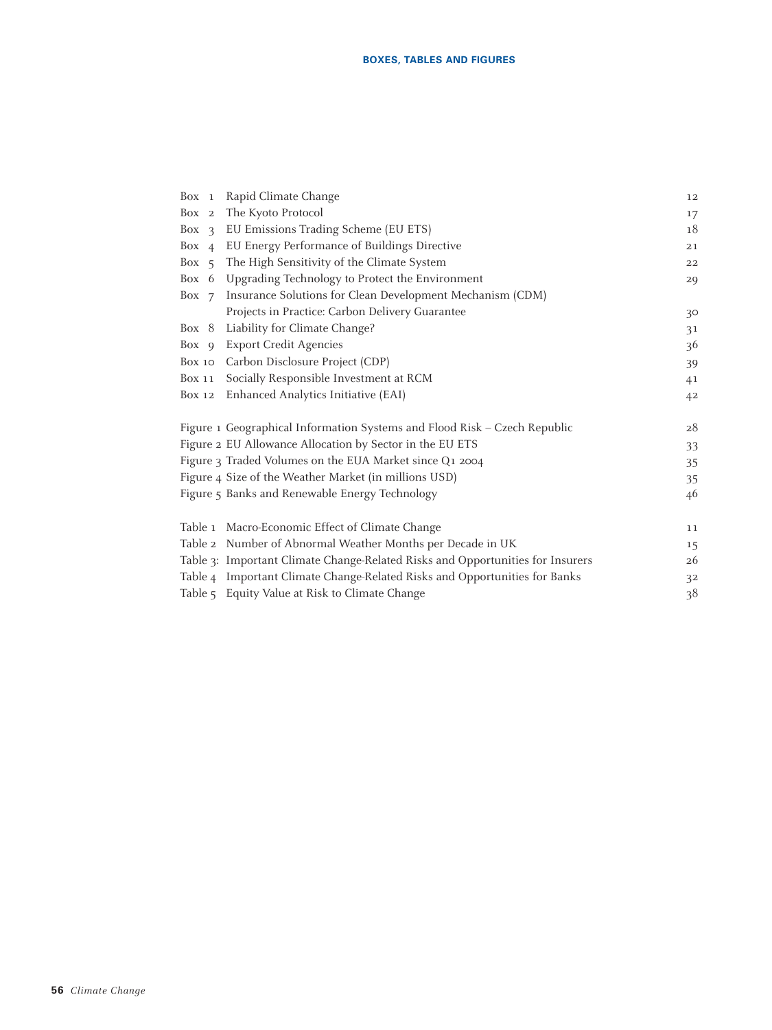## BOXES, TABLES AND FIGURES

| | | |
|---|---|---|
| Box 1 | Rapid Climate Change | 12 |
| Box 2 | The Kyoto Protocol | 17 |
| Box 3 | EU Emissions Trading Scheme (EU ETS) | 18 |
| Box 4 | EU Energy Performance of Buildings Directive | 21 |
| Box 5 | The High Sensitivity of the Climate System | 22 |
| Box 6 | Upgrading Technology to Protect the Environment | 29 |
| Box 7 | Insurance Solutions for Clean Development Mechanism (CDM) Projects in Practice: Carbon Delivery Guarantee | 30 |
| Box 8 | Liability for Climate Change? | 31 |
| Box 9 | Export Credit Agencies | 36 |
| Box 10 | Carbon Disclosure Project (CDP) | 39 |
| Box 11 | Socially Responsible Investment at RCM | 41 |
| Box 12 | Enhanced Analytics Initiative (EAI) | 42 |

| | | |
|---|---|---|
| Figure 1 | Geographical Information Systems and Flood Risk – Czech Republic | 28 |
| Figure 2 | EU Allowance Allocation by Sector in the EU ETS | 33 |
| Figure 3 | Traded Volumes on the EUA Market since Q1 2004 | 35 |
| Figure 4 | Size of the Weather Market (in millions USD) | 35 |
| Figure 5 | Banks and Renewable Energy Technology | 46 |

| | | |
|---|---|---|
| Table 1 | Macro-Economic Effect of Climate Change | 11 |
| Table 2 | Number of Abnormal Weather Months per Decade in UK | 15 |
| Table 3: | Important Climate Change-Related Risks and Opportunities for Insurers | 26 |
| Table 4 | Important Climate Change-Related Risks and Opportunities for Banks | 32 |
| Table 5 | Equity Value at Risk to Climate Change | 38 |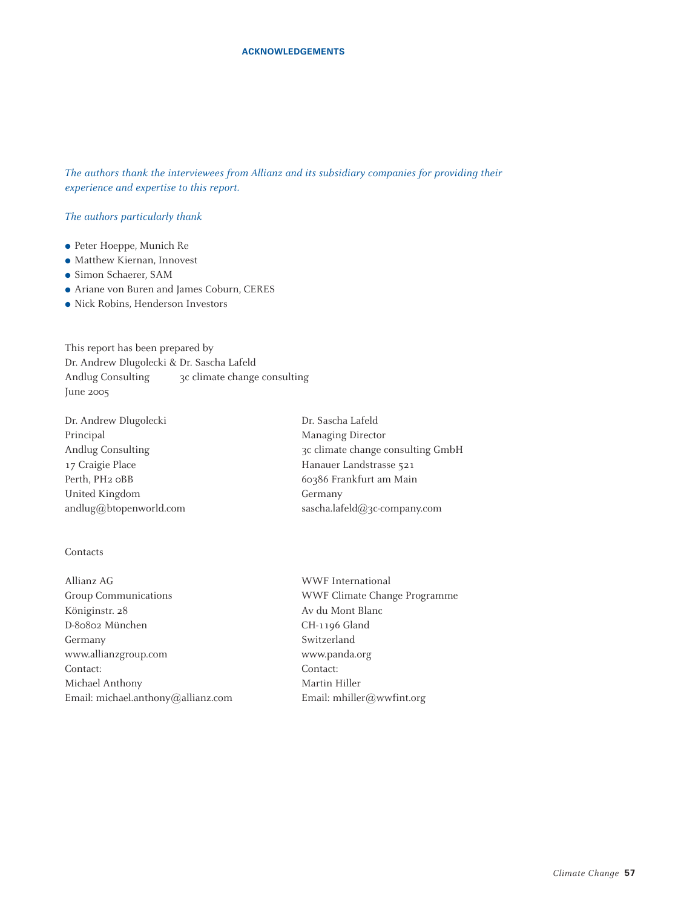## ACKNOWLEDGEMENTS

*The authors thank the interviewees from Allianz and its subsidiary companies for providing their experience and expertise to this report.*

*The authors particularly thank*

- Peter Hoeppe, Munich Re
- Matthew Kiernan, Innovest
- Simon Schaerer, SAM
- Ariane von Buren and James Coburn, CERES
- Nick Robins, Henderson Investors

This report has been prepared by
Dr. Andrew Dlugolecki & Dr. Sascha Lafeld
Andlug Consulting 3c climate change consulting
June 2005

Dr. Andrew Dlugolecki
Principal
Andlug Consulting
17 Craigie Place
Perth, PH2 0BB
United Kingdom
andlug@btopenworld.com

Dr. Sascha Lafeld
Managing Director
3c climate change consulting GmbH
Hanauer Landstrasse 521
60386 Frankfurt am Main
Germany
sascha.lafeld@3c-company.com

Contacts

Allianz AG
Group Communications
Königinstr. 28
D-80802 München
Germany
www.allianzgroup.com
Contact:
Michael Anthony
Email: michael.anthony@allianz.com

WWF International
WWF Climate Change Programme
Av du Mont Blanc
CH-1196 Gland
Switzerland
www.panda.org
Contact:
Martin Hiller
Email: mhiller@wwfint.org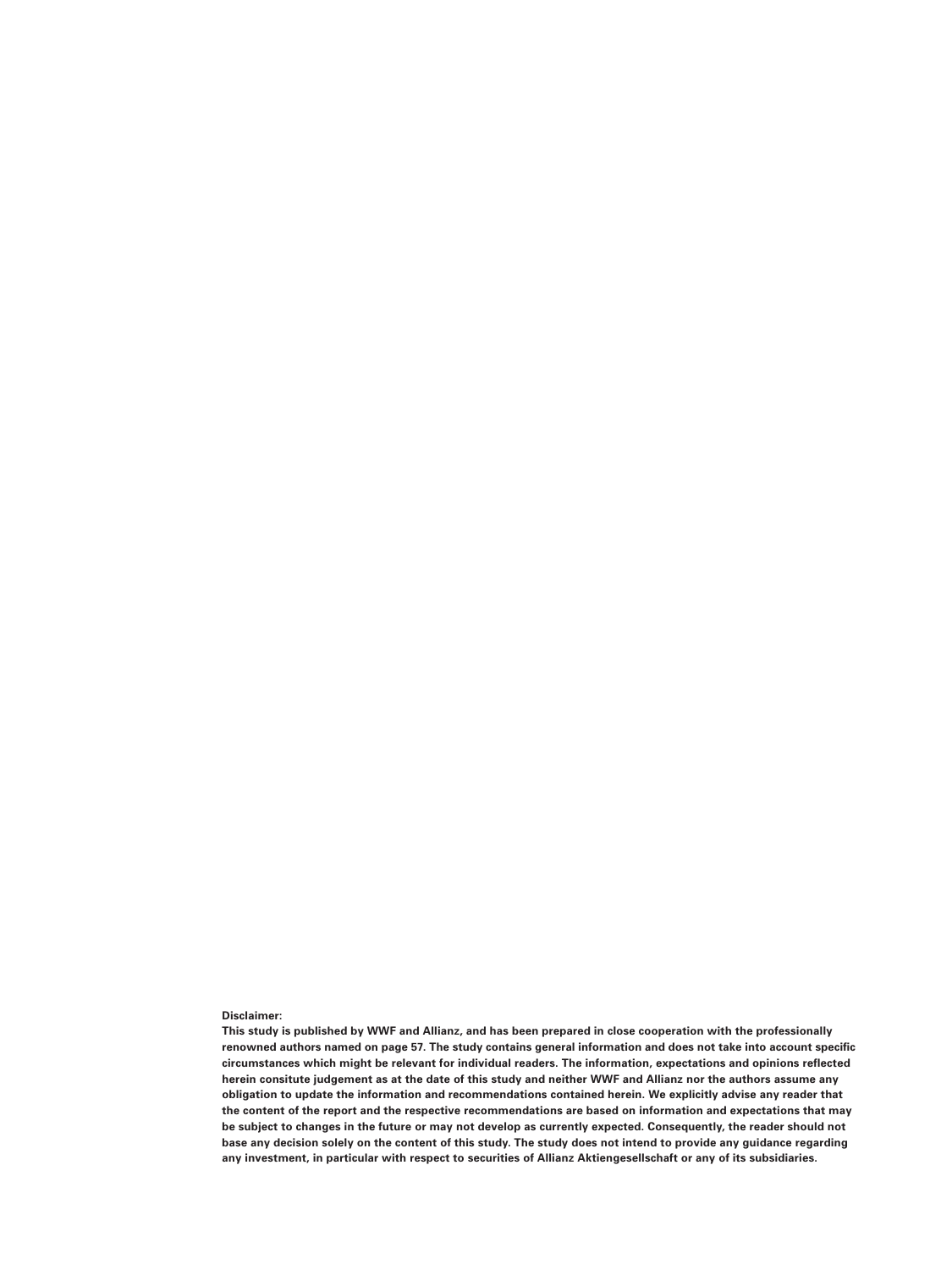**Disclaimer:**

**This study is published by WWF and Allianz, and has been prepared in close cooperation with the professionally renowned authors named on page 57. The study contains general information and does not take into account specific circumstances which might be relevant for individual readers. The information, expectations and opinions reflected herein consitute judgement as at the date of this study and neither WWF and Allianz nor the authors assume any obligation to update the information and recommendations contained herein. We explicitly advise any reader that the content of the report and the respective recommendations are based on information and expectations that may be subject to changes in the future or may not develop as currently expected. Consequently, the reader should not base any decision solely on the content of this study. The study does not intend to provide any guidance regarding any investment, in particular with respect to securities of Allianz Aktiengesellschaft or any of its subsidiaries.**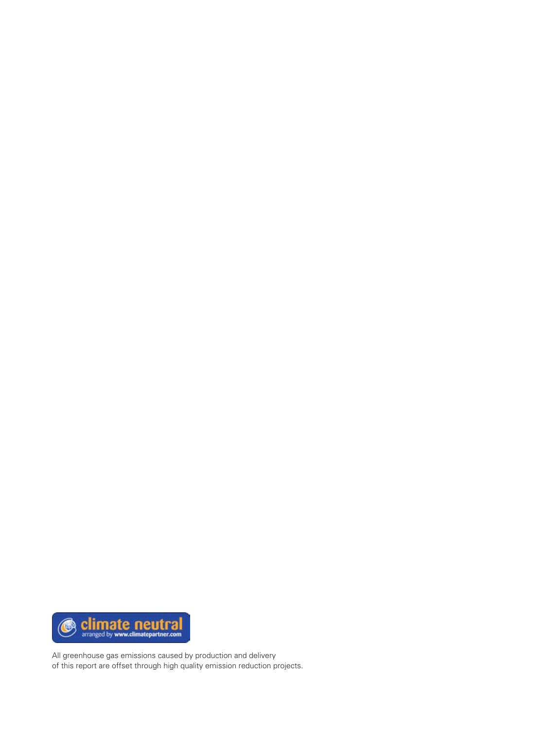climate neutral
arranged by www.climatepartner.com

All greenhouse gas emissions caused by production and delivery
of this report are offset through high quality emission reduction projects.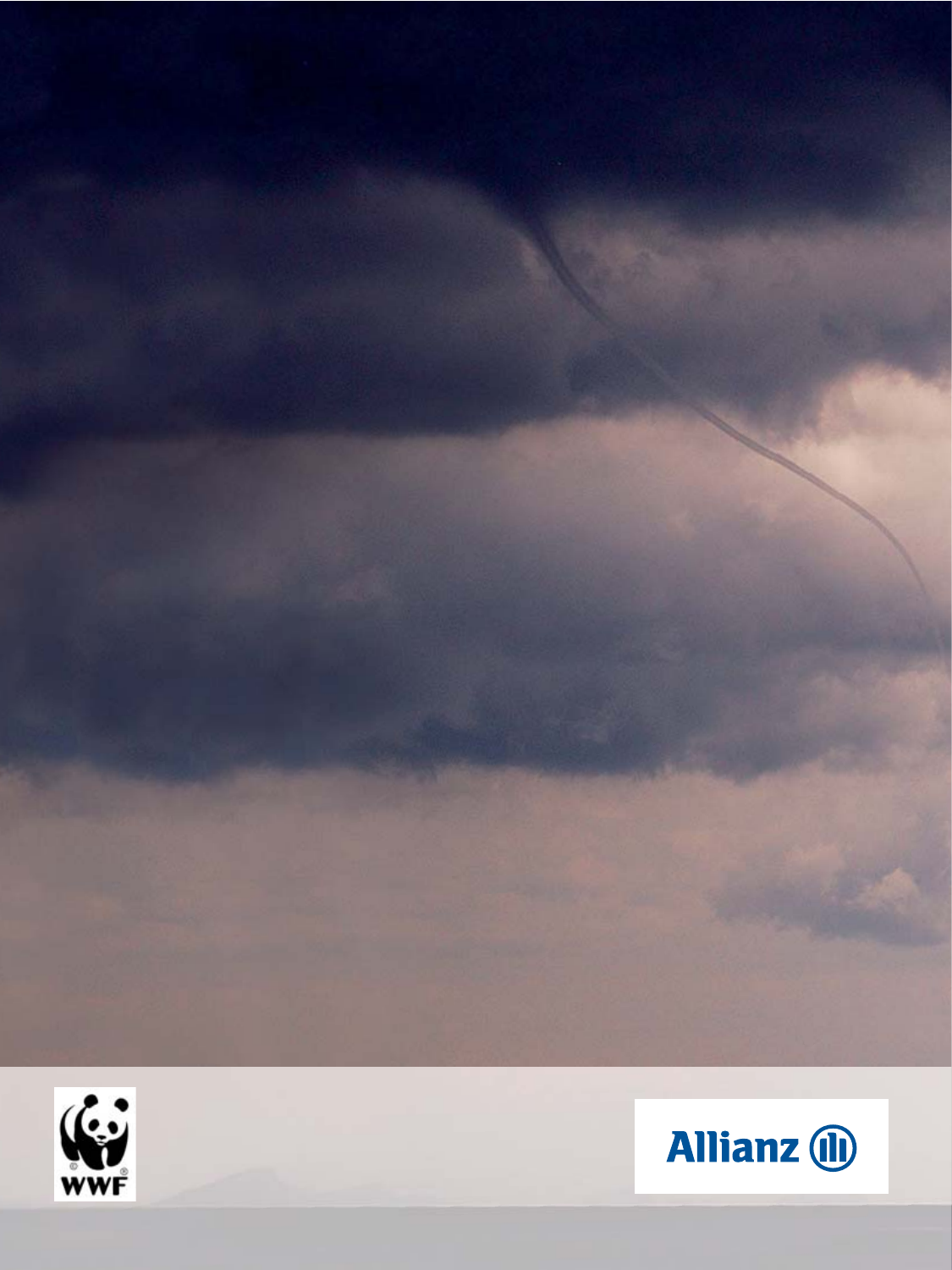WWF

Allianz